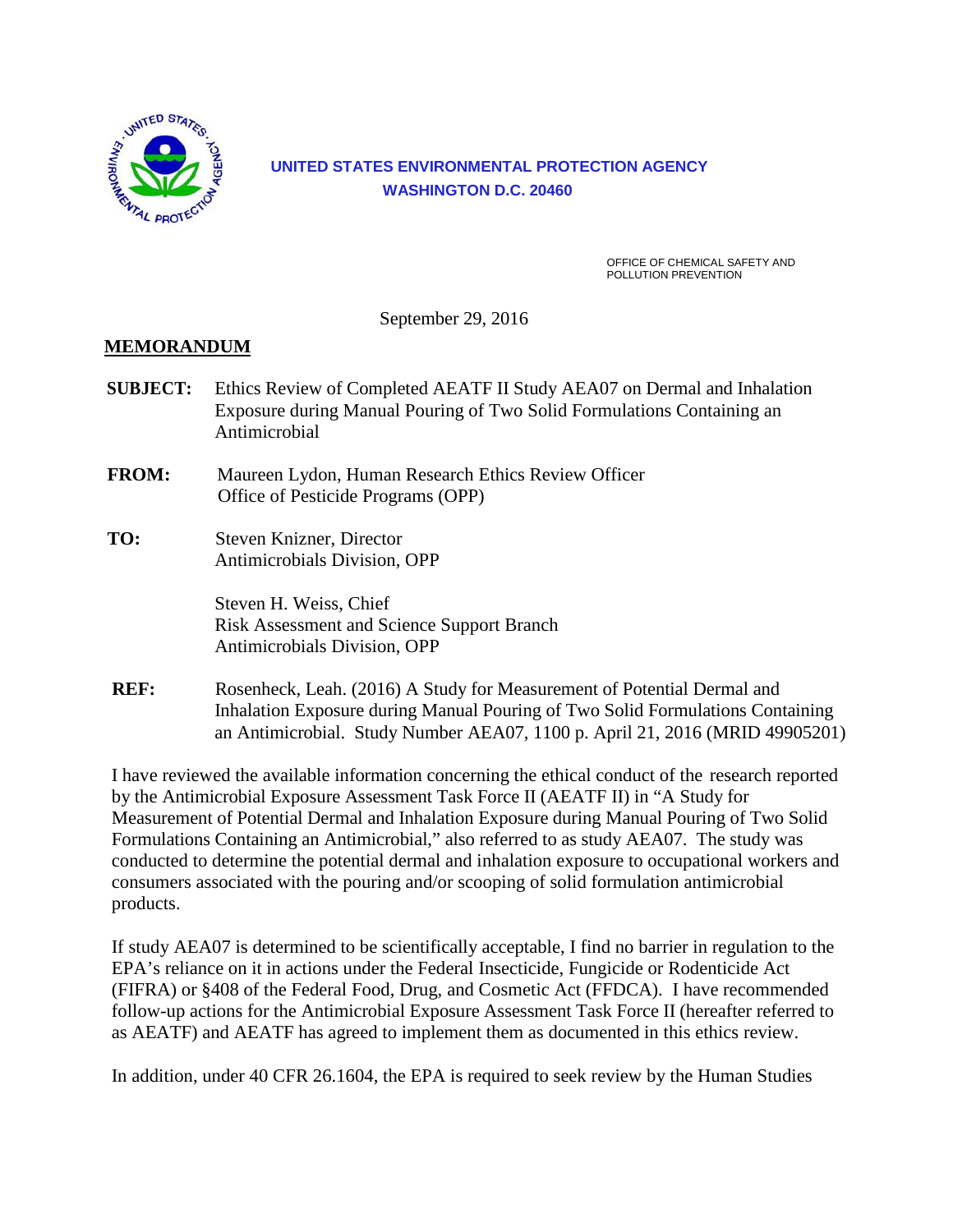**UNITED STATES ENVIRONMENTAL PROTECTION AGENCY**
**WASHINGTON D.C. 20460**

OFFICE OF CHEMICAL SAFETY AND POLLUTION PREVENTION

September 29, 2016

## MEMORANDUM

**SUBJECT:** Ethics Review of Completed AEATF II Study AEA07 on Dermal and Inhalation Exposure during Manual Pouring of Two Solid Formulations Containing an Antimicrobial

**FROM:** Maureen Lydon, Human Research Ethics Review Officer
Office of Pesticide Programs (OPP)

**TO:** Steven Knizner, Director
Antimicrobials Division, OPP

Steven H. Weiss, Chief
Risk Assessment and Science Support Branch
Antimicrobials Division, OPP

**REF:** Rosenheck, Leah. (2016) A Study for Measurement of Potential Dermal and Inhalation Exposure during Manual Pouring of Two Solid Formulations Containing an Antimicrobial. Study Number AEA07, 1100 p. April 21, 2016 (MRID 49905201)

I have reviewed the available information concerning the ethical conduct of the research reported by the Antimicrobial Exposure Assessment Task Force II (AEATF II) in "A Study for Measurement of Potential Dermal and Inhalation Exposure during Manual Pouring of Two Solid Formulations Containing an Antimicrobial," also referred to as study AEA07. The study was conducted to determine the potential dermal and inhalation exposure to occupational workers and consumers associated with the pouring and/or scooping of solid formulation antimicrobial products.

If study AEA07 is determined to be scientifically acceptable, I find no barrier in regulation to the EPA's reliance on it in actions under the Federal Insecticide, Fungicide or Rodenticide Act (FIFRA) or §408 of the Federal Food, Drug, and Cosmetic Act (FFDCA). I have recommended follow-up actions for the Antimicrobial Exposure Assessment Task Force II (hereafter referred to as AEATF) and AEATF has agreed to implement them as documented in this ethics review.

In addition, under 40 CFR 26.1604, the EPA is required to seek review by the Human Studies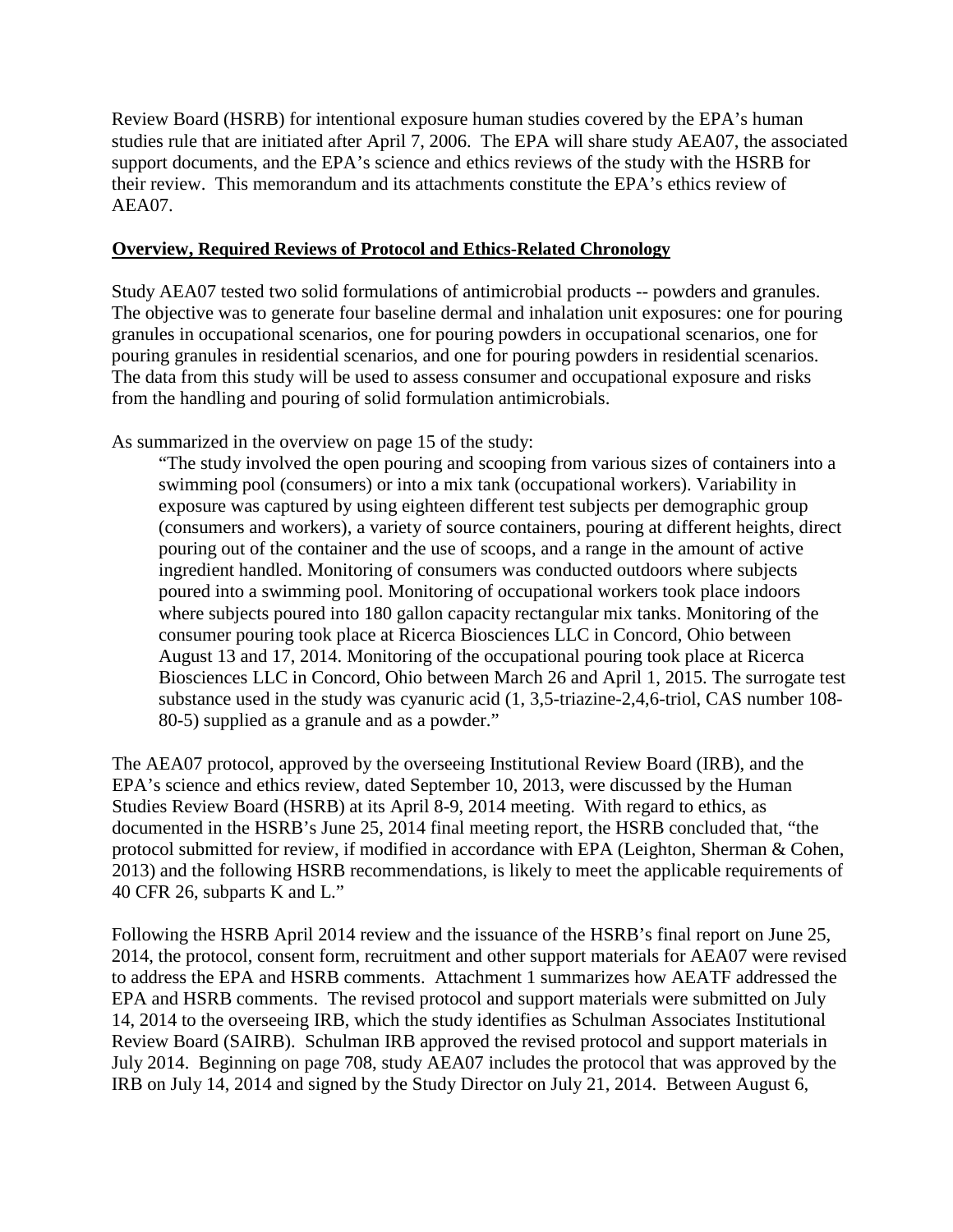Review Board (HSRB) for intentional exposure human studies covered by the EPA's human studies rule that are initiated after April 7, 2006. The EPA will share study AEA07, the associated support documents, and the EPA's science and ethics reviews of the study with the HSRB for their review. This memorandum and its attachments constitute the EPA's ethics review of AEA07.

**Overview, Required Reviews of Protocol and Ethics-Related Chronology**

Study AEA07 tested two solid formulations of antimicrobial products -- powders and granules. The objective was to generate four baseline dermal and inhalation unit exposures: one for pouring granules in occupational scenarios, one for pouring powders in occupational scenarios, one for pouring granules in residential scenarios, and one for pouring powders in residential scenarios. The data from this study will be used to assess consumer and occupational exposure and risks from the handling and pouring of solid formulation antimicrobials.

As summarized in the overview on page 15 of the study:

> "The study involved the open pouring and scooping from various sizes of containers into a swimming pool (consumers) or into a mix tank (occupational workers). Variability in exposure was captured by using eighteen different test subjects per demographic group (consumers and workers), a variety of source containers, pouring at different heights, direct pouring out of the container and the use of scoops, and a range in the amount of active ingredient handled. Monitoring of consumers was conducted outdoors where subjects poured into a swimming pool. Monitoring of occupational workers took place indoors where subjects poured into 180 gallon capacity rectangular mix tanks. Monitoring of the consumer pouring took place at Ricerca Biosciences LLC in Concord, Ohio between August 13 and 17, 2014. Monitoring of the occupational pouring took place at Ricerca Biosciences LLC in Concord, Ohio between March 26 and April 1, 2015. The surrogate test substance used in the study was cyanuric acid (1, 3,5-triazine-2,4,6-triol, CAS number 108-80-5) supplied as a granule and as a powder."

The AEA07 protocol, approved by the overseeing Institutional Review Board (IRB), and the EPA's science and ethics review, dated September 10, 2013, were discussed by the Human Studies Review Board (HSRB) at its April 8-9, 2014 meeting. With regard to ethics, as documented in the HSRB's June 25, 2014 final meeting report, the HSRB concluded that, "the protocol submitted for review, if modified in accordance with EPA (Leighton, Sherman & Cohen, 2013) and the following HSRB recommendations, is likely to meet the applicable requirements of 40 CFR 26, subparts K and L."

Following the HSRB April 2014 review and the issuance of the HSRB's final report on June 25, 2014, the protocol, consent form, recruitment and other support materials for AEA07 were revised to address the EPA and HSRB comments. Attachment 1 summarizes how AEATF addressed the EPA and HSRB comments. The revised protocol and support materials were submitted on July 14, 2014 to the overseeing IRB, which the study identifies as Schulman Associates Institutional Review Board (SAIRB). Schulman IRB approved the revised protocol and support materials in July 2014. Beginning on page 708, study AEA07 includes the protocol that was approved by the IRB on July 14, 2014 and signed by the Study Director on July 21, 2014. Between August 6,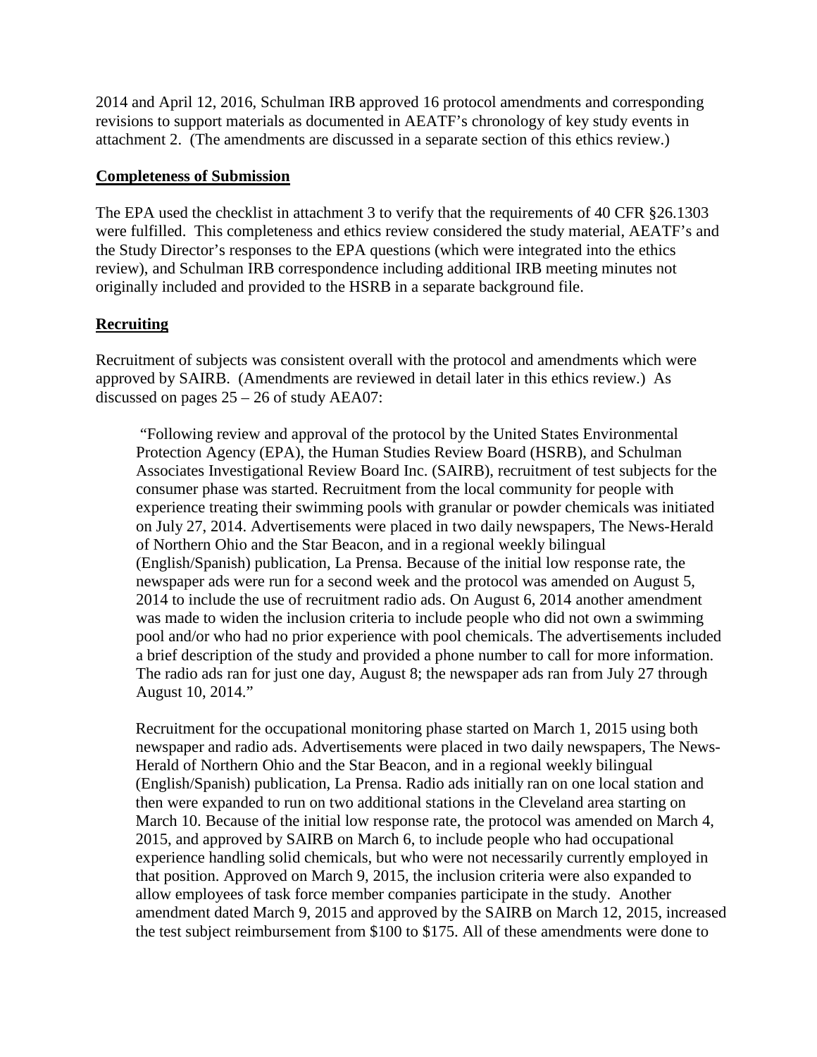2014 and April 12, 2016, Schulman IRB approved 16 protocol amendments and corresponding revisions to support materials as documented in AEATF's chronology of key study events in attachment 2. (The amendments are discussed in a separate section of this ethics review.)

## Completeness of Submission

The EPA used the checklist in attachment 3 to verify that the requirements of 40 CFR §26.1303 were fulfilled. This completeness and ethics review considered the study material, AEATF's and the Study Director's responses to the EPA questions (which were integrated into the ethics review), and Schulman IRB correspondence including additional IRB meeting minutes not originally included and provided to the HSRB in a separate background file.

## Recruiting

Recruitment of subjects was consistent overall with the protocol and amendments which were approved by SAIRB. (Amendments are reviewed in detail later in this ethics review.) As discussed on pages 25 – 26 of study AEA07:

> "Following review and approval of the protocol by the United States Environmental Protection Agency (EPA), the Human Studies Review Board (HSRB), and Schulman Associates Investigational Review Board Inc. (SAIRB), recruitment of test subjects for the consumer phase was started. Recruitment from the local community for people with experience treating their swimming pools with granular or powder chemicals was initiated on July 27, 2014. Advertisements were placed in two daily newspapers, The News-Herald of Northern Ohio and the Star Beacon, and in a regional weekly bilingual (English/Spanish) publication, La Prensa. Because of the initial low response rate, the newspaper ads were run for a second week and the protocol was amended on August 5, 2014 to include the use of recruitment radio ads. On August 6, 2014 another amendment was made to widen the inclusion criteria to include people who did not own a swimming pool and/or who had no prior experience with pool chemicals. The advertisements included a brief description of the study and provided a phone number to call for more information. The radio ads ran for just one day, August 8; the newspaper ads ran from July 27 through August 10, 2014."
>
> Recruitment for the occupational monitoring phase started on March 1, 2015 using both newspaper and radio ads. Advertisements were placed in two daily newspapers, The News-Herald of Northern Ohio and the Star Beacon, and in a regional weekly bilingual (English/Spanish) publication, La Prensa. Radio ads initially ran on one local station and then were expanded to run on two additional stations in the Cleveland area starting on March 10. Because of the initial low response rate, the protocol was amended on March 4, 2015, and approved by SAIRB on March 6, to include people who had occupational experience handling solid chemicals, but who were not necessarily currently employed in that position. Approved on March 9, 2015, the inclusion criteria were also expanded to allow employees of task force member companies participate in the study. Another amendment dated March 9, 2015 and approved by the SAIRB on March 12, 2015, increased the test subject reimbursement from $100 to $175. All of these amendments were done to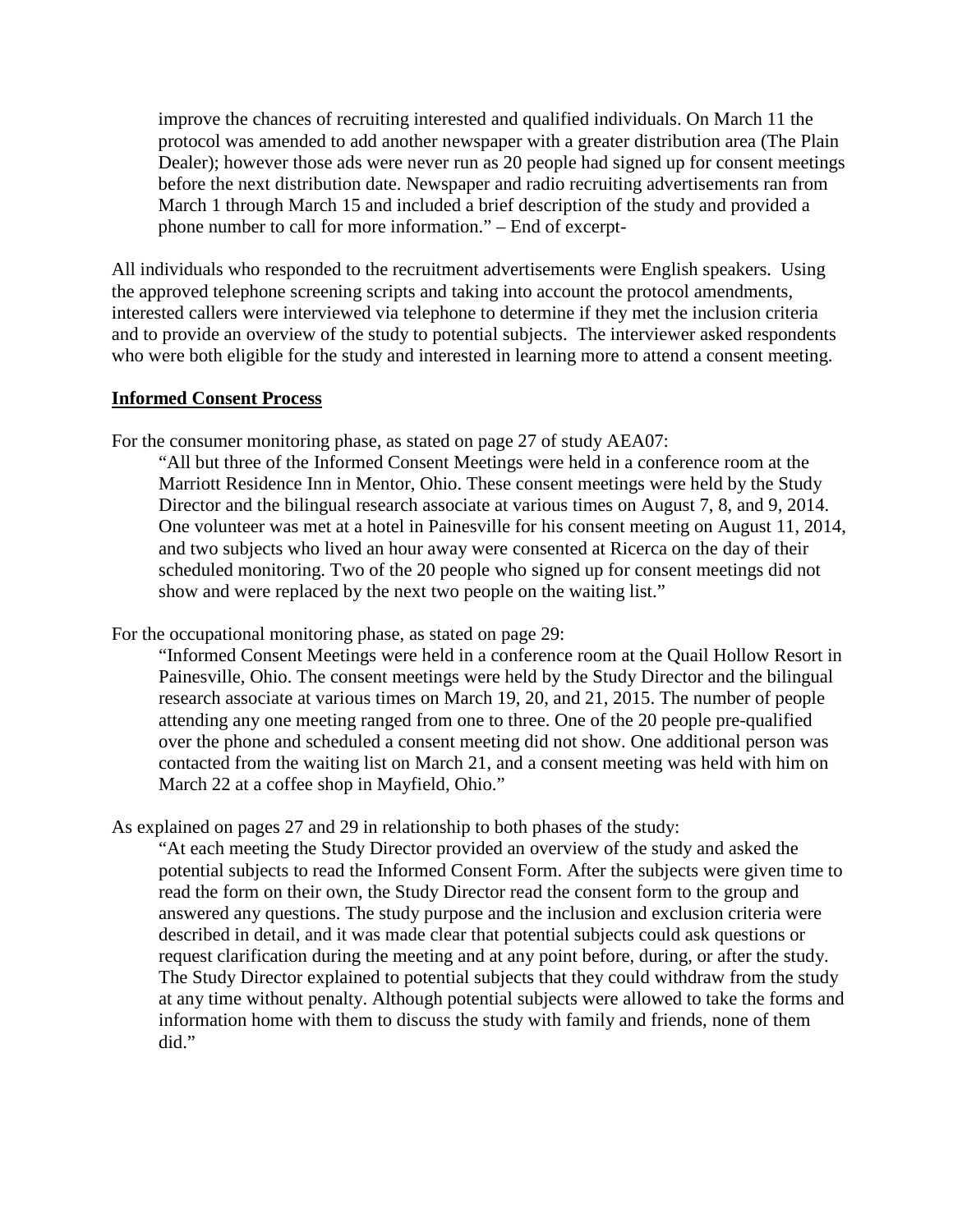> improve the chances of recruiting interested and qualified individuals. On March 11 the protocol was amended to add another newspaper with a greater distribution area (The Plain Dealer); however those ads were never run as 20 people had signed up for consent meetings before the next distribution date. Newspaper and radio recruiting advertisements ran from March 1 through March 15 and included a brief description of the study and provided a phone number to call for more information." – End of excerpt-

All individuals who responded to the recruitment advertisements were English speakers. Using the approved telephone screening scripts and taking into account the protocol amendments, interested callers were interviewed via telephone to determine if they met the inclusion criteria and to provide an overview of the study to potential subjects. The interviewer asked respondents who were both eligible for the study and interested in learning more to attend a consent meeting.

**Informed Consent Process**

For the consumer monitoring phase, as stated on page 27 of study AEA07:

> "All but three of the Informed Consent Meetings were held in a conference room at the Marriott Residence Inn in Mentor, Ohio. These consent meetings were held by the Study Director and the bilingual research associate at various times on August 7, 8, and 9, 2014. One volunteer was met at a hotel in Painesville for his consent meeting on August 11, 2014, and two subjects who lived an hour away were consented at Ricerca on the day of their scheduled monitoring. Two of the 20 people who signed up for consent meetings did not show and were replaced by the next two people on the waiting list."

For the occupational monitoring phase, as stated on page 29:

> "Informed Consent Meetings were held in a conference room at the Quail Hollow Resort in Painesville, Ohio. The consent meetings were held by the Study Director and the bilingual research associate at various times on March 19, 20, and 21, 2015. The number of people attending any one meeting ranged from one to three. One of the 20 people pre-qualified over the phone and scheduled a consent meeting did not show. One additional person was contacted from the waiting list on March 21, and a consent meeting was held with him on March 22 at a coffee shop in Mayfield, Ohio."

As explained on pages 27 and 29 in relationship to both phases of the study:

> "At each meeting the Study Director provided an overview of the study and asked the potential subjects to read the Informed Consent Form. After the subjects were given time to read the form on their own, the Study Director read the consent form to the group and answered any questions. The study purpose and the inclusion and exclusion criteria were described in detail, and it was made clear that potential subjects could ask questions or request clarification during the meeting and at any point before, during, or after the study. The Study Director explained to potential subjects that they could withdraw from the study at any time without penalty. Although potential subjects were allowed to take the forms and information home with them to discuss the study with family and friends, none of them did."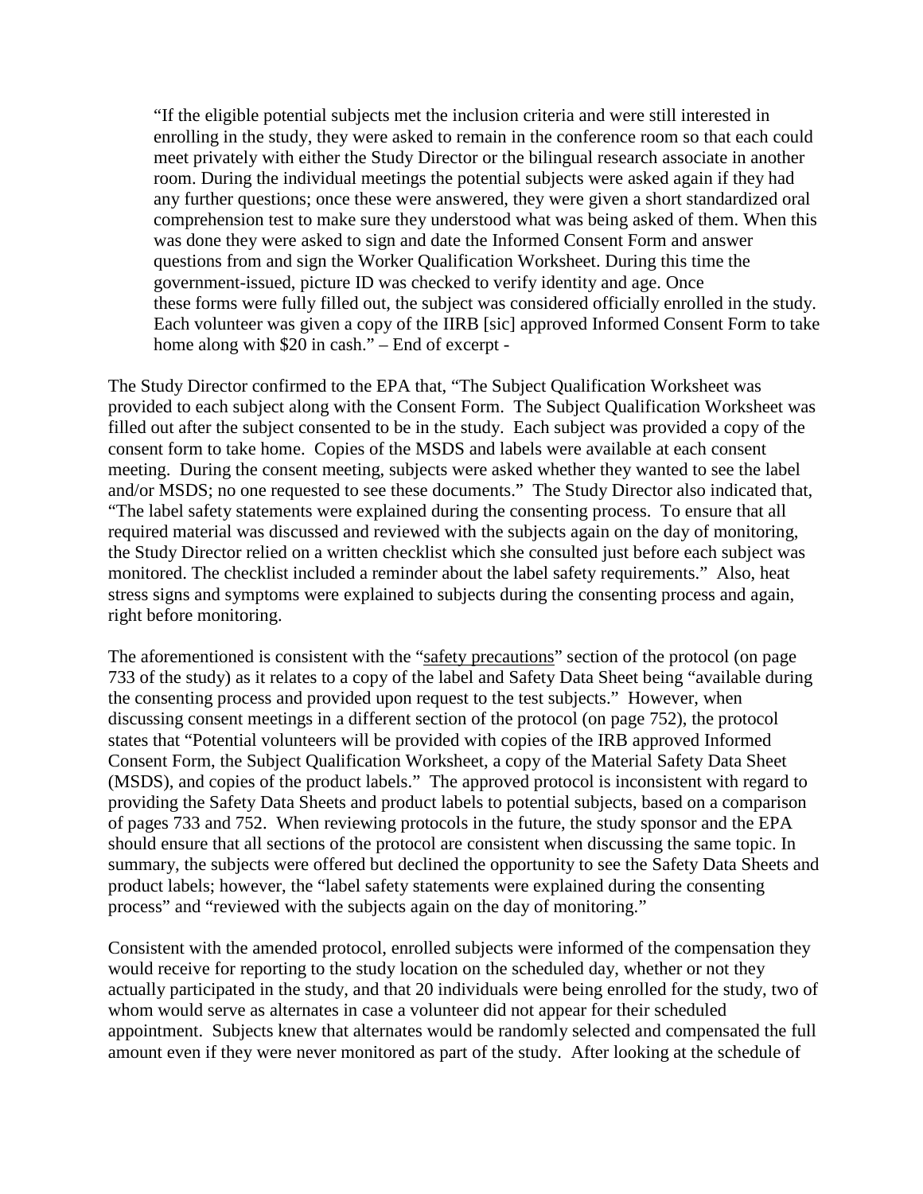> "If the eligible potential subjects met the inclusion criteria and were still interested in enrolling in the study, they were asked to remain in the conference room so that each could meet privately with either the Study Director or the bilingual research associate in another room. During the individual meetings the potential subjects were asked again if they had any further questions; once these were answered, they were given a short standardized oral comprehension test to make sure they understood what was being asked of them. When this was done they were asked to sign and date the Informed Consent Form and answer questions from and sign the Worker Qualification Worksheet. During this time the government-issued, picture ID was checked to verify identity and age. Once these forms were fully filled out, the subject was considered officially enrolled in the study. Each volunteer was given a copy of the IIRB [sic] approved Informed Consent Form to take home along with $20 in cash." – End of excerpt -

The Study Director confirmed to the EPA that, "The Subject Qualification Worksheet was provided to each subject along with the Consent Form. The Subject Qualification Worksheet was filled out after the subject consented to be in the study. Each subject was provided a copy of the consent form to take home. Copies of the MSDS and labels were available at each consent meeting. During the consent meeting, subjects were asked whether they wanted to see the label and/or MSDS; no one requested to see these documents." The Study Director also indicated that, "The label safety statements were explained during the consenting process. To ensure that all required material was discussed and reviewed with the subjects again on the day of monitoring, the Study Director relied on a written checklist which she consulted just before each subject was monitored. The checklist included a reminder about the label safety requirements." Also, heat stress signs and symptoms were explained to subjects during the consenting process and again, right before monitoring.

The aforementioned is consistent with the "safety precautions" section of the protocol (on page 733 of the study) as it relates to a copy of the label and Safety Data Sheet being "available during the consenting process and provided upon request to the test subjects." However, when discussing consent meetings in a different section of the protocol (on page 752), the protocol states that "Potential volunteers will be provided with copies of the IRB approved Informed Consent Form, the Subject Qualification Worksheet, a copy of the Material Safety Data Sheet (MSDS), and copies of the product labels." The approved protocol is inconsistent with regard to providing the Safety Data Sheets and product labels to potential subjects, based on a comparison of pages 733 and 752. When reviewing protocols in the future, the study sponsor and the EPA should ensure that all sections of the protocol are consistent when discussing the same topic. In summary, the subjects were offered but declined the opportunity to see the Safety Data Sheets and product labels; however, the "label safety statements were explained during the consenting process" and "reviewed with the subjects again on the day of monitoring."

Consistent with the amended protocol, enrolled subjects were informed of the compensation they would receive for reporting to the study location on the scheduled day, whether or not they actually participated in the study, and that 20 individuals were being enrolled for the study, two of whom would serve as alternates in case a volunteer did not appear for their scheduled appointment. Subjects knew that alternates would be randomly selected and compensated the full amount even if they were never monitored as part of the study. After looking at the schedule of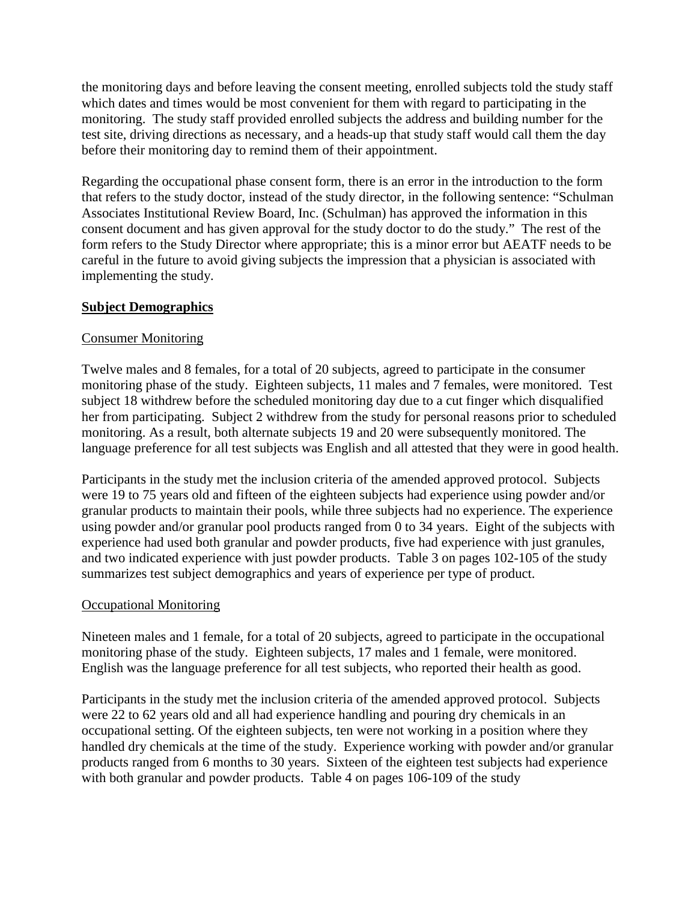the monitoring days and before leaving the consent meeting, enrolled subjects told the study staff which dates and times would be most convenient for them with regard to participating in the monitoring. The study staff provided enrolled subjects the address and building number for the test site, driving directions as necessary, and a heads-up that study staff would call them the day before their monitoring day to remind them of their appointment.

Regarding the occupational phase consent form, there is an error in the introduction to the form that refers to the study doctor, instead of the study director, in the following sentence: "Schulman Associates Institutional Review Board, Inc. (Schulman) has approved the information in this consent document and has given approval for the study doctor to do the study." The rest of the form refers to the Study Director where appropriate; this is a minor error but AEATF needs to be careful in the future to avoid giving subjects the impression that a physician is associated with implementing the study.

## Subject Demographics

### Consumer Monitoring

Twelve males and 8 females, for a total of 20 subjects, agreed to participate in the consumer monitoring phase of the study. Eighteen subjects, 11 males and 7 females, were monitored. Test subject 18 withdrew before the scheduled monitoring day due to a cut finger which disqualified her from participating. Subject 2 withdrew from the study for personal reasons prior to scheduled monitoring. As a result, both alternate subjects 19 and 20 were subsequently monitored. The language preference for all test subjects was English and all attested that they were in good health.

Participants in the study met the inclusion criteria of the amended approved protocol. Subjects were 19 to 75 years old and fifteen of the eighteen subjects had experience using powder and/or granular products to maintain their pools, while three subjects had no experience. The experience using powder and/or granular pool products ranged from 0 to 34 years. Eight of the subjects with experience had used both granular and powder products, five had experience with just granules, and two indicated experience with just powder products. Table 3 on pages 102-105 of the study summarizes test subject demographics and years of experience per type of product.

### Occupational Monitoring

Nineteen males and 1 female, for a total of 20 subjects, agreed to participate in the occupational monitoring phase of the study. Eighteen subjects, 17 males and 1 female, were monitored. English was the language preference for all test subjects, who reported their health as good.

Participants in the study met the inclusion criteria of the amended approved protocol. Subjects were 22 to 62 years old and all had experience handling and pouring dry chemicals in an occupational setting. Of the eighteen subjects, ten were not working in a position where they handled dry chemicals at the time of the study. Experience working with powder and/or granular products ranged from 6 months to 30 years. Sixteen of the eighteen test subjects had experience with both granular and powder products. Table 4 on pages 106-109 of the study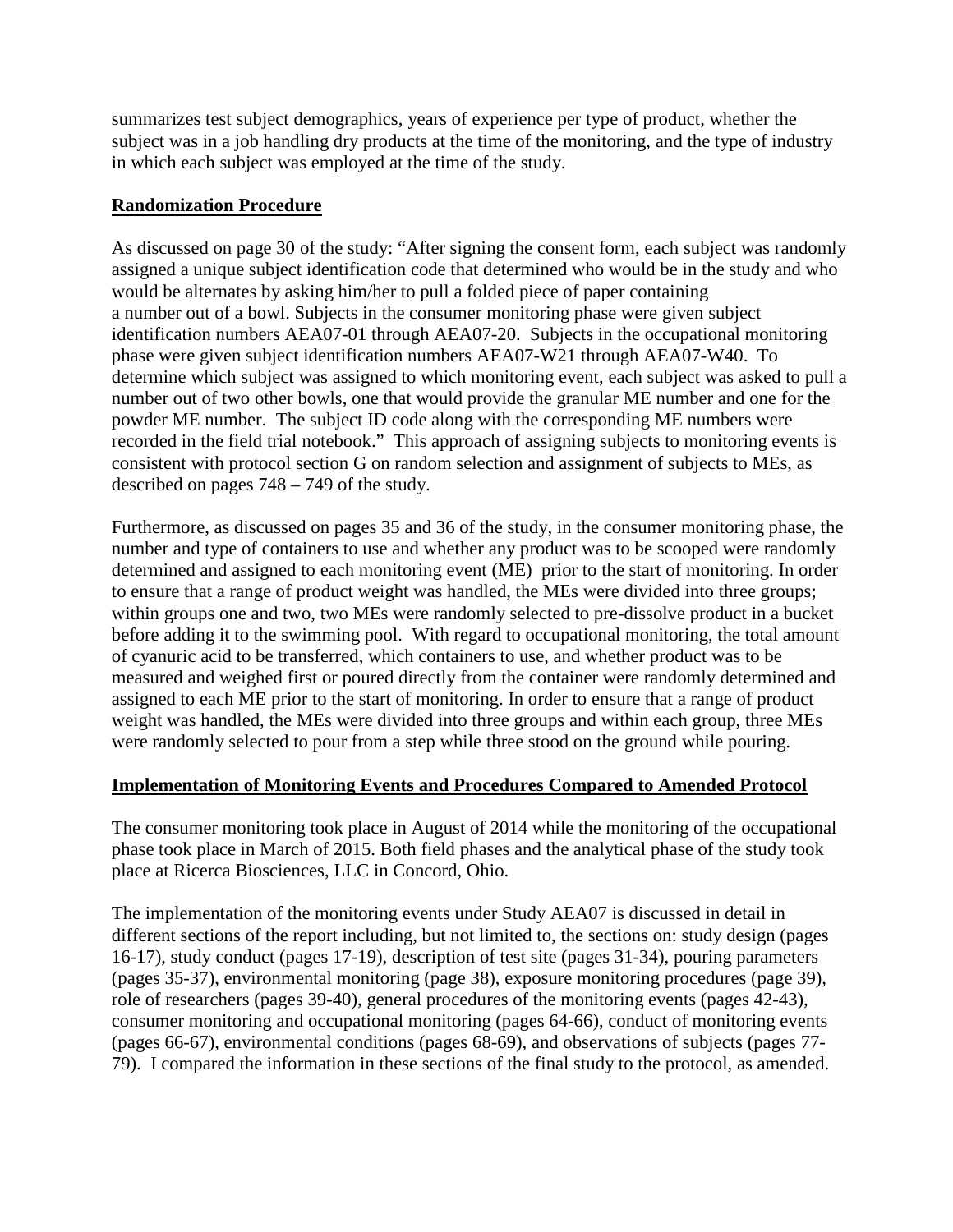summarizes test subject demographics, years of experience per type of product, whether the subject was in a job handling dry products at the time of the monitoring, and the type of industry in which each subject was employed at the time of the study.

**Randomization Procedure**

As discussed on page 30 of the study: "After signing the consent form, each subject was randomly assigned a unique subject identification code that determined who would be in the study and who would be alternates by asking him/her to pull a folded piece of paper containing a number out of a bowl. Subjects in the consumer monitoring phase were given subject identification numbers AEA07-01 through AEA07-20. Subjects in the occupational monitoring phase were given subject identification numbers AEA07-W21 through AEA07-W40. To determine which subject was assigned to which monitoring event, each subject was asked to pull a number out of two other bowls, one that would provide the granular ME number and one for the powder ME number. The subject ID code along with the corresponding ME numbers were recorded in the field trial notebook." This approach of assigning subjects to monitoring events is consistent with protocol section G on random selection and assignment of subjects to MEs, as described on pages 748 – 749 of the study.

Furthermore, as discussed on pages 35 and 36 of the study, in the consumer monitoring phase, the number and type of containers to use and whether any product was to be scooped were randomly determined and assigned to each monitoring event (ME) prior to the start of monitoring. In order to ensure that a range of product weight was handled, the MEs were divided into three groups; within groups one and two, two MEs were randomly selected to pre-dissolve product in a bucket before adding it to the swimming pool. With regard to occupational monitoring, the total amount of cyanuric acid to be transferred, which containers to use, and whether product was to be measured and weighed first or poured directly from the container were randomly determined and assigned to each ME prior to the start of monitoring. In order to ensure that a range of product weight was handled, the MEs were divided into three groups and within each group, three MEs were randomly selected to pour from a step while three stood on the ground while pouring.

**Implementation of Monitoring Events and Procedures Compared to Amended Protocol**

The consumer monitoring took place in August of 2014 while the monitoring of the occupational phase took place in March of 2015. Both field phases and the analytical phase of the study took place at Ricerca Biosciences, LLC in Concord, Ohio.

The implementation of the monitoring events under Study AEA07 is discussed in detail in different sections of the report including, but not limited to, the sections on: study design (pages 16-17), study conduct (pages 17-19), description of test site (pages 31-34), pouring parameters (pages 35-37), environmental monitoring (page 38), exposure monitoring procedures (page 39), role of researchers (pages 39-40), general procedures of the monitoring events (pages 42-43), consumer monitoring and occupational monitoring (pages 64-66), conduct of monitoring events (pages 66-67), environmental conditions (pages 68-69), and observations of subjects (pages 77-79). I compared the information in these sections of the final study to the protocol, as amended.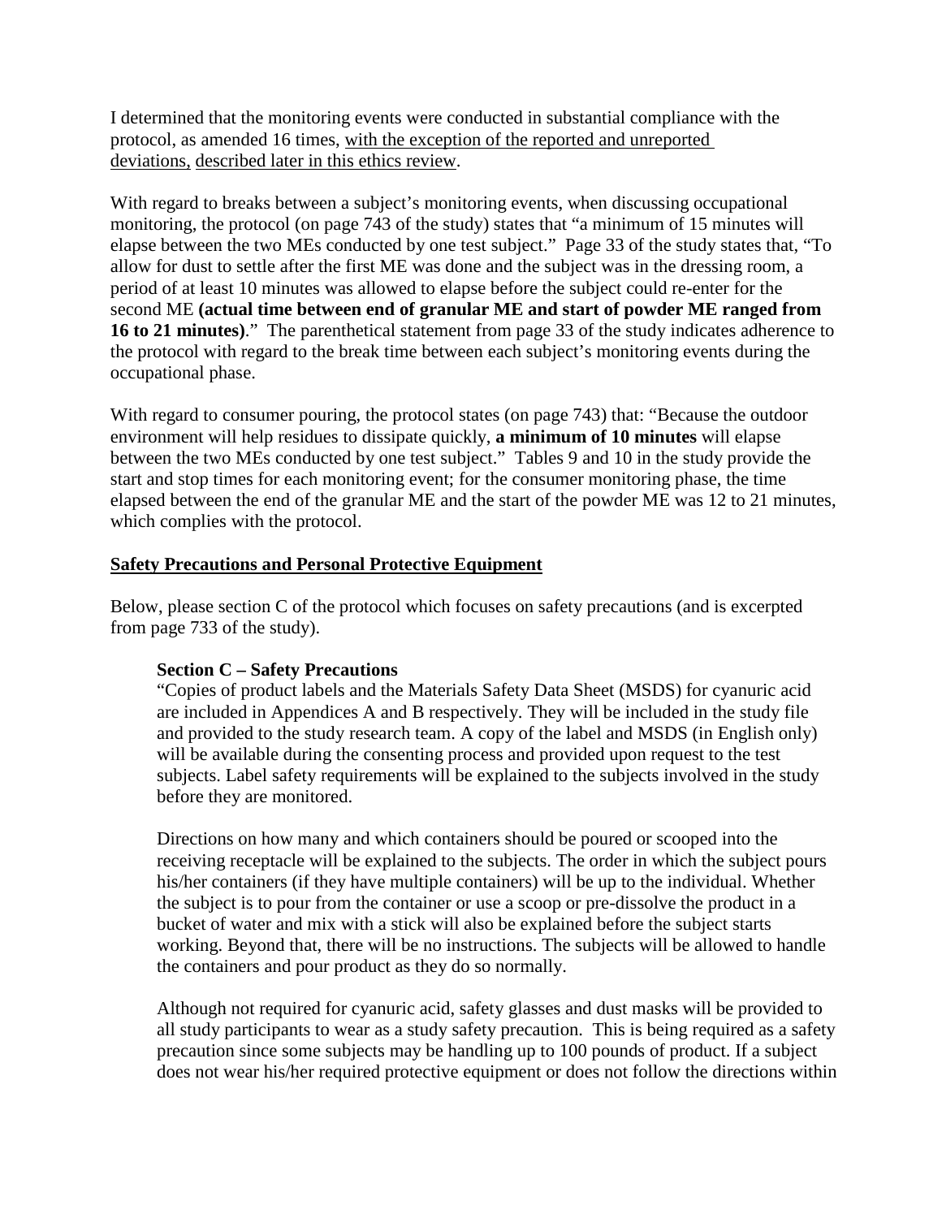I determined that the monitoring events were conducted in substantial compliance with the protocol, as amended 16 times, <u>with the exception of the reported and unreported deviations</u>, <u>described later in this ethics review</u>.

With regard to breaks between a subject's monitoring events, when discussing occupational monitoring, the protocol (on page 743 of the study) states that "a minimum of 15 minutes will elapse between the two MEs conducted by one test subject." Page 33 of the study states that, "To allow for dust to settle after the first ME was done and the subject was in the dressing room, a period of at least 10 minutes was allowed to elapse before the subject could re-enter for the second ME **(actual time between end of granular ME and start of powder ME ranged from 16 to 21 minutes)**." The parenthetical statement from page 33 of the study indicates adherence to the protocol with regard to the break time between each subject's monitoring events during the occupational phase.

With regard to consumer pouring, the protocol states (on page 743) that: "Because the outdoor environment will help residues to dissipate quickly, **a minimum of 10 minutes** will elapse between the two MEs conducted by one test subject." Tables 9 and 10 in the study provide the start and stop times for each monitoring event; for the consumer monitoring phase, the time elapsed between the end of the granular ME and the start of the powder ME was 12 to 21 minutes, which complies with the protocol.

## Safety Precautions and Personal Protective Equipment

Below, please section C of the protocol which focuses on safety precautions (and is excerpted from page 733 of the study).

> **Section C – Safety Precautions**
>
> "Copies of product labels and the Materials Safety Data Sheet (MSDS) for cyanuric acid are included in Appendices A and B respectively. They will be included in the study file and provided to the study research team. A copy of the label and MSDS (in English only) will be available during the consenting process and provided upon request to the test subjects. Label safety requirements will be explained to the subjects involved in the study before they are monitored.
>
> Directions on how many and which containers should be poured or scooped into the receiving receptacle will be explained to the subjects. The order in which the subject pours his/her containers (if they have multiple containers) will be up to the individual. Whether the subject is to pour from the container or use a scoop or pre-dissolve the product in a bucket of water and mix with a stick will also be explained before the subject starts working. Beyond that, there will be no instructions. The subjects will be allowed to handle the containers and pour product as they do so normally.
>
> Although not required for cyanuric acid, safety glasses and dust masks will be provided to all study participants to wear as a study safety precaution. This is being required as a safety precaution since some subjects may be handling up to 100 pounds of product. If a subject does not wear his/her required protective equipment or does not follow the directions within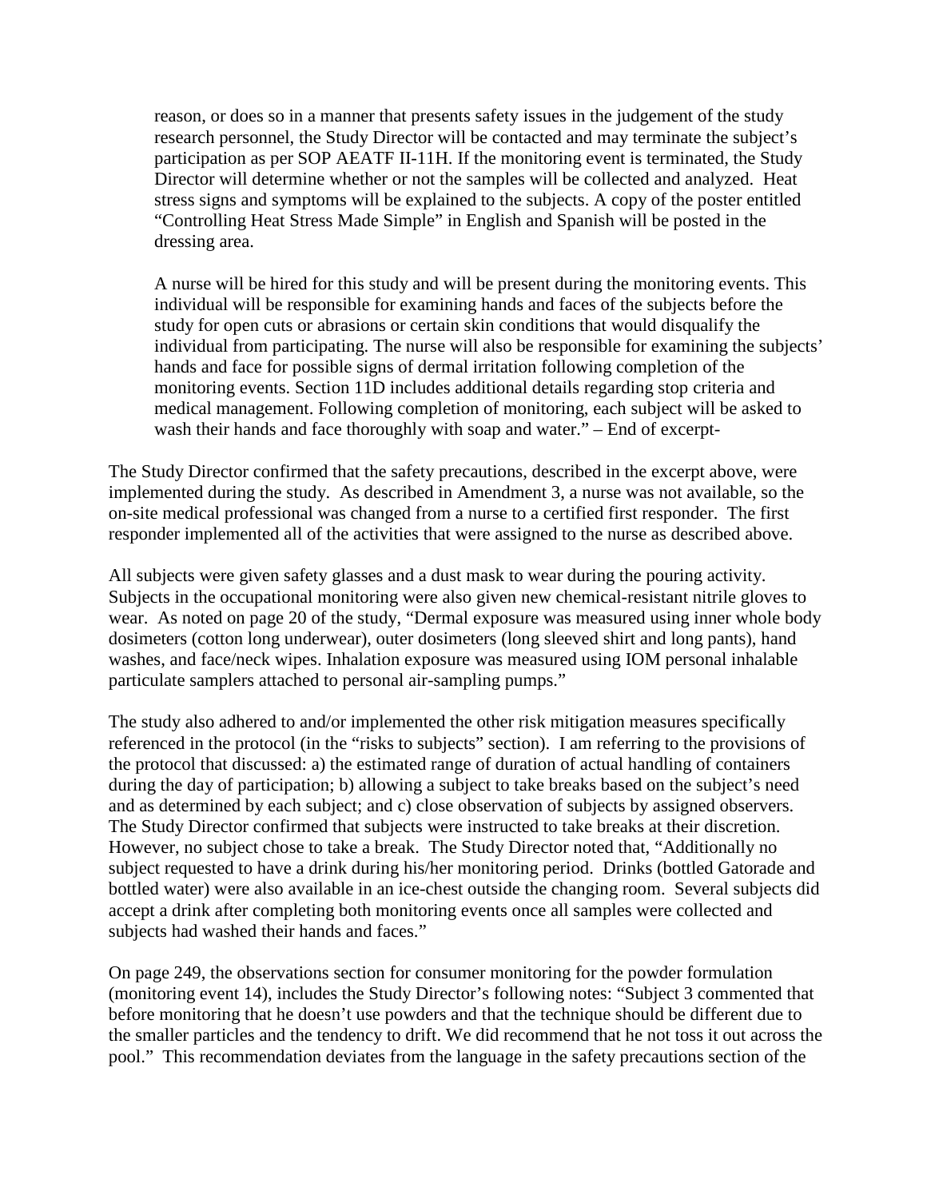> reason, or does so in a manner that presents safety issues in the judgement of the study research personnel, the Study Director will be contacted and may terminate the subject's participation as per SOP AEATF II-11H. If the monitoring event is terminated, the Study Director will determine whether or not the samples will be collected and analyzed. Heat stress signs and symptoms will be explained to the subjects. A copy of the poster entitled "Controlling Heat Stress Made Simple" in English and Spanish will be posted in the dressing area.
>
> A nurse will be hired for this study and will be present during the monitoring events. This individual will be responsible for examining hands and faces of the subjects before the study for open cuts or abrasions or certain skin conditions that would disqualify the individual from participating. The nurse will also be responsible for examining the subjects' hands and face for possible signs of dermal irritation following completion of the monitoring events. Section 11D includes additional details regarding stop criteria and medical management. Following completion of monitoring, each subject will be asked to wash their hands and face thoroughly with soap and water." – End of excerpt-

The Study Director confirmed that the safety precautions, described in the excerpt above, were implemented during the study. As described in Amendment 3, a nurse was not available, so the on-site medical professional was changed from a nurse to a certified first responder. The first responder implemented all of the activities that were assigned to the nurse as described above.

All subjects were given safety glasses and a dust mask to wear during the pouring activity. Subjects in the occupational monitoring were also given new chemical-resistant nitrile gloves to wear. As noted on page 20 of the study, "Dermal exposure was measured using inner whole body dosimeters (cotton long underwear), outer dosimeters (long sleeved shirt and long pants), hand washes, and face/neck wipes. Inhalation exposure was measured using IOM personal inhalable particulate samplers attached to personal air-sampling pumps."

The study also adhered to and/or implemented the other risk mitigation measures specifically referenced in the protocol (in the "risks to subjects" section). I am referring to the provisions of the protocol that discussed: a) the estimated range of duration of actual handling of containers during the day of participation; b) allowing a subject to take breaks based on the subject's need and as determined by each subject; and c) close observation of subjects by assigned observers. The Study Director confirmed that subjects were instructed to take breaks at their discretion. However, no subject chose to take a break. The Study Director noted that, "Additionally no subject requested to have a drink during his/her monitoring period. Drinks (bottled Gatorade and bottled water) were also available in an ice-chest outside the changing room. Several subjects did accept a drink after completing both monitoring events once all samples were collected and subjects had washed their hands and faces."

On page 249, the observations section for consumer monitoring for the powder formulation (monitoring event 14), includes the Study Director's following notes: "Subject 3 commented that before monitoring that he doesn't use powders and that the technique should be different due to the smaller particles and the tendency to drift. We did recommend that he not toss it out across the pool." This recommendation deviates from the language in the safety precautions section of the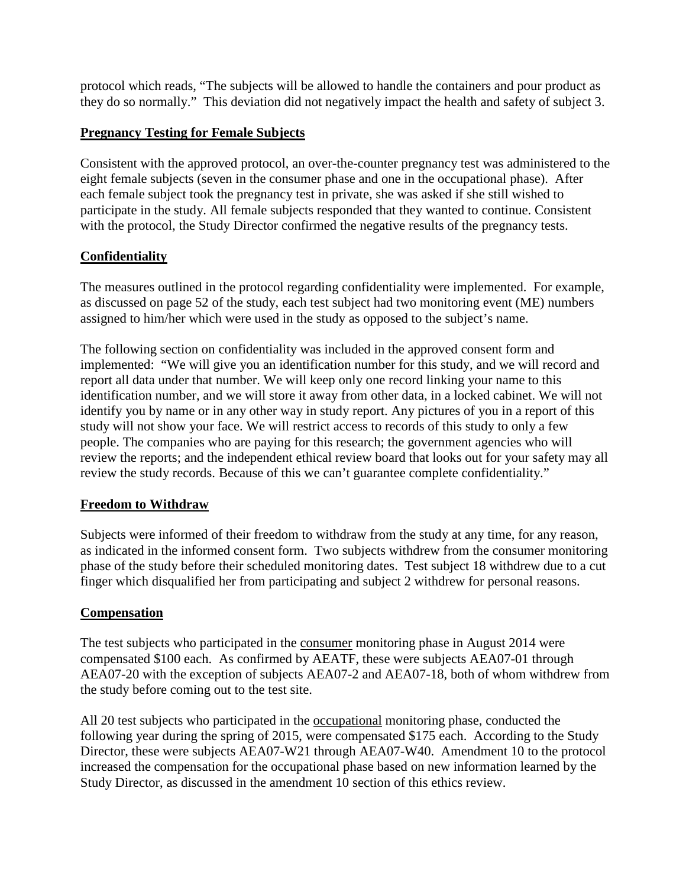protocol which reads, "The subjects will be allowed to handle the containers and pour product as they do so normally." This deviation did not negatively impact the health and safety of subject 3.

**Pregnancy Testing for Female Subjects**

Consistent with the approved protocol, an over-the-counter pregnancy test was administered to the eight female subjects (seven in the consumer phase and one in the occupational phase). After each female subject took the pregnancy test in private, she was asked if she still wished to participate in the study. All female subjects responded that they wanted to continue. Consistent with the protocol, the Study Director confirmed the negative results of the pregnancy tests.

**Confidentiality**

The measures outlined in the protocol regarding confidentiality were implemented. For example, as discussed on page 52 of the study, each test subject had two monitoring event (ME) numbers assigned to him/her which were used in the study as opposed to the subject's name.

The following section on confidentiality was included in the approved consent form and implemented: "We will give you an identification number for this study, and we will record and report all data under that number. We will keep only one record linking your name to this identification number, and we will store it away from other data, in a locked cabinet. We will not identify you by name or in any other way in study report. Any pictures of you in a report of this study will not show your face. We will restrict access to records of this study to only a few people. The companies who are paying for this research; the government agencies who will review the reports; and the independent ethical review board that looks out for your safety may all review the study records. Because of this we can't guarantee complete confidentiality."

**Freedom to Withdraw**

Subjects were informed of their freedom to withdraw from the study at any time, for any reason, as indicated in the informed consent form. Two subjects withdrew from the consumer monitoring phase of the study before their scheduled monitoring dates. Test subject 18 withdrew due to a cut finger which disqualified her from participating and subject 2 withdrew for personal reasons.

**Compensation**

The test subjects who participated in the consumer monitoring phase in August 2014 were compensated $100 each. As confirmed by AEATF, these were subjects AEA07-01 through AEA07-20 with the exception of subjects AEA07-2 and AEA07-18, both of whom withdrew from the study before coming out to the test site.

All 20 test subjects who participated in the occupational monitoring phase, conducted the following year during the spring of 2015, were compensated $175 each. According to the Study Director, these were subjects AEA07-W21 through AEA07-W40. Amendment 10 to the protocol increased the compensation for the occupational phase based on new information learned by the Study Director, as discussed in the amendment 10 section of this ethics review.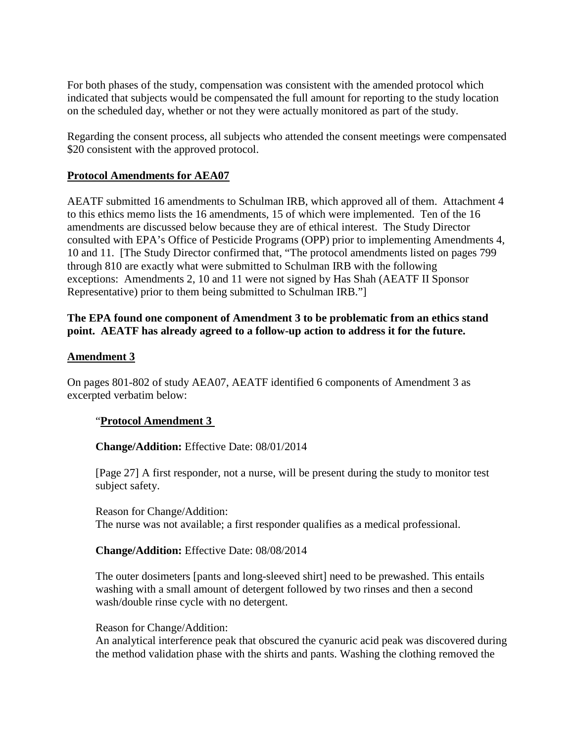For both phases of the study, compensation was consistent with the amended protocol which indicated that subjects would be compensated the full amount for reporting to the study location on the scheduled day, whether or not they were actually monitored as part of the study.

Regarding the consent process, all subjects who attended the consent meetings were compensated $20 consistent with the approved protocol.

**Protocol Amendments for AEA07**

AEATF submitted 16 amendments to Schulman IRB, which approved all of them. Attachment 4 to this ethics memo lists the 16 amendments, 15 of which were implemented. Ten of the 16 amendments are discussed below because they are of ethical interest. The Study Director consulted with EPA's Office of Pesticide Programs (OPP) prior to implementing Amendments 4, 10 and 11. [The Study Director confirmed that, "The protocol amendments listed on pages 799 through 810 are exactly what were submitted to Schulman IRB with the following exceptions: Amendments 2, 10 and 11 were not signed by Has Shah (AEATF II Sponsor Representative) prior to them being submitted to Schulman IRB."]

**The EPA found one component of Amendment 3 to be problematic from an ethics stand point. AEATF has already agreed to a follow-up action to address it for the future.**

**Amendment 3**

On pages 801-802 of study AEA07, AEATF identified 6 components of Amendment 3 as excerpted verbatim below:

> "**Protocol Amendment 3**
>
> **Change/Addition:** Effective Date: 08/01/2014
>
> [Page 27] A first responder, not a nurse, will be present during the study to monitor test subject safety.
>
> Reason for Change/Addition:
> The nurse was not available; a first responder qualifies as a medical professional.
>
> **Change/Addition:** Effective Date: 08/08/2014
>
> The outer dosimeters [pants and long-sleeved shirt] need to be prewashed. This entails washing with a small amount of detergent followed by two rinses and then a second wash/double rinse cycle with no detergent.
>
> Reason for Change/Addition:
> An analytical interference peak that obscured the cyanuric acid peak was discovered during the method validation phase with the shirts and pants. Washing the clothing removed the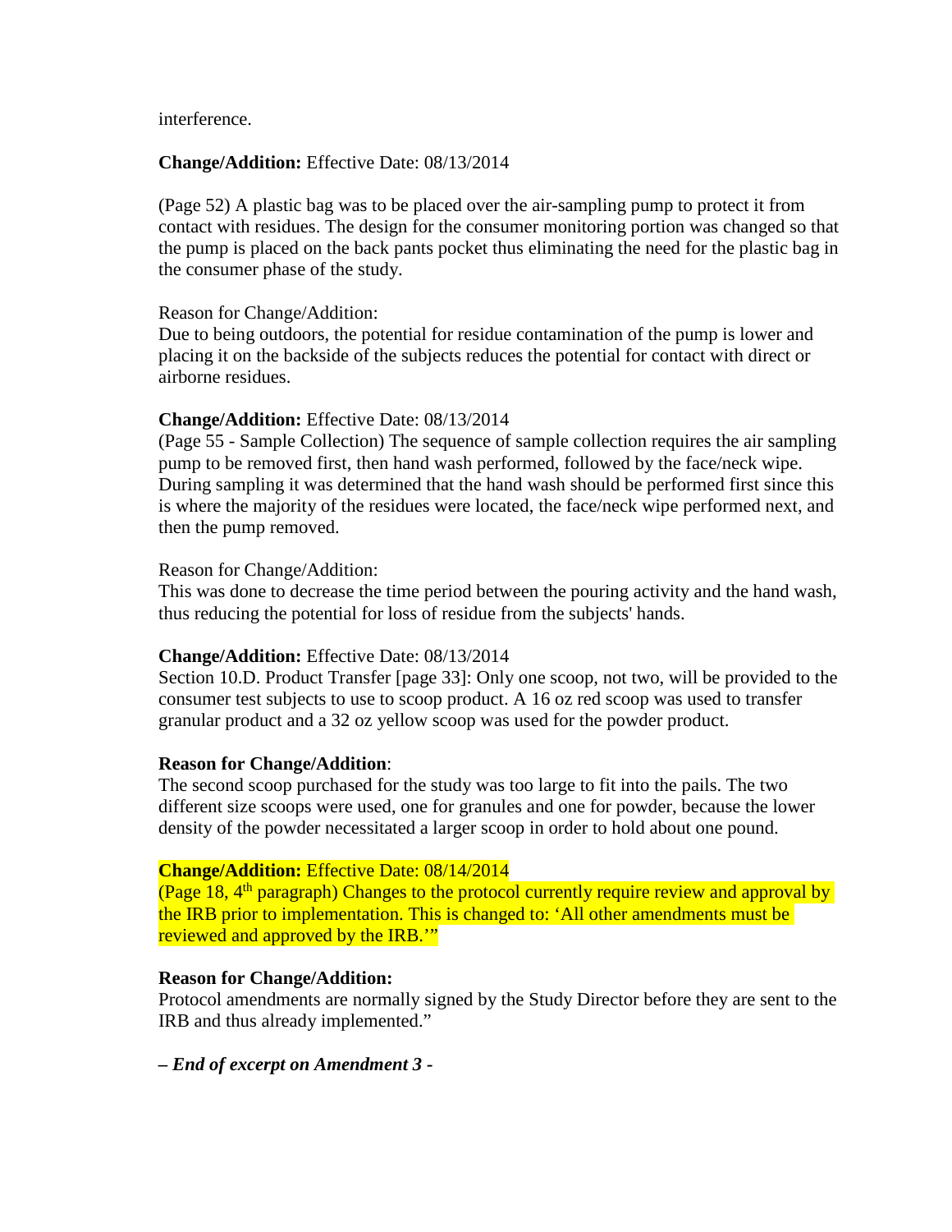interference.

**Change/Addition:** Effective Date: 08/13/2014

(Page 52) A plastic bag was to be placed over the air-sampling pump to protect it from contact with residues. The design for the consumer monitoring portion was changed so that the pump is placed on the back pants pocket thus eliminating the need for the plastic bag in the consumer phase of the study.

Reason for Change/Addition:
Due to being outdoors, the potential for residue contamination of the pump is lower and placing it on the backside of the subjects reduces the potential for contact with direct or airborne residues.

**Change/Addition:** Effective Date: 08/13/2014
(Page 55 - Sample Collection) The sequence of sample collection requires the air sampling pump to be removed first, then hand wash performed, followed by the face/neck wipe. During sampling it was determined that the hand wash should be performed first since this is where the majority of the residues were located, the face/neck wipe performed next, and then the pump removed.

Reason for Change/Addition:
This was done to decrease the time period between the pouring activity and the hand wash, thus reducing the potential for loss of residue from the subjects' hands.

**Change/Addition:** Effective Date: 08/13/2014
Section 10.D. Product Transfer [page 33]: Only one scoop, not two, will be provided to the consumer test subjects to use to scoop product. A 16 oz red scoop was used to transfer granular product and a 32 oz yellow scoop was used for the powder product.

**Reason for Change/Addition**:
The second scoop purchased for the study was too large to fit into the pails. The two different size scoops were used, one for granules and one for powder, because the lower density of the powder necessitated a larger scoop in order to hold about one pound.

**Change/Addition:** Effective Date: 08/14/2014
(Page 18, 4th paragraph) Changes to the protocol currently require review and approval by the IRB prior to implementation. This is changed to: 'All other amendments must be reviewed and approved by the IRB.'"

**Reason for Change/Addition:**
Protocol amendments are normally signed by the Study Director before they are sent to the IRB and thus already implemented."

***– End of excerpt on Amendment 3 -***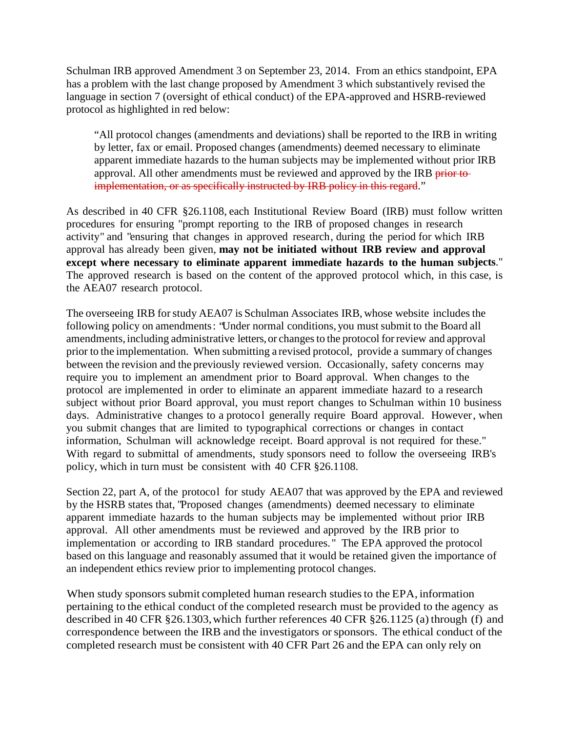Schulman IRB approved Amendment 3 on September 23, 2014. From an ethics standpoint, EPA has a problem with the last change proposed by Amendment 3 which substantively revised the language in section 7 (oversight of ethical conduct) of the EPA-approved and HSRB-reviewed protocol as highlighted in red below:

> "All protocol changes (amendments and deviations) shall be reported to the IRB in writing by letter, fax or email. Proposed changes (amendments) deemed necessary to eliminate apparent immediate hazards to the human subjects may be implemented without prior IRB approval. All other amendments must be reviewed and approved by the IRB ~~prior to implementation, or as specifically instructed by IRB policy in this regard~~."

As described in 40 CFR §26.1108, each Institutional Review Board (IRB) must follow written procedures for ensuring "prompt reporting to the IRB of proposed changes in research activity" and "ensuring that changes in approved research, during the period for which IRB approval has already been given, **may not be initiated without IRB review and approval except where necessary to eliminate apparent immediate hazards to the human subjects**." The approved research is based on the content of the approved protocol which, in this case, is the AEA07 research protocol.

The overseeing IRB for study AEA07 is Schulman Associates IRB, whose website includes the following policy on amendments: "Under normal conditions, you must submit to the Board all amendments, including administrative letters, or changes to the protocol for review and approval prior to the implementation. When submitting a revised protocol, provide a summary of changes between the revision and the previously reviewed version. Occasionally, safety concerns may require you to implement an amendment prior to Board approval. When changes to the protocol are implemented in order to eliminate an apparent immediate hazard to a research subject without prior Board approval, you must report changes to Schulman within 10 business days. Administrative changes to a protocol generally require Board approval. However, when you submit changes that are limited to typographical corrections or changes in contact information, Schulman will acknowledge receipt. Board approval is not required for these." With regard to submittal of amendments, study sponsors need to follow the overseeing IRB's policy, which in turn must be consistent with 40 CFR §26.1108.

Section 22, part A, of the protocol for study AEA07 that was approved by the EPA and reviewed by the HSRB states that, "Proposed changes (amendments) deemed necessary to eliminate apparent immediate hazards to the human subjects may be implemented without prior IRB approval. All other amendments must be reviewed and approved by the IRB prior to implementation or according to IRB standard procedures." The EPA approved the protocol based on this language and reasonably assumed that it would be retained given the importance of an independent ethics review prior to implementing protocol changes.

When study sponsors submit completed human research studies to the EPA, information pertaining to the ethical conduct of the completed research must be provided to the agency as described in 40 CFR §26.1303, which further references 40 CFR §26.1125 (a) through (f) and correspondence between the IRB and the investigators or sponsors. The ethical conduct of the completed research must be consistent with 40 CFR Part 26 and the EPA can only rely on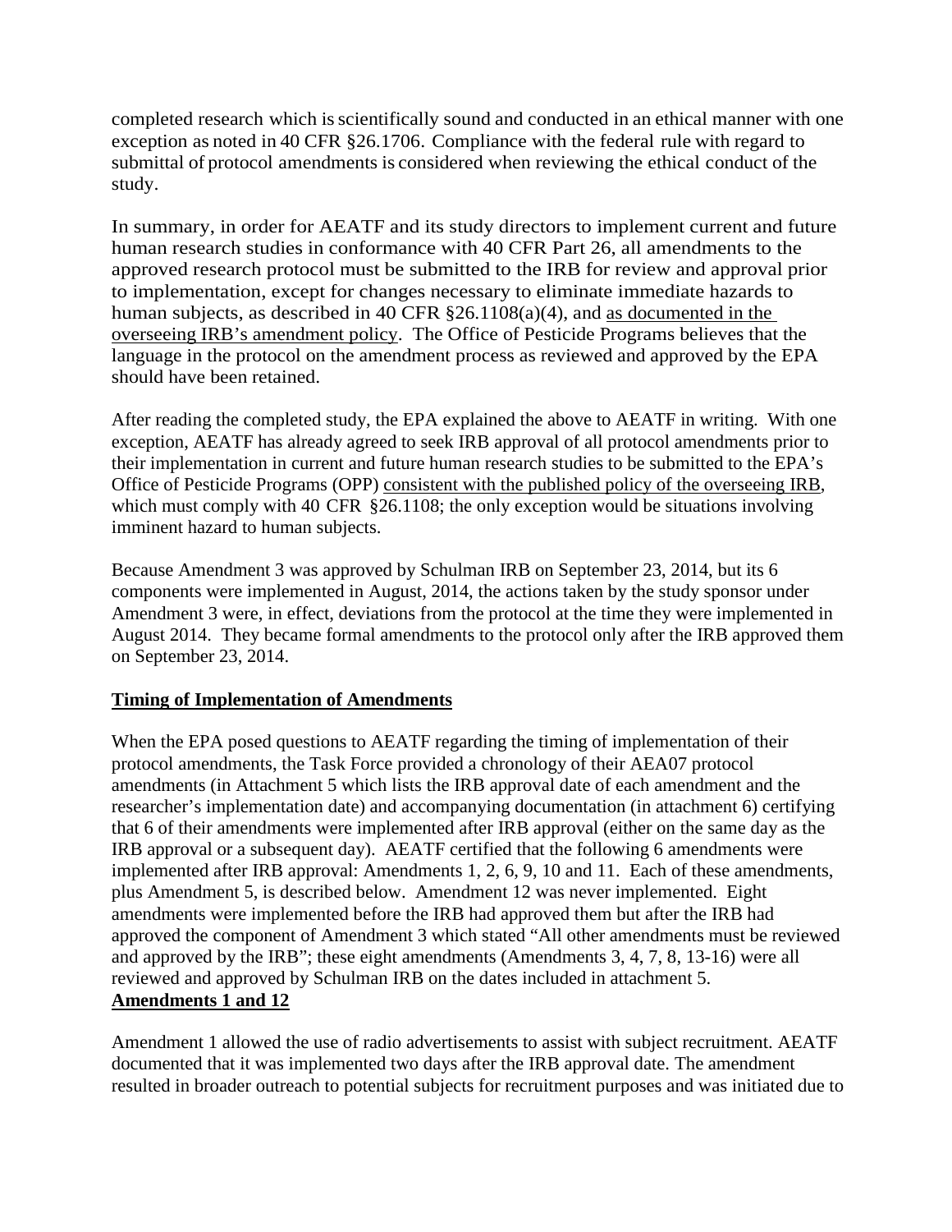completed research which is scientifically sound and conducted in an ethical manner with one exception as noted in 40 CFR §26.1706. Compliance with the federal rule with regard to submittal of protocol amendments is considered when reviewing the ethical conduct of the study.

In summary, in order for AEATF and its study directors to implement current and future human research studies in conformance with 40 CFR Part 26, all amendments to the approved research protocol must be submitted to the IRB for review and approval prior to implementation, except for changes necessary to eliminate immediate hazards to human subjects, as described in 40 CFR §26.1108(a)(4), and <u>as documented in the overseeing IRB's amendment policy</u>. The Office of Pesticide Programs believes that the language in the protocol on the amendment process as reviewed and approved by the EPA should have been retained.

After reading the completed study, the EPA explained the above to AEATF in writing. With one exception, AEATF has already agreed to seek IRB approval of all protocol amendments prior to their implementation in current and future human research studies to be submitted to the EPA's Office of Pesticide Programs (OPP) <u>consistent with the published policy of the overseeing IRB</u>, which must comply with 40 CFR §26.1108; the only exception would be situations involving imminent hazard to human subjects.

Because Amendment 3 was approved by Schulman IRB on September 23, 2014, but its 6 components were implemented in August, 2014, the actions taken by the study sponsor under Amendment 3 were, in effect, deviations from the protocol at the time they were implemented in August 2014. They became formal amendments to the protocol only after the IRB approved them on September 23, 2014.

**<u>Timing of Implementation of Amendments</u>**

When the EPA posed questions to AEATF regarding the timing of implementation of their protocol amendments, the Task Force provided a chronology of their AEA07 protocol amendments (in Attachment 5 which lists the IRB approval date of each amendment and the researcher's implementation date) and accompanying documentation (in attachment 6) certifying that 6 of their amendments were implemented after IRB approval (either on the same day as the IRB approval or a subsequent day). AEATF certified that the following 6 amendments were implemented after IRB approval: Amendments 1, 2, 6, 9, 10 and 11. Each of these amendments, plus Amendment 5, is described below. Amendment 12 was never implemented. Eight amendments were implemented before the IRB had approved them but after the IRB had approved the component of Amendment 3 which stated "All other amendments must be reviewed and approved by the IRB"; these eight amendments (Amendments 3, 4, 7, 8, 13-16) were all reviewed and approved by Schulman IRB on the dates included in attachment 5.

**<u>Amendments 1 and 12</u>**

Amendment 1 allowed the use of radio advertisements to assist with subject recruitment. AEATF documented that it was implemented two days after the IRB approval date. The amendment resulted in broader outreach to potential subjects for recruitment purposes and was initiated due to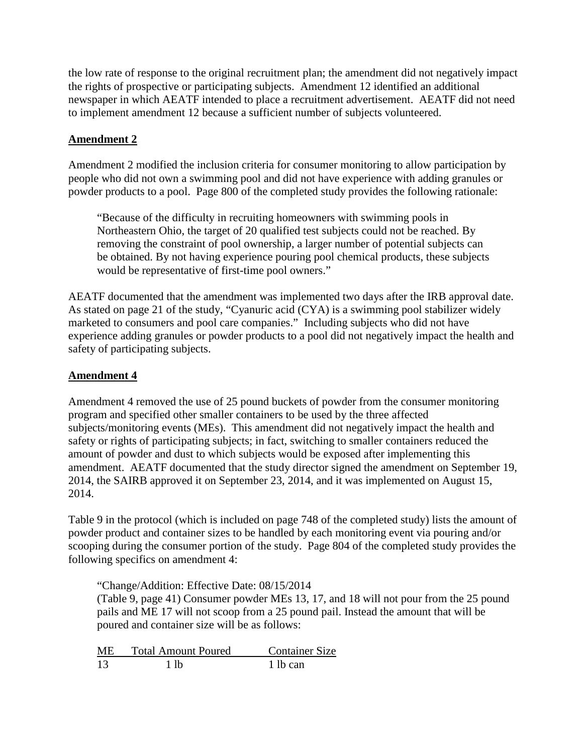the low rate of response to the original recruitment plan; the amendment did not negatively impact the rights of prospective or participating subjects. Amendment 12 identified an additional newspaper in which AEATF intended to place a recruitment advertisement. AEATF did not need to implement amendment 12 because a sufficient number of subjects volunteered.

**Amendment 2**

Amendment 2 modified the inclusion criteria for consumer monitoring to allow participation by people who did not own a swimming pool and did not have experience with adding granules or powder products to a pool. Page 800 of the completed study provides the following rationale:

> "Because of the difficulty in recruiting homeowners with swimming pools in Northeastern Ohio, the target of 20 qualified test subjects could not be reached. By removing the constraint of pool ownership, a larger number of potential subjects can be obtained. By not having experience pouring pool chemical products, these subjects would be representative of first-time pool owners."

AEATF documented that the amendment was implemented two days after the IRB approval date. As stated on page 21 of the study, "Cyanuric acid (CYA) is a swimming pool stabilizer widely marketed to consumers and pool care companies." Including subjects who did not have experience adding granules or powder products to a pool did not negatively impact the health and safety of participating subjects.

**Amendment 4**

Amendment 4 removed the use of 25 pound buckets of powder from the consumer monitoring program and specified other smaller containers to be used by the three affected subjects/monitoring events (MEs). This amendment did not negatively impact the health and safety or rights of participating subjects; in fact, switching to smaller containers reduced the amount of powder and dust to which subjects would be exposed after implementing this amendment. AEATF documented that the study director signed the amendment on September 19, 2014, the SAIRB approved it on September 23, 2014, and it was implemented on August 15, 2014.

Table 9 in the protocol (which is included on page 748 of the completed study) lists the amount of powder product and container sizes to be handled by each monitoring event via pouring and/or scooping during the consumer portion of the study. Page 804 of the completed study provides the following specifics on amendment 4:

> "Change/Addition: Effective Date: 08/15/2014
> (Table 9, page 41) Consumer powder MEs 13, 17, and 18 will not pour from the 25 pound pails and ME 17 will not scoop from a 25 pound pail. Instead the amount that will be poured and container size will be as follows:

| ME | Total Amount Poured | Container Size |
|---|---|---|
| 13 | 1 lb | 1 lb can |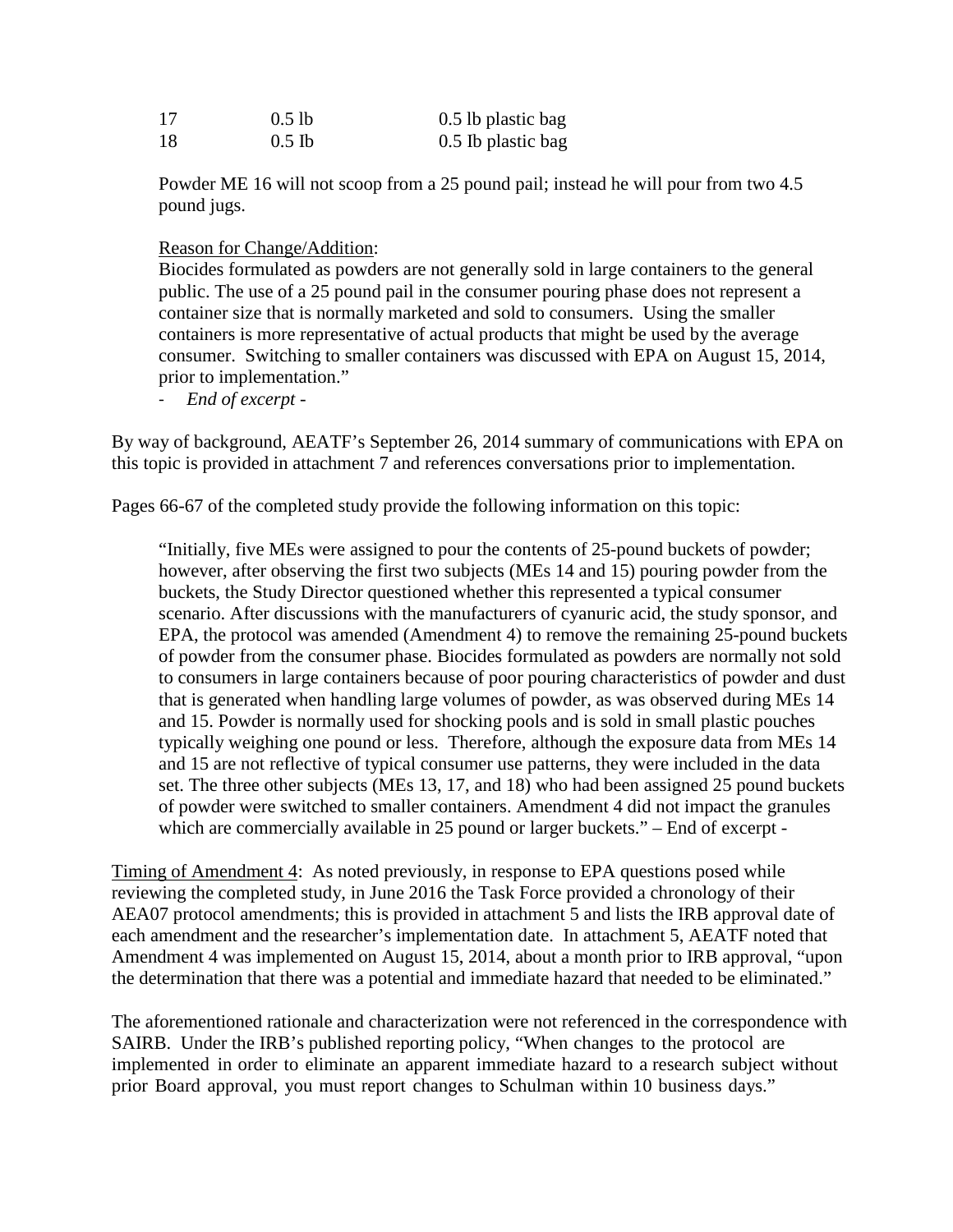| 17 | 0.5 lb | 0.5 lb plastic bag |
|---|---|---|
| 18 | 0.5 Ib | 0.5 Ib plastic bag |

Powder ME 16 will not scoop from a 25 pound pail; instead he will pour from two 4.5 pound jugs.

Reason for Change/Addition:
Biocides formulated as powders are not generally sold in large containers to the general public. The use of a 25 pound pail in the consumer pouring phase does not represent a container size that is normally marketed and sold to consumers. Using the smaller containers is more representative of actual products that might be used by the average consumer. Switching to smaller containers was discussed with EPA on August 15, 2014, prior to implementation."

- *End of excerpt -*

By way of background, AEATF's September 26, 2014 summary of communications with EPA on this topic is provided in attachment 7 and references conversations prior to implementation.

Pages 66-67 of the completed study provide the following information on this topic:

> "Initially, five MEs were assigned to pour the contents of 25-pound buckets of powder; however, after observing the first two subjects (MEs 14 and 15) pouring powder from the buckets, the Study Director questioned whether this represented a typical consumer scenario. After discussions with the manufacturers of cyanuric acid, the study sponsor, and EPA, the protocol was amended (Amendment 4) to remove the remaining 25-pound buckets of powder from the consumer phase. Biocides formulated as powders are normally not sold to consumers in large containers because of poor pouring characteristics of powder and dust that is generated when handling large volumes of powder, as was observed during MEs 14 and 15. Powder is normally used for shocking pools and is sold in small plastic pouches typically weighing one pound or less. Therefore, although the exposure data from MEs 14 and 15 are not reflective of typical consumer use patterns, they were included in the data set. The three other subjects (MEs 13, 17, and 18) who had been assigned 25 pound buckets of powder were switched to smaller containers. Amendment 4 did not impact the granules which are commercially available in 25 pound or larger buckets." – End of excerpt -

Timing of Amendment 4: As noted previously, in response to EPA questions posed while reviewing the completed study, in June 2016 the Task Force provided a chronology of their AEA07 protocol amendments; this is provided in attachment 5 and lists the IRB approval date of each amendment and the researcher's implementation date. In attachment 5, AEATF noted that Amendment 4 was implemented on August 15, 2014, about a month prior to IRB approval, "upon the determination that there was a potential and immediate hazard that needed to be eliminated."

The aforementioned rationale and characterization were not referenced in the correspondence with SAIRB. Under the IRB's published reporting policy, "When changes to the protocol are implemented in order to eliminate an apparent immediate hazard to a research subject without prior Board approval, you must report changes to Schulman within 10 business days."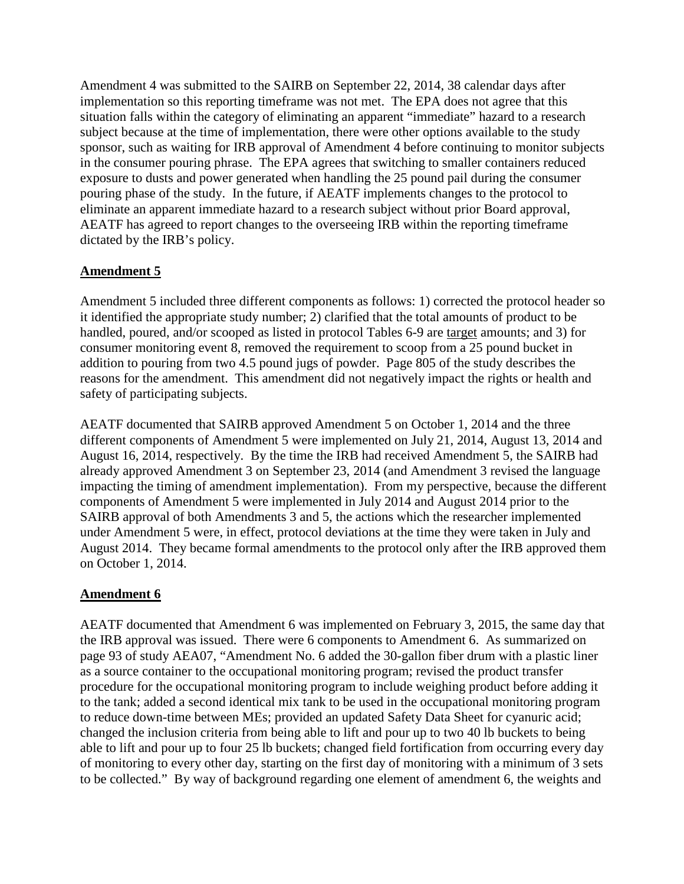Amendment 4 was submitted to the SAIRB on September 22, 2014, 38 calendar days after implementation so this reporting timeframe was not met. The EPA does not agree that this situation falls within the category of eliminating an apparent "immediate" hazard to a research subject because at the time of implementation, there were other options available to the study sponsor, such as waiting for IRB approval of Amendment 4 before continuing to monitor subjects in the consumer pouring phrase. The EPA agrees that switching to smaller containers reduced exposure to dusts and power generated when handling the 25 pound pail during the consumer pouring phase of the study. In the future, if AEATF implements changes to the protocol to eliminate an apparent immediate hazard to a research subject without prior Board approval, AEATF has agreed to report changes to the overseeing IRB within the reporting timeframe dictated by the IRB's policy.

## Amendment 5

Amendment 5 included three different components as follows: 1) corrected the protocol header so it identified the appropriate study number; 2) clarified that the total amounts of product to be handled, poured, and/or scooped as listed in protocol Tables 6-9 are target amounts; and 3) for consumer monitoring event 8, removed the requirement to scoop from a 25 pound bucket in addition to pouring from two 4.5 pound jugs of powder. Page 805 of the study describes the reasons for the amendment. This amendment did not negatively impact the rights or health and safety of participating subjects.

AEATF documented that SAIRB approved Amendment 5 on October 1, 2014 and the three different components of Amendment 5 were implemented on July 21, 2014, August 13, 2014 and August 16, 2014, respectively. By the time the IRB had received Amendment 5, the SAIRB had already approved Amendment 3 on September 23, 2014 (and Amendment 3 revised the language impacting the timing of amendment implementation). From my perspective, because the different components of Amendment 5 were implemented in July 2014 and August 2014 prior to the SAIRB approval of both Amendments 3 and 5, the actions which the researcher implemented under Amendment 5 were, in effect, protocol deviations at the time they were taken in July and August 2014. They became formal amendments to the protocol only after the IRB approved them on October 1, 2014.

## Amendment 6

AEATF documented that Amendment 6 was implemented on February 3, 2015, the same day that the IRB approval was issued. There were 6 components to Amendment 6. As summarized on page 93 of study AEA07, "Amendment No. 6 added the 30-gallon fiber drum with a plastic liner as a source container to the occupational monitoring program; revised the product transfer procedure for the occupational monitoring program to include weighing product before adding it to the tank; added a second identical mix tank to be used in the occupational monitoring program to reduce down-time between MEs; provided an updated Safety Data Sheet for cyanuric acid; changed the inclusion criteria from being able to lift and pour up to two 40 lb buckets to being able to lift and pour up to four 25 lb buckets; changed field fortification from occurring every day of monitoring to every other day, starting on the first day of monitoring with a minimum of 3 sets to be collected." By way of background regarding one element of amendment 6, the weights and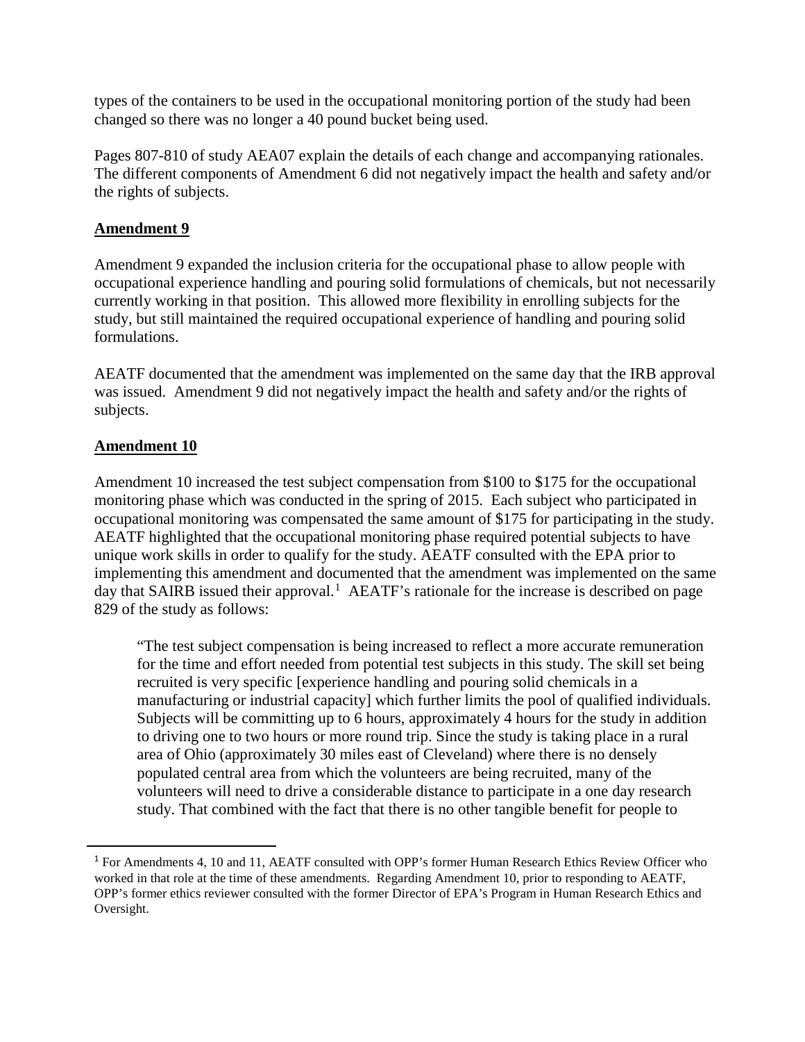types of the containers to be used in the occupational monitoring portion of the study had been changed so there was no longer a 40 pound bucket being used.

Pages 807-810 of study AEA07 explain the details of each change and accompanying rationales. The different components of Amendment 6 did not negatively impact the health and safety and/or the rights of subjects.

## Amendment 9

Amendment 9 expanded the inclusion criteria for the occupational phase to allow people with occupational experience handling and pouring solid formulations of chemicals, but not necessarily currently working in that position. This allowed more flexibility in enrolling subjects for the study, but still maintained the required occupational experience of handling and pouring solid formulations.

AEATF documented that the amendment was implemented on the same day that the IRB approval was issued. Amendment 9 did not negatively impact the health and safety and/or the rights of subjects.

## Amendment 10

Amendment 10 increased the test subject compensation from $100 to $175 for the occupational monitoring phase which was conducted in the spring of 2015. Each subject who participated in occupational monitoring was compensated the same amount of $175 for participating in the study. AEATF highlighted that the occupational monitoring phase required potential subjects to have unique work skills in order to qualify for the study. AEATF consulted with the EPA prior to implementing this amendment and documented that the amendment was implemented on the same day that SAIRB issued their approval.[1] AEATF's rationale for the increase is described on page 829 of the study as follows:

> "The test subject compensation is being increased to reflect a more accurate remuneration for the time and effort needed from potential test subjects in this study. The skill set being recruited is very specific [experience handling and pouring solid chemicals in a manufacturing or industrial capacity] which further limits the pool of qualified individuals. Subjects will be committing up to 6 hours, approximately 4 hours for the study in addition to driving one to two hours or more round trip. Since the study is taking place in a rural area of Ohio (approximately 30 miles east of Cleveland) where there is no densely populated central area from which the volunteers are being recruited, many of the volunteers will need to drive a considerable distance to participate in a one day research study. That combined with the fact that there is no other tangible benefit for people to

[1] For Amendments 4, 10 and 11, AEATF consulted with OPP's former Human Research Ethics Review Officer who worked in that role at the time of these amendments. Regarding Amendment 10, prior to responding to AEATF, OPP's former ethics reviewer consulted with the former Director of EPA's Program in Human Research Ethics and Oversight.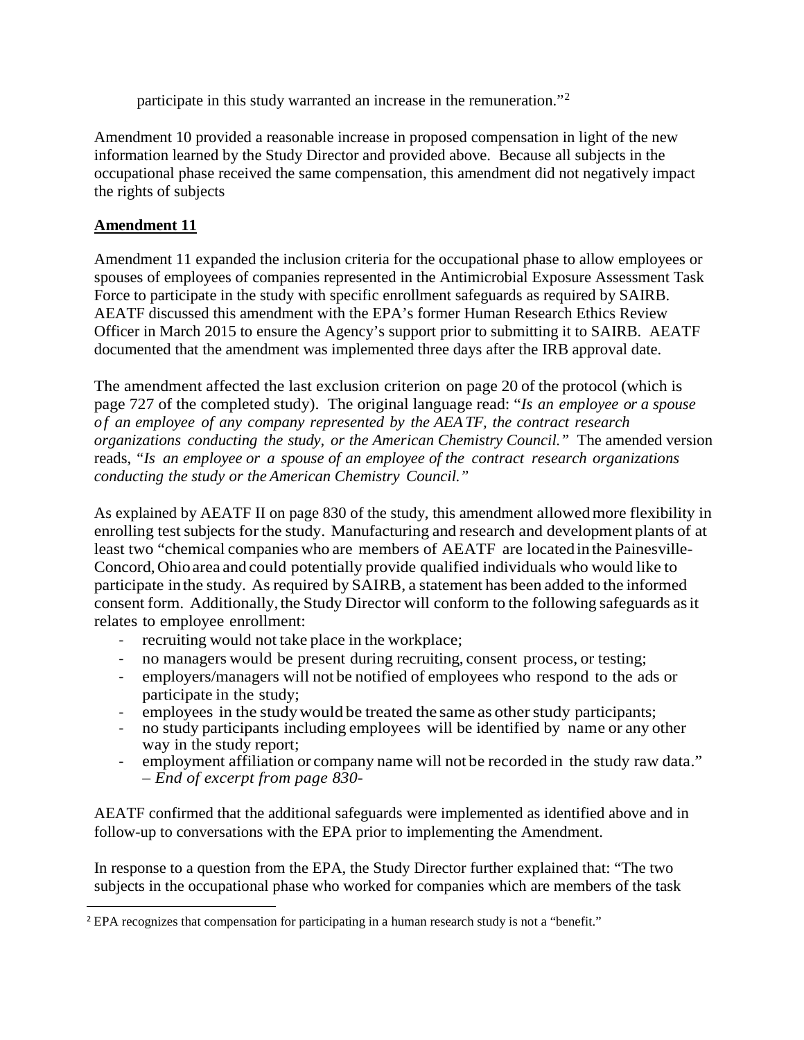participate in this study warranted an increase in the remuneration."[2]

Amendment 10 provided a reasonable increase in proposed compensation in light of the new information learned by the Study Director and provided above. Because all subjects in the occupational phase received the same compensation, this amendment did not negatively impact the rights of subjects

**Amendment 11**

Amendment 11 expanded the inclusion criteria for the occupational phase to allow employees or spouses of employees of companies represented in the Antimicrobial Exposure Assessment Task Force to participate in the study with specific enrollment safeguards as required by SAIRB. AEATF discussed this amendment with the EPA's former Human Research Ethics Review Officer in March 2015 to ensure the Agency's support prior to submitting it to SAIRB. AEATF documented that the amendment was implemented three days after the IRB approval date.

The amendment affected the last exclusion criterion on page 20 of the protocol (which is page 727 of the completed study). The original language read: "*Is an employee or a spouse of an employee of any company represented by the AEATF, the contract research organizations conducting the study, or the American Chemistry Council.*" The amended version reads, "*Is an employee or a spouse of an employee of the contract research organizations conducting the study or the American Chemistry Council.*"

As explained by AEATF II on page 830 of the study, this amendment allowed more flexibility in enrolling test subjects for the study. Manufacturing and research and development plants of at least two "chemical companies who are members of AEATF are located in the Painesville-Concord, Ohio area and could potentially provide qualified individuals who would like to participate in the study. As required by SAIRB, a statement has been added to the informed consent form. Additionally, the Study Director will conform to the following safeguards as it relates to employee enrollment:

- recruiting would not take place in the workplace;
- no managers would be present during recruiting, consent process, or testing;
- employers/managers will not be notified of employees who respond to the ads or participate in the study;
- employees in the study would be treated the same as other study participants;
- no study participants including employees will be identified by name or any other way in the study report;
- employment affiliation or company name will not be recorded in the study raw data." – *End of excerpt from page 830-*

AEATF confirmed that the additional safeguards were implemented as identified above and in follow-up to conversations with the EPA prior to implementing the Amendment.

In response to a question from the EPA, the Study Director further explained that: "The two subjects in the occupational phase who worked for companies which are members of the task

[2] EPA recognizes that compensation for participating in a human research study is not a "benefit."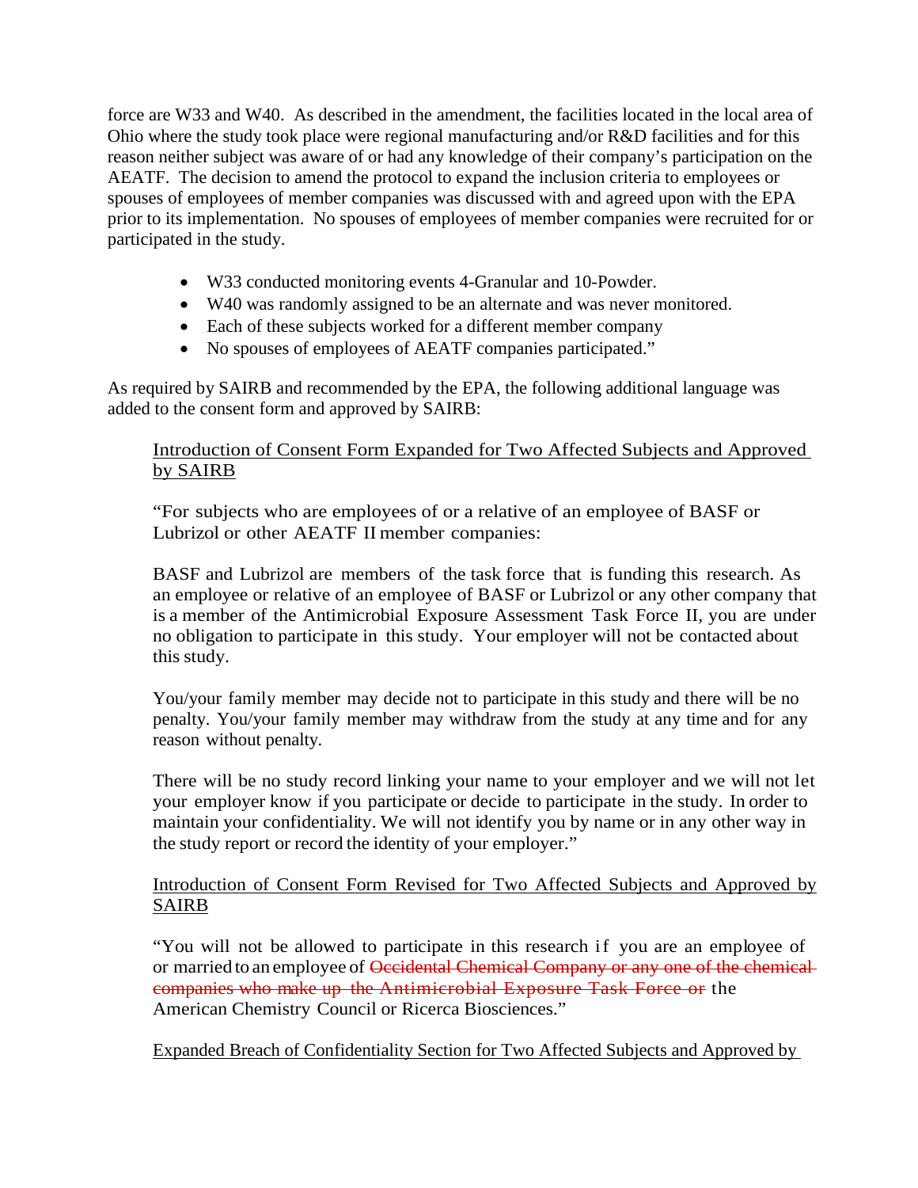force are W33 and W40. As described in the amendment, the facilities located in the local area of Ohio where the study took place were regional manufacturing and/or R&D facilities and for this reason neither subject was aware of or had any knowledge of their company's participation on the AEATF. The decision to amend the protocol to expand the inclusion criteria to employees or spouses of employees of member companies was discussed with and agreed upon with the EPA prior to its implementation. No spouses of employees of member companies were recruited for or participated in the study.

- W33 conducted monitoring events 4-Granular and 10-Powder.
- W40 was randomly assigned to be an alternate and was never monitored.
- Each of these subjects worked for a different member company
- No spouses of employees of AEATF companies participated."

As required by SAIRB and recommended by the EPA, the following additional language was added to the consent form and approved by SAIRB:

> <u>Introduction of Consent Form Expanded for Two Affected Subjects and Approved by SAIRB</u>
>
> "For subjects who are employees of or a relative of an employee of BASF or Lubrizol or other AEATF II member companies:
>
> BASF and Lubrizol are members of the task force that is funding this research. As an employee or relative of an employee of BASF or Lubrizol or any other company that is a member of the Antimicrobial Exposure Assessment Task Force II, you are under no obligation to participate in this study. Your employer will not be contacted about this study.
>
> You/your family member may decide not to participate in this study and there will be no penalty. You/your family member may withdraw from the study at any time and for any reason without penalty.
>
> There will be no study record linking your name to your employer and we will not let your employer know if you participate or decide to participate in the study. In order to maintain your confidentiality. We will not identify you by name or in any other way in the study report or record the identity of your employer."
>
> <u>Introduction of Consent Form Revised for Two Affected Subjects and Approved by SAIRB</u>
>
> "You will not be allowed to participate in this research if you are an employee of or married to an employee of ~~Occidental Chemical Company or any one of the chemical companies who make up the Antimicrobial Exposure Task Force or~~ the American Chemistry Council or Ricerca Biosciences."
>
> <u>Expanded Breach of Confidentiality Section for Two Affected Subjects and Approved by</u>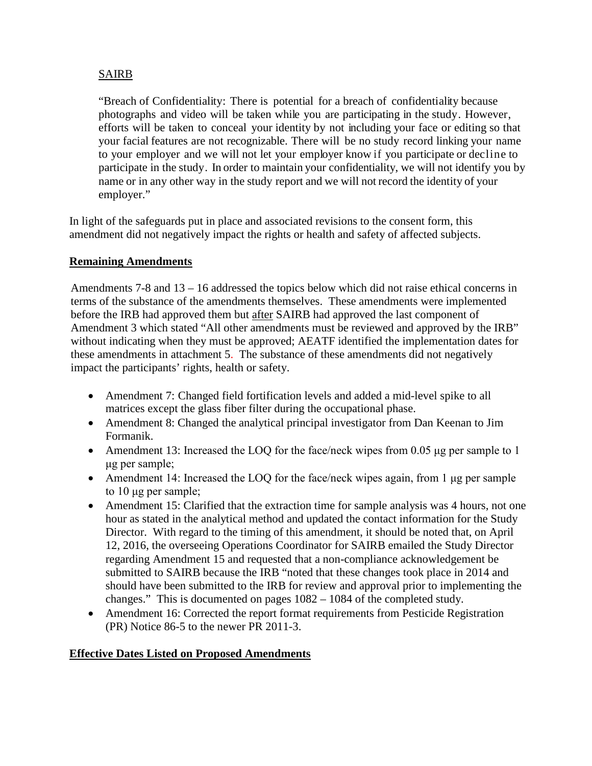SAIRB

> "Breach of Confidentiality: There is potential for a breach of confidentiality because photographs and video will be taken while you are participating in the study. However, efforts will be taken to conceal your identity by not including your face or editing so that your facial features are not recognizable. There will be no study record linking your name to your employer and we will not let your employer know if you participate or decline to participate in the study. In order to maintain your confidentiality, we will not identify you by name or in any other way in the study report and we will not record the identity of your employer."

In light of the safeguards put in place and associated revisions to the consent form, this amendment did not negatively impact the rights or health and safety of affected subjects.

**Remaining Amendments**

Amendments 7-8 and 13 – 16 addressed the topics below which did not raise ethical concerns in terms of the substance of the amendments themselves. These amendments were implemented before the IRB had approved them but after SAIRB had approved the last component of Amendment 3 which stated "All other amendments must be reviewed and approved by the IRB" without indicating when they must be approved; AEATF identified the implementation dates for these amendments in attachment 5. The substance of these amendments did not negatively impact the participants' rights, health or safety.

- Amendment 7: Changed field fortification levels and added a mid-level spike to all matrices except the glass fiber filter during the occupational phase.
- Amendment 8: Changed the analytical principal investigator from Dan Keenan to Jim Formanik.
- Amendment 13: Increased the LOQ for the face/neck wipes from 0.05 μg per sample to 1 μg per sample;
- Amendment 14: Increased the LOQ for the face/neck wipes again, from 1 μg per sample to 10 μg per sample;
- Amendment 15: Clarified that the extraction time for sample analysis was 4 hours, not one hour as stated in the analytical method and updated the contact information for the Study Director. With regard to the timing of this amendment, it should be noted that, on April 12, 2016, the overseeing Operations Coordinator for SAIRB emailed the Study Director regarding Amendment 15 and requested that a non-compliance acknowledgement be submitted to SAIRB because the IRB "noted that these changes took place in 2014 and should have been submitted to the IRB for review and approval prior to implementing the changes." This is documented on pages 1082 – 1084 of the completed study.
- Amendment 16: Corrected the report format requirements from Pesticide Registration (PR) Notice 86-5 to the newer PR 2011-3.

**Effective Dates Listed on Proposed Amendments**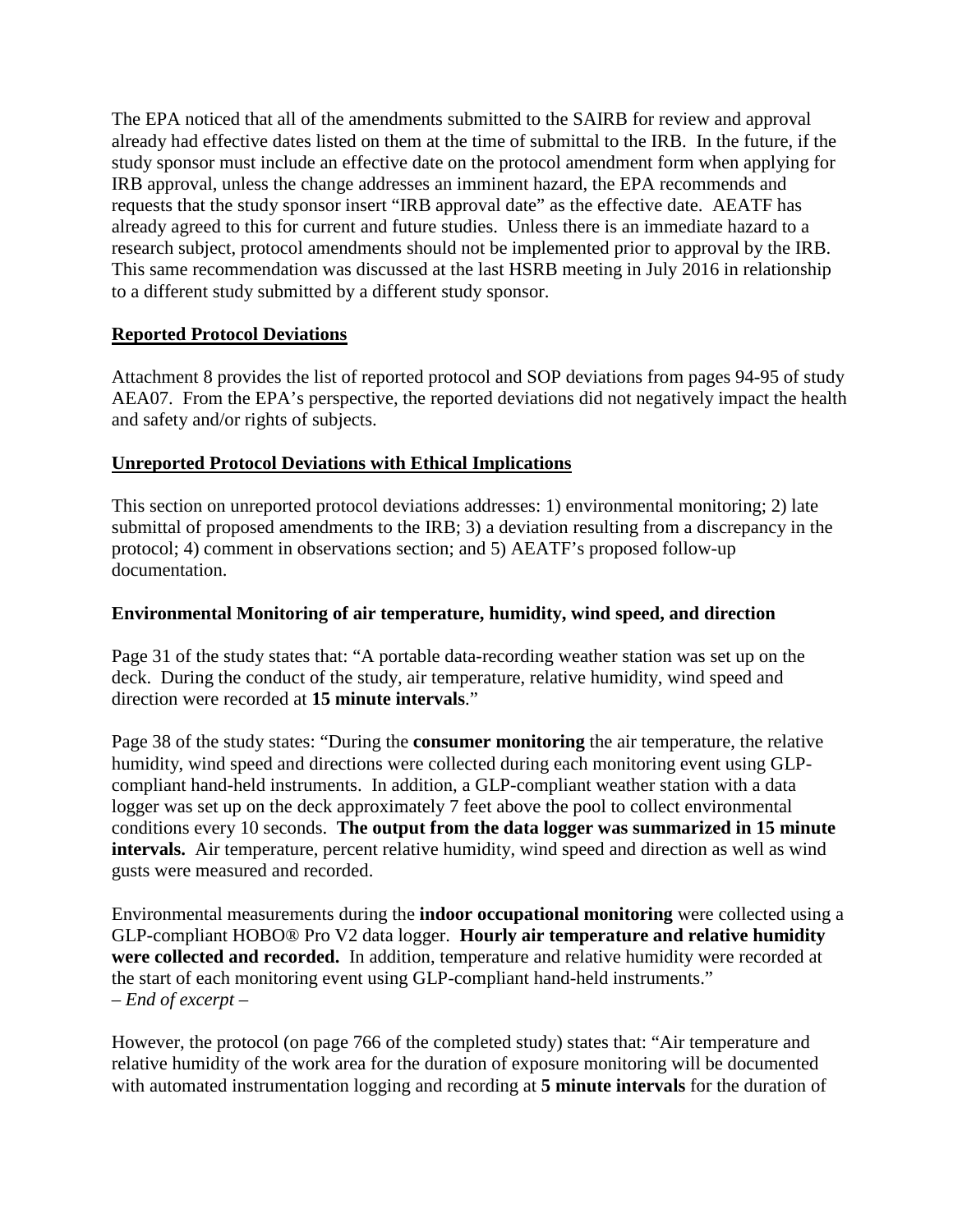The EPA noticed that all of the amendments submitted to the SAIRB for review and approval already had effective dates listed on them at the time of submittal to the IRB. In the future, if the study sponsor must include an effective date on the protocol amendment form when applying for IRB approval, unless the change addresses an imminent hazard, the EPA recommends and requests that the study sponsor insert "IRB approval date" as the effective date. AEATF has already agreed to this for current and future studies. Unless there is an immediate hazard to a research subject, protocol amendments should not be implemented prior to approval by the IRB. This same recommendation was discussed at the last HSRB meeting in July 2016 in relationship to a different study submitted by a different study sponsor.

**Reported Protocol Deviations**

Attachment 8 provides the list of reported protocol and SOP deviations from pages 94-95 of study AEA07. From the EPA's perspective, the reported deviations did not negatively impact the health and safety and/or rights of subjects.

**Unreported Protocol Deviations with Ethical Implications**

This section on unreported protocol deviations addresses: 1) environmental monitoring; 2) late submittal of proposed amendments to the IRB; 3) a deviation resulting from a discrepancy in the protocol; 4) comment in observations section; and 5) AEATF's proposed follow-up documentation.

**Environmental Monitoring of air temperature, humidity, wind speed, and direction**

Page 31 of the study states that: "A portable data-recording weather station was set up on the deck. During the conduct of the study, air temperature, relative humidity, wind speed and direction were recorded at **15 minute intervals**."

Page 38 of the study states: "During the **consumer monitoring** the air temperature, the relative humidity, wind speed and directions were collected during each monitoring event using GLP-compliant hand-held instruments. In addition, a GLP-compliant weather station with a data logger was set up on the deck approximately 7 feet above the pool to collect environmental conditions every 10 seconds. **The output from the data logger was summarized in 15 minute intervals.** Air temperature, percent relative humidity, wind speed and direction as well as wind gusts were measured and recorded.

Environmental measurements during the **indoor occupational monitoring** were collected using a GLP-compliant HOBO® Pro V2 data logger. **Hourly air temperature and relative humidity were collected and recorded.** In addition, temperature and relative humidity were recorded at the start of each monitoring event using GLP-compliant hand-held instruments."
*– End of excerpt –*

However, the protocol (on page 766 of the completed study) states that: "Air temperature and relative humidity of the work area for the duration of exposure monitoring will be documented with automated instrumentation logging and recording at **5 minute intervals** for the duration of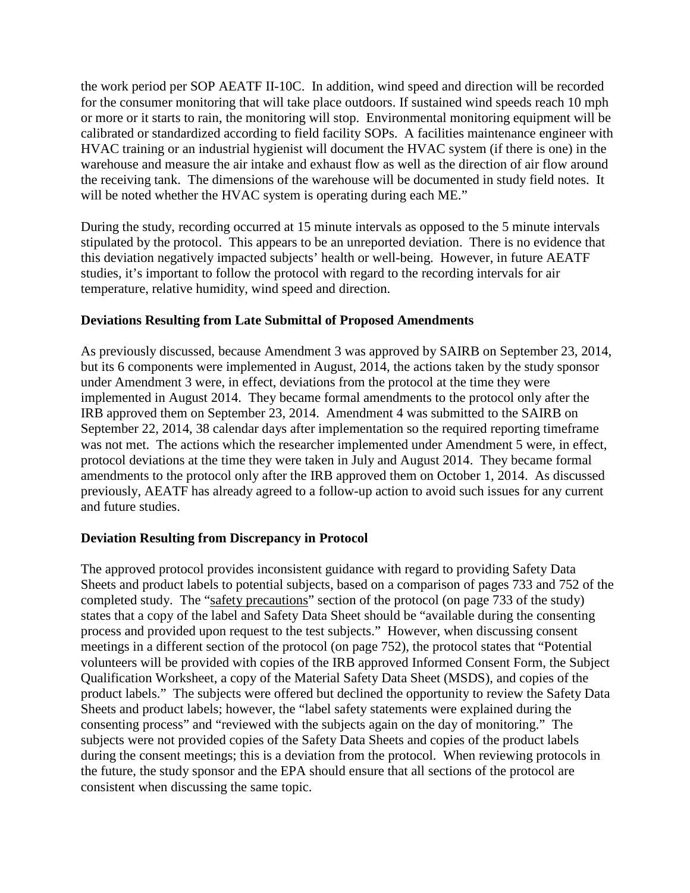the work period per SOP AEATF II-10C. In addition, wind speed and direction will be recorded for the consumer monitoring that will take place outdoors. If sustained wind speeds reach 10 mph or more or it starts to rain, the monitoring will stop. Environmental monitoring equipment will be calibrated or standardized according to field facility SOPs. A facilities maintenance engineer with HVAC training or an industrial hygienist will document the HVAC system (if there is one) in the warehouse and measure the air intake and exhaust flow as well as the direction of air flow around the receiving tank. The dimensions of the warehouse will be documented in study field notes. It will be noted whether the HVAC system is operating during each ME."

During the study, recording occurred at 15 minute intervals as opposed to the 5 minute intervals stipulated by the protocol. This appears to be an unreported deviation. There is no evidence that this deviation negatively impacted subjects' health or well-being. However, in future AEATF studies, it's important to follow the protocol with regard to the recording intervals for air temperature, relative humidity, wind speed and direction.

**Deviations Resulting from Late Submittal of Proposed Amendments**

As previously discussed, because Amendment 3 was approved by SAIRB on September 23, 2014, but its 6 components were implemented in August, 2014, the actions taken by the study sponsor under Amendment 3 were, in effect, deviations from the protocol at the time they were implemented in August 2014. They became formal amendments to the protocol only after the IRB approved them on September 23, 2014. Amendment 4 was submitted to the SAIRB on September 22, 2014, 38 calendar days after implementation so the required reporting timeframe was not met. The actions which the researcher implemented under Amendment 5 were, in effect, protocol deviations at the time they were taken in July and August 2014. They became formal amendments to the protocol only after the IRB approved them on October 1, 2014. As discussed previously, AEATF has already agreed to a follow-up action to avoid such issues for any current and future studies.

**Deviation Resulting from Discrepancy in Protocol**

The approved protocol provides inconsistent guidance with regard to providing Safety Data Sheets and product labels to potential subjects, based on a comparison of pages 733 and 752 of the completed study. The "safety precautions" section of the protocol (on page 733 of the study) states that a copy of the label and Safety Data Sheet should be "available during the consenting process and provided upon request to the test subjects." However, when discussing consent meetings in a different section of the protocol (on page 752), the protocol states that "Potential volunteers will be provided with copies of the IRB approved Informed Consent Form, the Subject Qualification Worksheet, a copy of the Material Safety Data Sheet (MSDS), and copies of the product labels." The subjects were offered but declined the opportunity to review the Safety Data Sheets and product labels; however, the "label safety statements were explained during the consenting process" and "reviewed with the subjects again on the day of monitoring." The subjects were not provided copies of the Safety Data Sheets and copies of the product labels during the consent meetings; this is a deviation from the protocol. When reviewing protocols in the future, the study sponsor and the EPA should ensure that all sections of the protocol are consistent when discussing the same topic.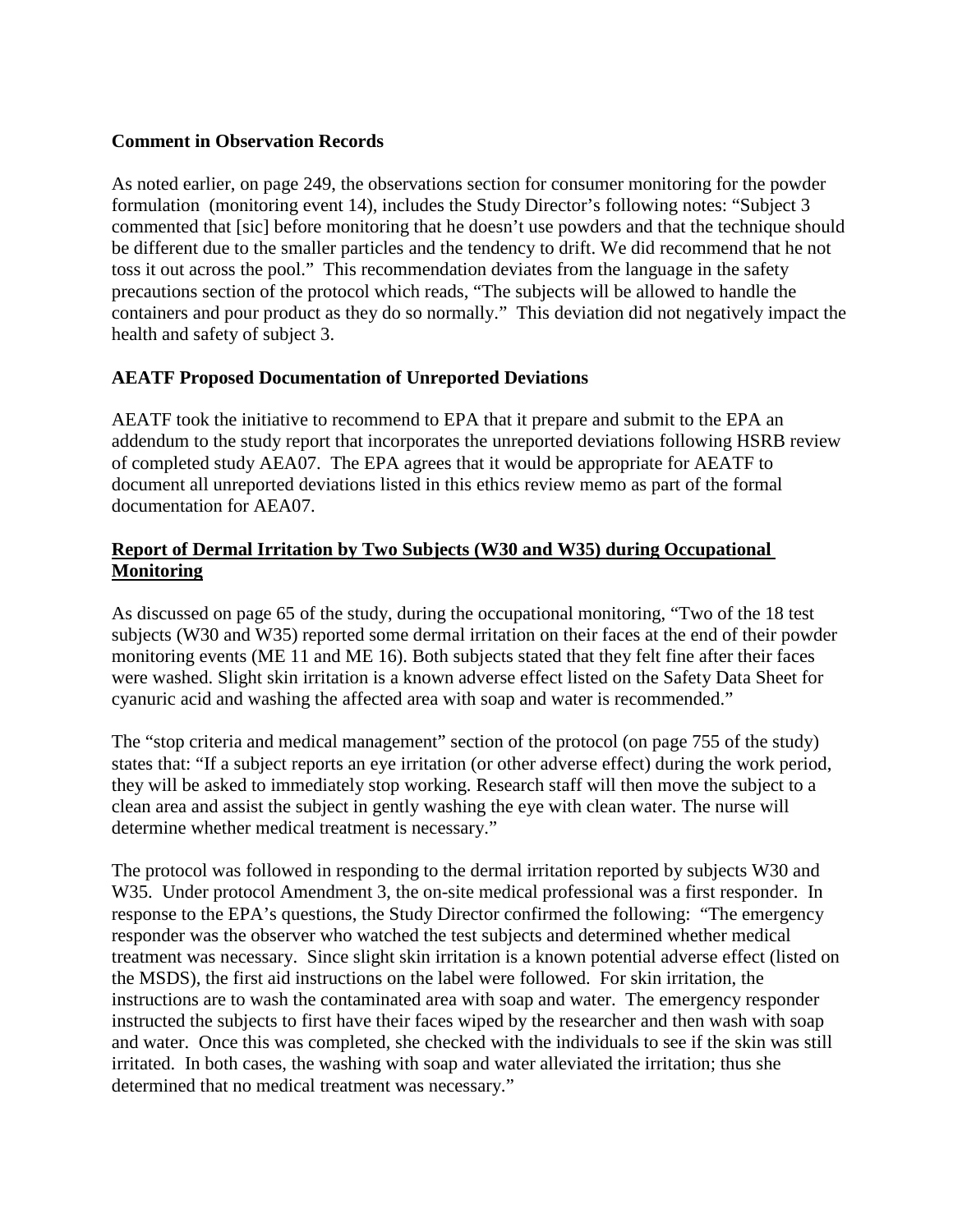**Comment in Observation Records**

As noted earlier, on page 249, the observations section for consumer monitoring for the powder formulation (monitoring event 14), includes the Study Director's following notes: "Subject 3 commented that [sic] before monitoring that he doesn't use powders and that the technique should be different due to the smaller particles and the tendency to drift. We did recommend that he not toss it out across the pool." This recommendation deviates from the language in the safety precautions section of the protocol which reads, "The subjects will be allowed to handle the containers and pour product as they do so normally." This deviation did not negatively impact the health and safety of subject 3.

**AEATF Proposed Documentation of Unreported Deviations**

AEATF took the initiative to recommend to EPA that it prepare and submit to the EPA an addendum to the study report that incorporates the unreported deviations following HSRB review of completed study AEA07. The EPA agrees that it would be appropriate for AEATF to document all unreported deviations listed in this ethics review memo as part of the formal documentation for AEA07.

**<u>Report of Dermal Irritation by Two Subjects (W30 and W35) during Occupational Monitoring</u>**

As discussed on page 65 of the study, during the occupational monitoring, "Two of the 18 test subjects (W30 and W35) reported some dermal irritation on their faces at the end of their powder monitoring events (ME 11 and ME 16). Both subjects stated that they felt fine after their faces were washed. Slight skin irritation is a known adverse effect listed on the Safety Data Sheet for cyanuric acid and washing the affected area with soap and water is recommended."

The "stop criteria and medical management" section of the protocol (on page 755 of the study) states that: "If a subject reports an eye irritation (or other adverse effect) during the work period, they will be asked to immediately stop working. Research staff will then move the subject to a clean area and assist the subject in gently washing the eye with clean water. The nurse will determine whether medical treatment is necessary."

The protocol was followed in responding to the dermal irritation reported by subjects W30 and W35. Under protocol Amendment 3, the on-site medical professional was a first responder. In response to the EPA's questions, the Study Director confirmed the following: "The emergency responder was the observer who watched the test subjects and determined whether medical treatment was necessary. Since slight skin irritation is a known potential adverse effect (listed on the MSDS), the first aid instructions on the label were followed. For skin irritation, the instructions are to wash the contaminated area with soap and water. The emergency responder instructed the subjects to first have their faces wiped by the researcher and then wash with soap and water. Once this was completed, she checked with the individuals to see if the skin was still irritated. In both cases, the washing with soap and water alleviated the irritation; thus she determined that no medical treatment was necessary."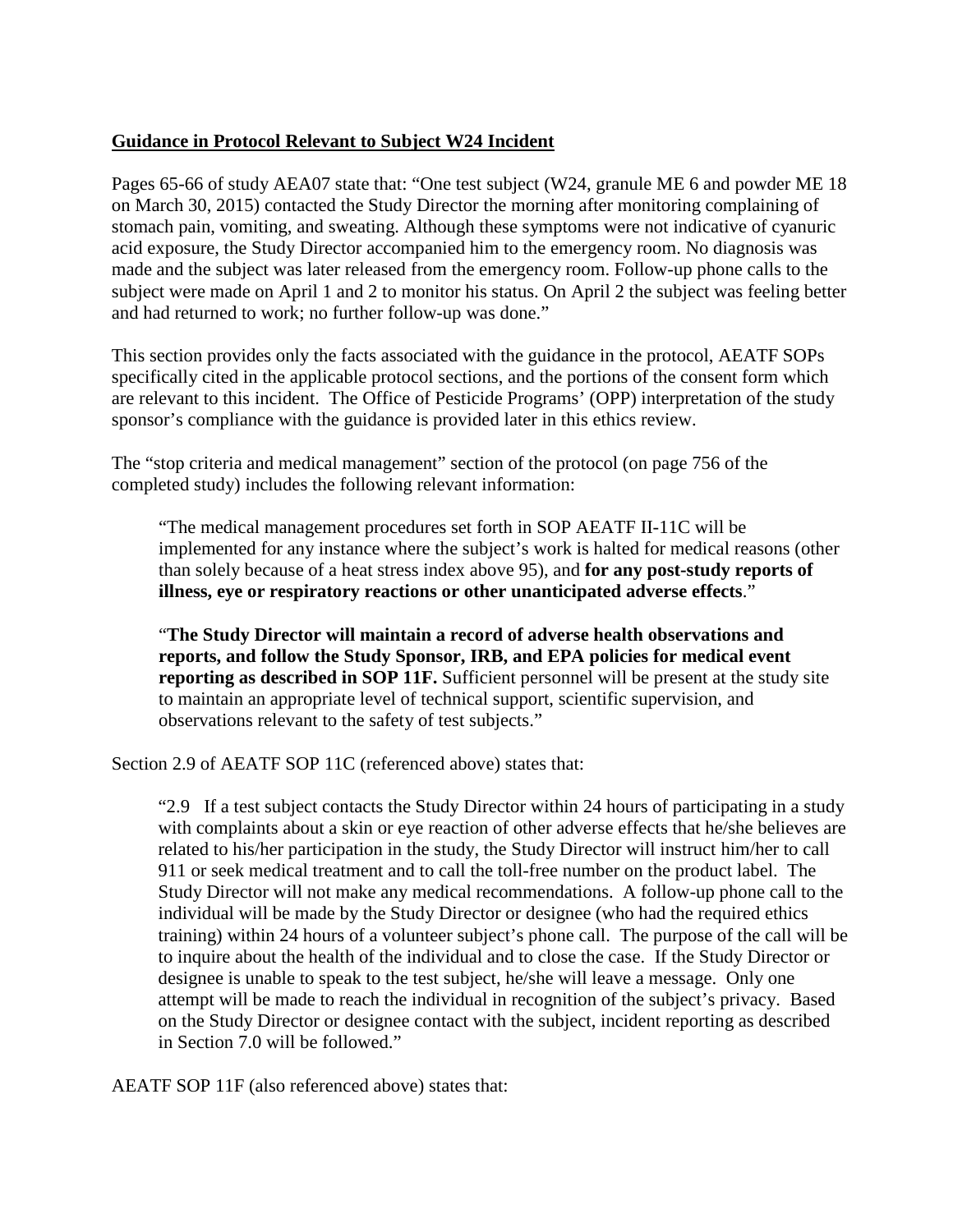**Guidance in Protocol Relevant to Subject W24 Incident**

Pages 65-66 of study AEA07 state that: "One test subject (W24, granule ME 6 and powder ME 18 on March 30, 2015) contacted the Study Director the morning after monitoring complaining of stomach pain, vomiting, and sweating. Although these symptoms were not indicative of cyanuric acid exposure, the Study Director accompanied him to the emergency room. No diagnosis was made and the subject was later released from the emergency room. Follow-up phone calls to the subject were made on April 1 and 2 to monitor his status. On April 2 the subject was feeling better and had returned to work; no further follow-up was done."

This section provides only the facts associated with the guidance in the protocol, AEATF SOPs specifically cited in the applicable protocol sections, and the portions of the consent form which are relevant to this incident. The Office of Pesticide Programs' (OPP) interpretation of the study sponsor's compliance with the guidance is provided later in this ethics review.

The "stop criteria and medical management" section of the protocol (on page 756 of the completed study) includes the following relevant information:

> "The medical management procedures set forth in SOP AEATF II-11C will be implemented for any instance where the subject's work is halted for medical reasons (other than solely because of a heat stress index above 95), and **for any post-study reports of illness, eye or respiratory reactions or other unanticipated adverse effects**."
>
> "**The Study Director will maintain a record of adverse health observations and reports, and follow the Study Sponsor, IRB, and EPA policies for medical event reporting as described in SOP 11F.** Sufficient personnel will be present at the study site to maintain an appropriate level of technical support, scientific supervision, and observations relevant to the safety of test subjects."

Section 2.9 of AEATF SOP 11C (referenced above) states that:

> "2.9 If a test subject contacts the Study Director within 24 hours of participating in a study with complaints about a skin or eye reaction of other adverse effects that he/she believes are related to his/her participation in the study, the Study Director will instruct him/her to call 911 or seek medical treatment and to call the toll-free number on the product label. The Study Director will not make any medical recommendations. A follow-up phone call to the individual will be made by the Study Director or designee (who had the required ethics training) within 24 hours of a volunteer subject's phone call. The purpose of the call will be to inquire about the health of the individual and to close the case. If the Study Director or designee is unable to speak to the test subject, he/she will leave a message. Only one attempt will be made to reach the individual in recognition of the subject's privacy. Based on the Study Director or designee contact with the subject, incident reporting as described in Section 7.0 will be followed."

AEATF SOP 11F (also referenced above) states that: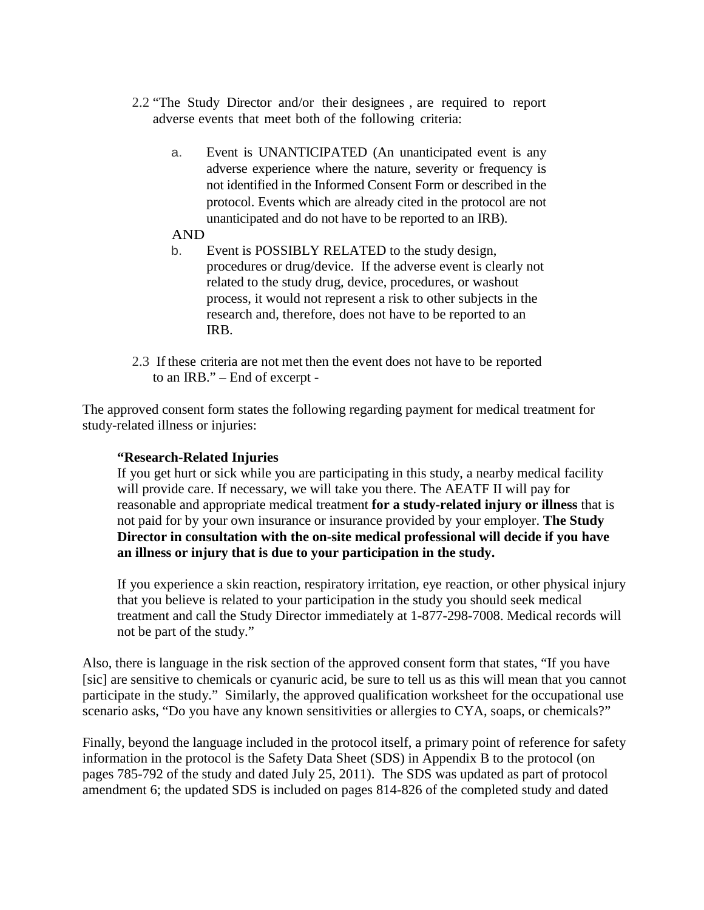2.2 "The Study Director and/or their designees , are required to report adverse events that meet both of the following criteria:

a. Event is UNANTICIPATED (An unanticipated event is any adverse experience where the nature, severity or frequency is not identified in the Informed Consent Form or described in the protocol. Events which are already cited in the protocol are not unanticipated and do not have to be reported to an IRB).

AND

b. Event is POSSIBLY RELATED to the study design, procedures or drug/device. If the adverse event is clearly not related to the study drug, device, procedures, or washout process, it would not represent a risk to other subjects in the research and, therefore, does not have to be reported to an IRB.

2.3 If these criteria are not met then the event does not have to be reported to an IRB." – End of excerpt -

The approved consent form states the following regarding payment for medical treatment for study-related illness or injuries:

> **"Research-Related Injuries**
> If you get hurt or sick while you are participating in this study, a nearby medical facility will provide care. If necessary, we will take you there. The AEATF II will pay for reasonable and appropriate medical treatment **for a study-related injury or illness** that is not paid for by your own insurance or insurance provided by your employer. **The Study Director in consultation with the on-site medical professional will decide if you have an illness or injury that is due to your participation in the study.**
>
> If you experience a skin reaction, respiratory irritation, eye reaction, or other physical injury that you believe is related to your participation in the study you should seek medical treatment and call the Study Director immediately at 1-877-298-7008. Medical records will not be part of the study."

Also, there is language in the risk section of the approved consent form that states, "If you have [sic] are sensitive to chemicals or cyanuric acid, be sure to tell us as this will mean that you cannot participate in the study." Similarly, the approved qualification worksheet for the occupational use scenario asks, "Do you have any known sensitivities or allergies to CYA, soaps, or chemicals?"

Finally, beyond the language included in the protocol itself, a primary point of reference for safety information in the protocol is the Safety Data Sheet (SDS) in Appendix B to the protocol (on pages 785-792 of the study and dated July 25, 2011). The SDS was updated as part of protocol amendment 6; the updated SDS is included on pages 814-826 of the completed study and dated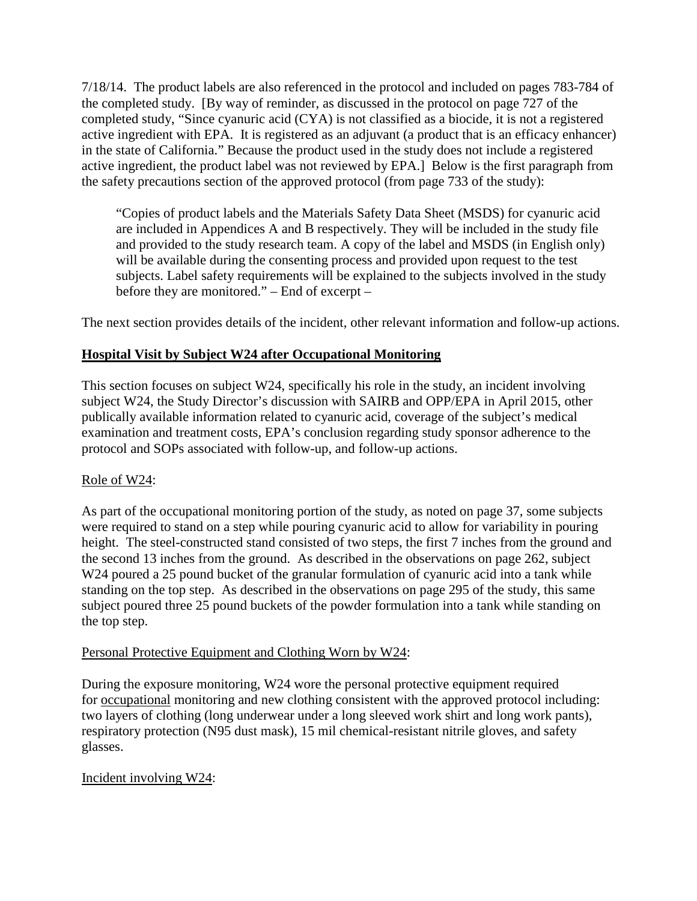7/18/14. The product labels are also referenced in the protocol and included on pages 783-784 of the completed study. [By way of reminder, as discussed in the protocol on page 727 of the completed study, "Since cyanuric acid (CYA) is not classified as a biocide, it is not a registered active ingredient with EPA. It is registered as an adjuvant (a product that is an efficacy enhancer) in the state of California." Because the product used in the study does not include a registered active ingredient, the product label was not reviewed by EPA.] Below is the first paragraph from the safety precautions section of the approved protocol (from page 733 of the study):

> "Copies of product labels and the Materials Safety Data Sheet (MSDS) for cyanuric acid are included in Appendices A and B respectively. They will be included in the study file and provided to the study research team. A copy of the label and MSDS (in English only) will be available during the consenting process and provided upon request to the test subjects. Label safety requirements will be explained to the subjects involved in the study before they are monitored." – End of excerpt –

The next section provides details of the incident, other relevant information and follow-up actions.

## Hospital Visit by Subject W24 after Occupational Monitoring

This section focuses on subject W24, specifically his role in the study, an incident involving subject W24, the Study Director's discussion with SAIRB and OPP/EPA in April 2015, other publically available information related to cyanuric acid, coverage of the subject's medical examination and treatment costs, EPA's conclusion regarding study sponsor adherence to the protocol and SOPs associated with follow-up, and follow-up actions.

### Role of W24:

As part of the occupational monitoring portion of the study, as noted on page 37, some subjects were required to stand on a step while pouring cyanuric acid to allow for variability in pouring height. The steel-constructed stand consisted of two steps, the first 7 inches from the ground and the second 13 inches from the ground. As described in the observations on page 262, subject W24 poured a 25 pound bucket of the granular formulation of cyanuric acid into a tank while standing on the top step. As described in the observations on page 295 of the study, this same subject poured three 25 pound buckets of the powder formulation into a tank while standing on the top step.

### Personal Protective Equipment and Clothing Worn by W24:

During the exposure monitoring, W24 wore the personal protective equipment required for occupational monitoring and new clothing consistent with the approved protocol including: two layers of clothing (long underwear under a long sleeved work shirt and long work pants), respiratory protection (N95 dust mask), 15 mil chemical-resistant nitrile gloves, and safety glasses.

### Incident involving W24: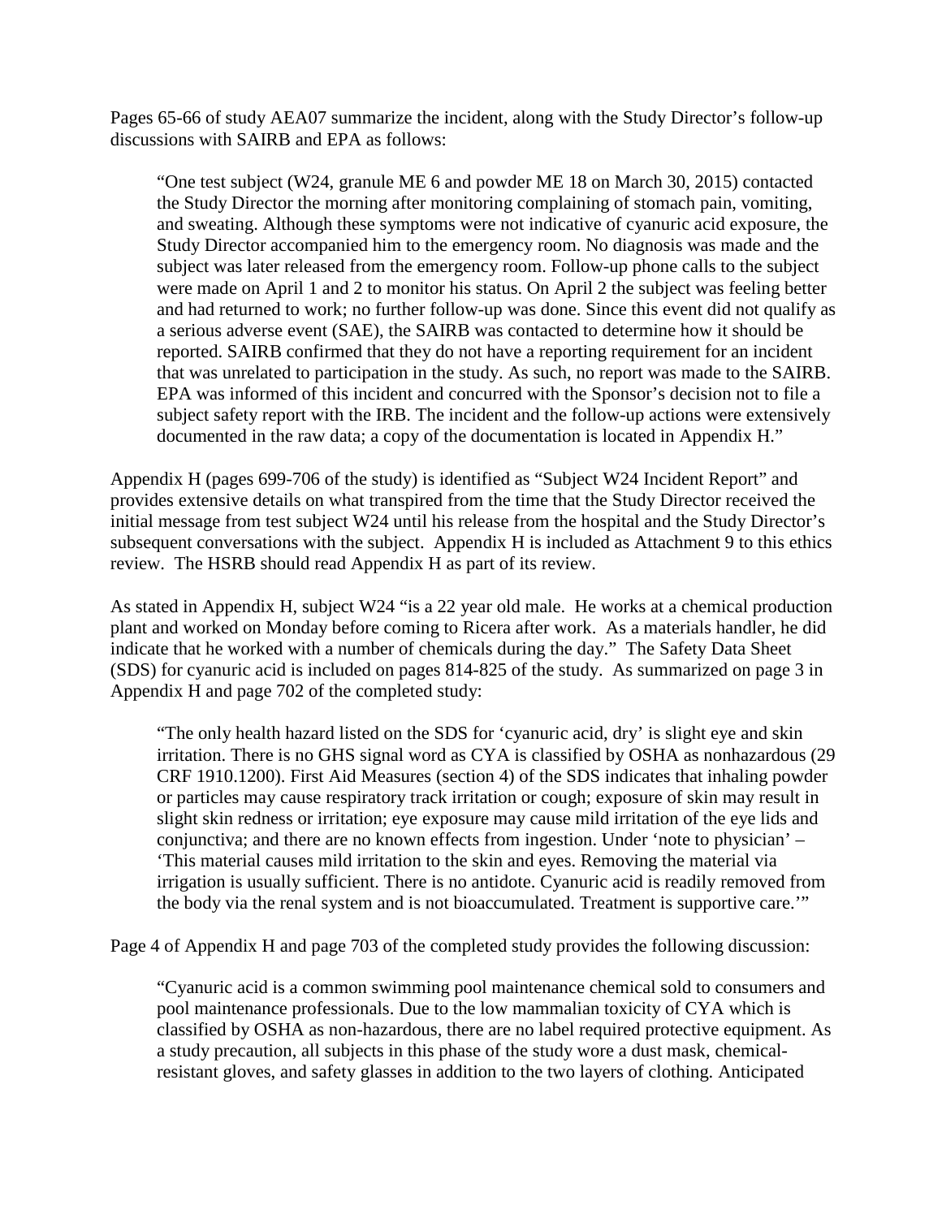Pages 65-66 of study AEA07 summarize the incident, along with the Study Director's follow-up discussions with SAIRB and EPA as follows:

> "One test subject (W24, granule ME 6 and powder ME 18 on March 30, 2015) contacted the Study Director the morning after monitoring complaining of stomach pain, vomiting, and sweating. Although these symptoms were not indicative of cyanuric acid exposure, the Study Director accompanied him to the emergency room. No diagnosis was made and the subject was later released from the emergency room. Follow-up phone calls to the subject were made on April 1 and 2 to monitor his status. On April 2 the subject was feeling better and had returned to work; no further follow-up was done. Since this event did not qualify as a serious adverse event (SAE), the SAIRB was contacted to determine how it should be reported. SAIRB confirmed that they do not have a reporting requirement for an incident that was unrelated to participation in the study. As such, no report was made to the SAIRB. EPA was informed of this incident and concurred with the Sponsor's decision not to file a subject safety report with the IRB. The incident and the follow-up actions were extensively documented in the raw data; a copy of the documentation is located in Appendix H."

Appendix H (pages 699-706 of the study) is identified as "Subject W24 Incident Report" and provides extensive details on what transpired from the time that the Study Director received the initial message from test subject W24 until his release from the hospital and the Study Director's subsequent conversations with the subject. Appendix H is included as Attachment 9 to this ethics review. The HSRB should read Appendix H as part of its review.

As stated in Appendix H, subject W24 "is a 22 year old male. He works at a chemical production plant and worked on Monday before coming to Ricera after work. As a materials handler, he did indicate that he worked with a number of chemicals during the day." The Safety Data Sheet (SDS) for cyanuric acid is included on pages 814-825 of the study. As summarized on page 3 in Appendix H and page 702 of the completed study:

> "The only health hazard listed on the SDS for 'cyanuric acid, dry' is slight eye and skin irritation. There is no GHS signal word as CYA is classified by OSHA as nonhazardous (29 CRF 1910.1200). First Aid Measures (section 4) of the SDS indicates that inhaling powder or particles may cause respiratory track irritation or cough; exposure of skin may result in slight skin redness or irritation; eye exposure may cause mild irritation of the eye lids and conjunctiva; and there are no known effects from ingestion. Under 'note to physician' – 'This material causes mild irritation to the skin and eyes. Removing the material via irrigation is usually sufficient. There is no antidote. Cyanuric acid is readily removed from the body via the renal system and is not bioaccumulated. Treatment is supportive care.'"

Page 4 of Appendix H and page 703 of the completed study provides the following discussion:

> "Cyanuric acid is a common swimming pool maintenance chemical sold to consumers and pool maintenance professionals. Due to the low mammalian toxicity of CYA which is classified by OSHA as non-hazardous, there are no label required protective equipment. As a study precaution, all subjects in this phase of the study wore a dust mask, chemical-resistant gloves, and safety glasses in addition to the two layers of clothing. Anticipated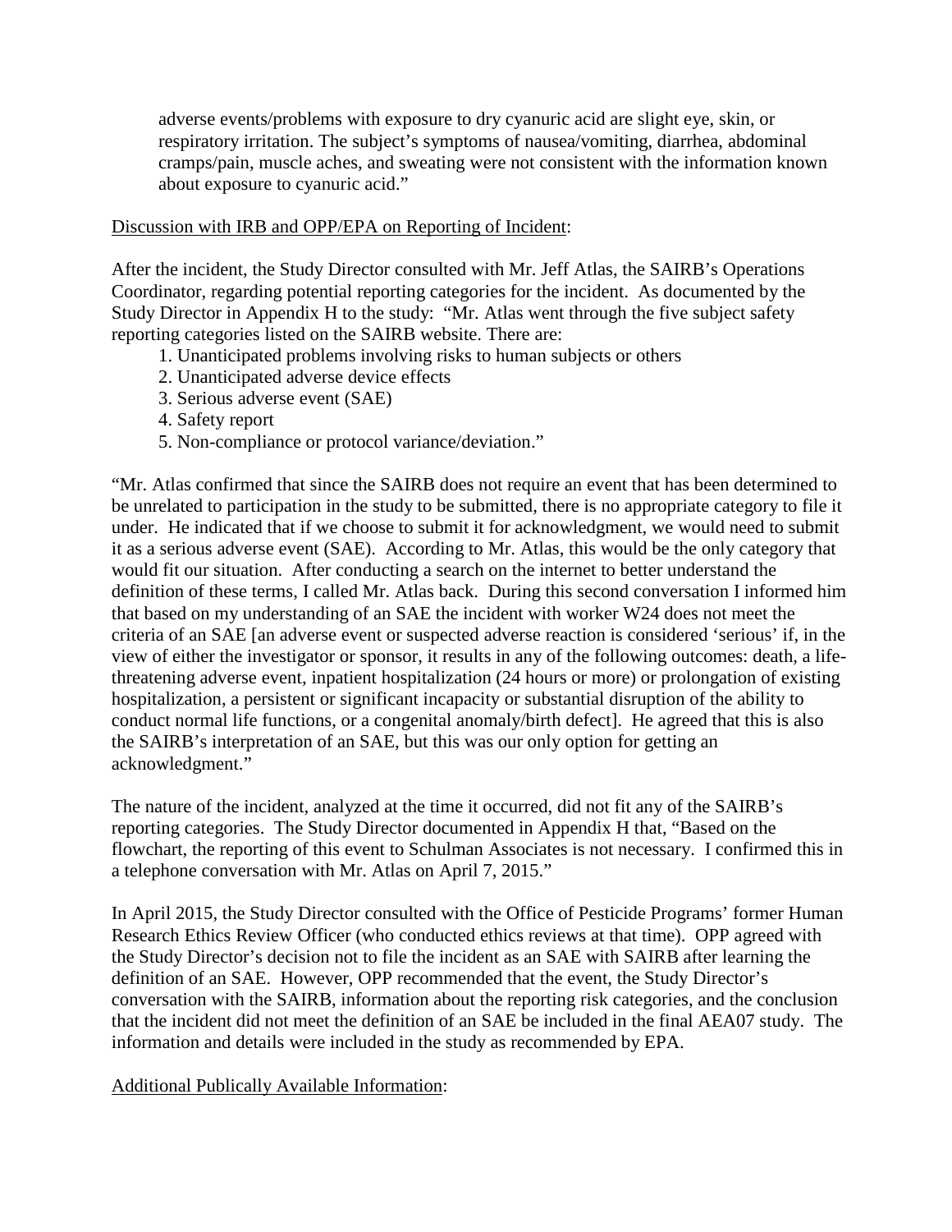adverse events/problems with exposure to dry cyanuric acid are slight eye, skin, or respiratory irritation. The subject's symptoms of nausea/vomiting, diarrhea, abdominal cramps/pain, muscle aches, and sweating were not consistent with the information known about exposure to cyanuric acid."

Discussion with IRB and OPP/EPA on Reporting of Incident:

After the incident, the Study Director consulted with Mr. Jeff Atlas, the SAIRB's Operations Coordinator, regarding potential reporting categories for the incident. As documented by the Study Director in Appendix H to the study: "Mr. Atlas went through the five subject safety reporting categories listed on the SAIRB website. There are:

1. Unanticipated problems involving risks to human subjects or others
2. Unanticipated adverse device effects
3. Serious adverse event (SAE)
4. Safety report
5. Non-compliance or protocol variance/deviation."

"Mr. Atlas confirmed that since the SAIRB does not require an event that has been determined to be unrelated to participation in the study to be submitted, there is no appropriate category to file it under. He indicated that if we choose to submit it for acknowledgment, we would need to submit it as a serious adverse event (SAE). According to Mr. Atlas, this would be the only category that would fit our situation. After conducting a search on the internet to better understand the definition of these terms, I called Mr. Atlas back. During this second conversation I informed him that based on my understanding of an SAE the incident with worker W24 does not meet the criteria of an SAE [an adverse event or suspected adverse reaction is considered 'serious' if, in the view of either the investigator or sponsor, it results in any of the following outcomes: death, a life-threatening adverse event, inpatient hospitalization (24 hours or more) or prolongation of existing hospitalization, a persistent or significant incapacity or substantial disruption of the ability to conduct normal life functions, or a congenital anomaly/birth defect]. He agreed that this is also the SAIRB's interpretation of an SAE, but this was our only option for getting an acknowledgment."

The nature of the incident, analyzed at the time it occurred, did not fit any of the SAIRB's reporting categories. The Study Director documented in Appendix H that, "Based on the flowchart, the reporting of this event to Schulman Associates is not necessary. I confirmed this in a telephone conversation with Mr. Atlas on April 7, 2015."

In April 2015, the Study Director consulted with the Office of Pesticide Programs' former Human Research Ethics Review Officer (who conducted ethics reviews at that time). OPP agreed with the Study Director's decision not to file the incident as an SAE with SAIRB after learning the definition of an SAE. However, OPP recommended that the event, the Study Director's conversation with the SAIRB, information about the reporting risk categories, and the conclusion that the incident did not meet the definition of an SAE be included in the final AEA07 study. The information and details were included in the study as recommended by EPA.

Additional Publically Available Information: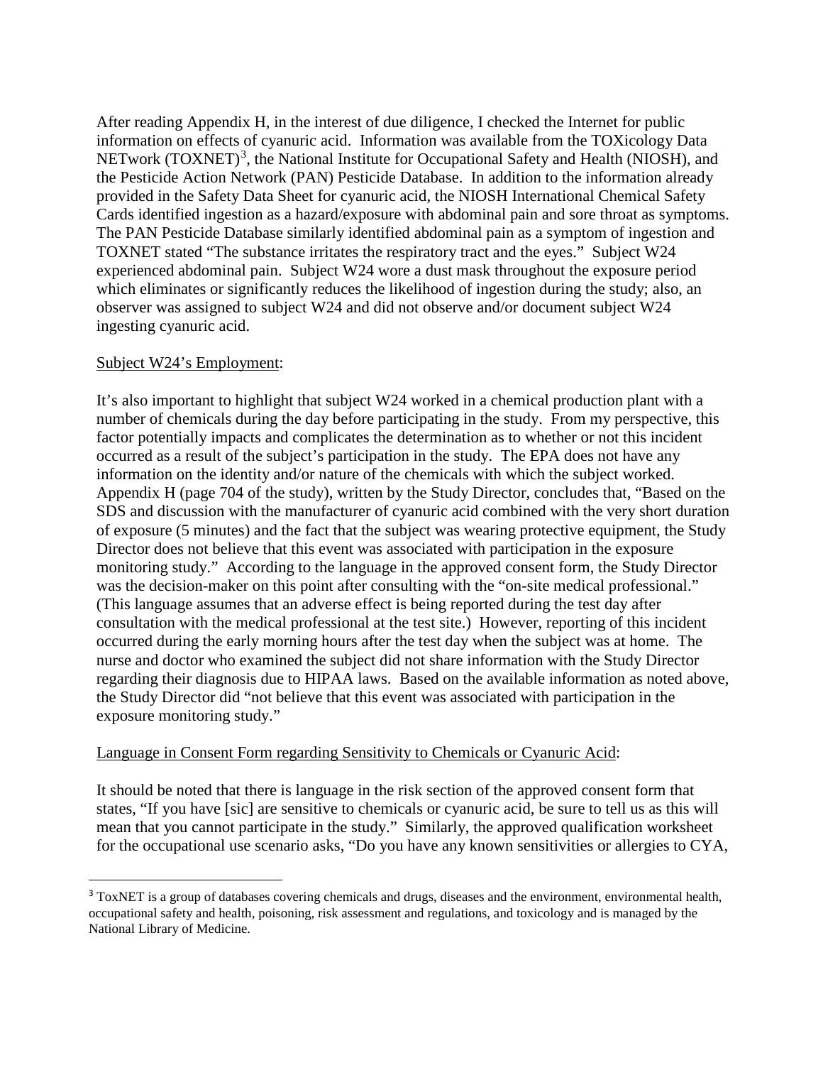After reading Appendix H, in the interest of due diligence, I checked the Internet for public information on effects of cyanuric acid. Information was available from the TOXicology Data NETwork (TOXNET)[3], the National Institute for Occupational Safety and Health (NIOSH), and the Pesticide Action Network (PAN) Pesticide Database. In addition to the information already provided in the Safety Data Sheet for cyanuric acid, the NIOSH International Chemical Safety Cards identified ingestion as a hazard/exposure with abdominal pain and sore throat as symptoms. The PAN Pesticide Database similarly identified abdominal pain as a symptom of ingestion and TOXNET stated "The substance irritates the respiratory tract and the eyes." Subject W24 experienced abdominal pain. Subject W24 wore a dust mask throughout the exposure period which eliminates or significantly reduces the likelihood of ingestion during the study; also, an observer was assigned to subject W24 and did not observe and/or document subject W24 ingesting cyanuric acid.

Subject W24's Employment:

It's also important to highlight that subject W24 worked in a chemical production plant with a number of chemicals during the day before participating in the study. From my perspective, this factor potentially impacts and complicates the determination as to whether or not this incident occurred as a result of the subject's participation in the study. The EPA does not have any information on the identity and/or nature of the chemicals with which the subject worked. Appendix H (page 704 of the study), written by the Study Director, concludes that, "Based on the SDS and discussion with the manufacturer of cyanuric acid combined with the very short duration of exposure (5 minutes) and the fact that the subject was wearing protective equipment, the Study Director does not believe that this event was associated with participation in the exposure monitoring study." According to the language in the approved consent form, the Study Director was the decision-maker on this point after consulting with the "on-site medical professional." (This language assumes that an adverse effect is being reported during the test day after consultation with the medical professional at the test site.) However, reporting of this incident occurred during the early morning hours after the test day when the subject was at home. The nurse and doctor who examined the subject did not share information with the Study Director regarding their diagnosis due to HIPAA laws. Based on the available information as noted above, the Study Director did "not believe that this event was associated with participation in the exposure monitoring study."

Language in Consent Form regarding Sensitivity to Chemicals or Cyanuric Acid:

It should be noted that there is language in the risk section of the approved consent form that states, "If you have [sic] are sensitive to chemicals or cyanuric acid, be sure to tell us as this will mean that you cannot participate in the study." Similarly, the approved qualification worksheet for the occupational use scenario asks, "Do you have any known sensitivities or allergies to CYA,

[3] ToxNET is a group of databases covering chemicals and drugs, diseases and the environment, environmental health, occupational safety and health, poisoning, risk assessment and regulations, and toxicology and is managed by the National Library of Medicine.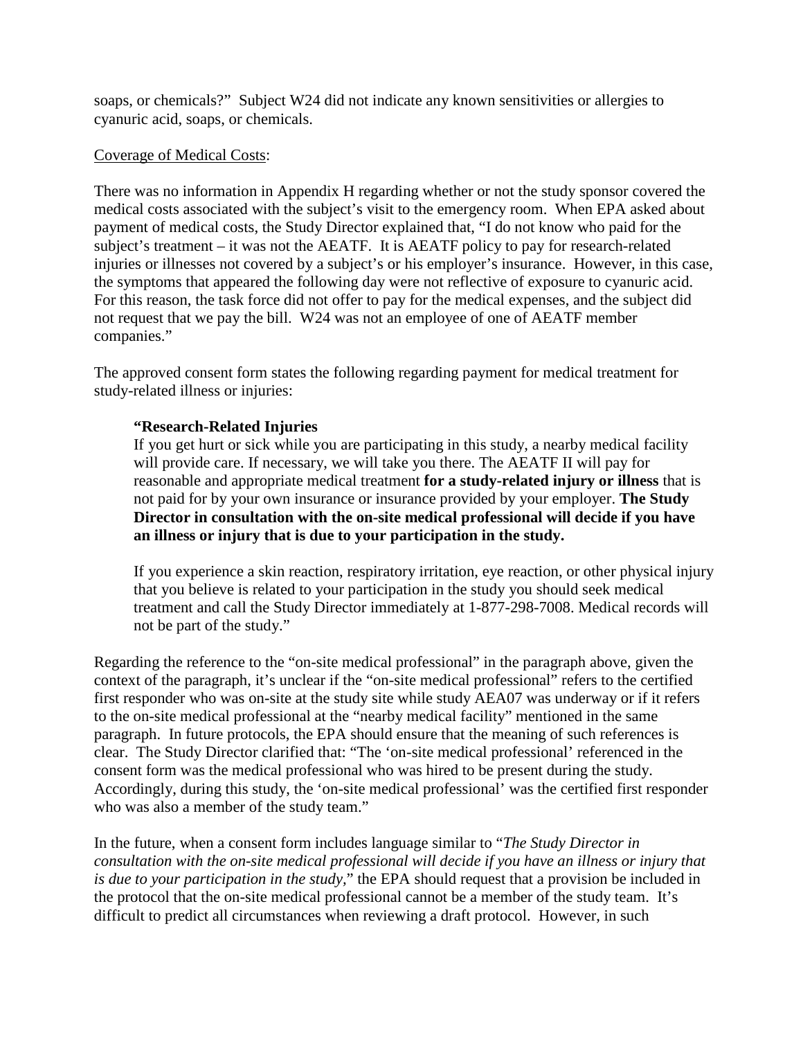soaps, or chemicals?" Subject W24 did not indicate any known sensitivities or allergies to cyanuric acid, soaps, or chemicals.

Coverage of Medical Costs:

There was no information in Appendix H regarding whether or not the study sponsor covered the medical costs associated with the subject's visit to the emergency room. When EPA asked about payment of medical costs, the Study Director explained that, "I do not know who paid for the subject's treatment – it was not the AEATF. It is AEATF policy to pay for research-related injuries or illnesses not covered by a subject's or his employer's insurance. However, in this case, the symptoms that appeared the following day were not reflective of exposure to cyanuric acid. For this reason, the task force did not offer to pay for the medical expenses, and the subject did not request that we pay the bill. W24 was not an employee of one of AEATF member companies."

The approved consent form states the following regarding payment for medical treatment for study-related illness or injuries:

> **"Research-Related Injuries**
> If you get hurt or sick while you are participating in this study, a nearby medical facility will provide care. If necessary, we will take you there. The AEATF II will pay for reasonable and appropriate medical treatment **for a study-related injury or illness** that is not paid for by your own insurance or insurance provided by your employer. **The Study Director in consultation with the on-site medical professional will decide if you have an illness or injury that is due to your participation in the study.**
>
> If you experience a skin reaction, respiratory irritation, eye reaction, or other physical injury that you believe is related to your participation in the study you should seek medical treatment and call the Study Director immediately at 1-877-298-7008. Medical records will not be part of the study."

Regarding the reference to the "on-site medical professional" in the paragraph above, given the context of the paragraph, it's unclear if the "on-site medical professional" refers to the certified first responder who was on-site at the study site while study AEA07 was underway or if it refers to the on-site medical professional at the "nearby medical facility" mentioned in the same paragraph. In future protocols, the EPA should ensure that the meaning of such references is clear. The Study Director clarified that: "The 'on-site medical professional' referenced in the consent form was the medical professional who was hired to be present during the study. Accordingly, during this study, the 'on-site medical professional' was the certified first responder who was also a member of the study team."

In the future, when a consent form includes language similar to "*The Study Director in consultation with the on-site medical professional will decide if you have an illness or injury that is due to your participation in the study*," the EPA should request that a provision be included in the protocol that the on-site medical professional cannot be a member of the study team. It's difficult to predict all circumstances when reviewing a draft protocol. However, in such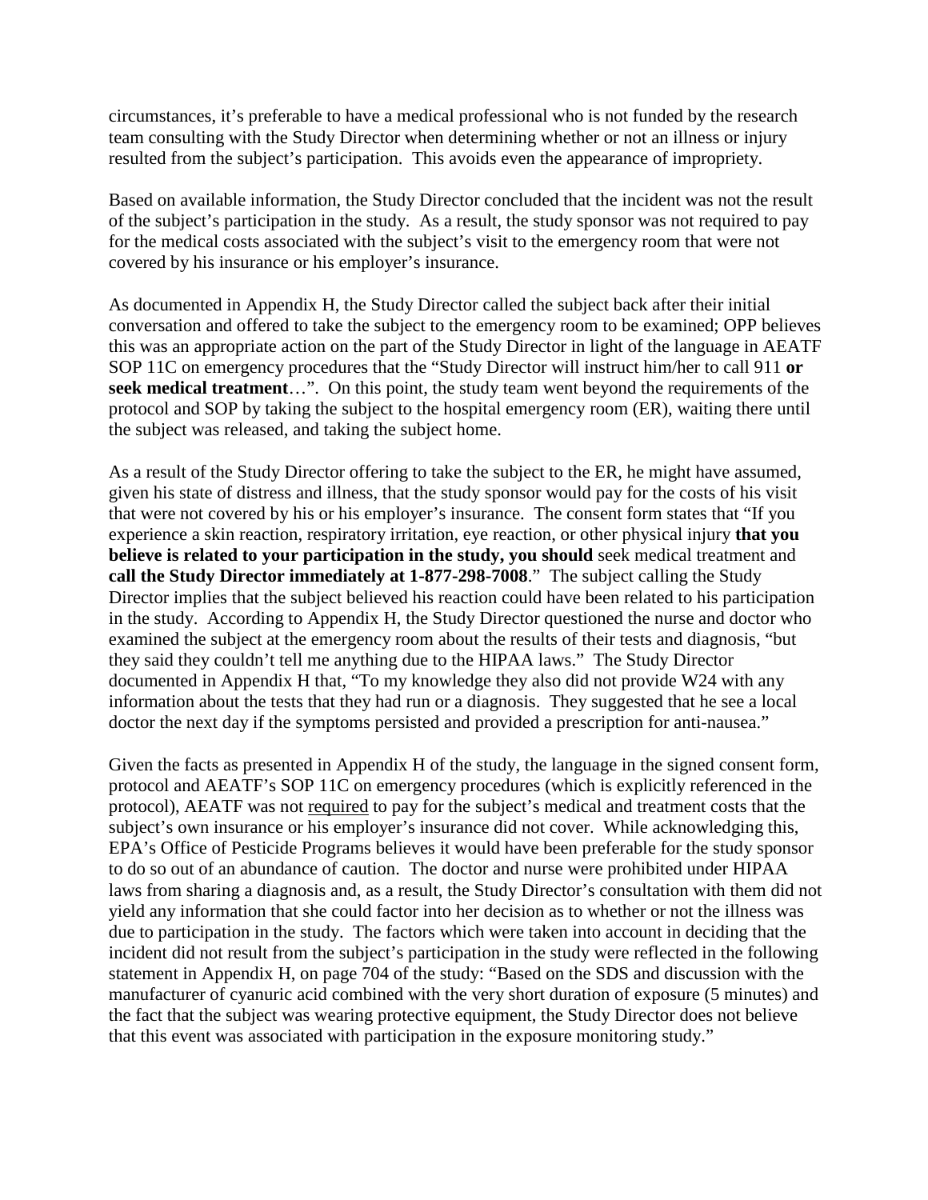circumstances, it's preferable to have a medical professional who is not funded by the research team consulting with the Study Director when determining whether or not an illness or injury resulted from the subject's participation. This avoids even the appearance of impropriety.

Based on available information, the Study Director concluded that the incident was not the result of the subject's participation in the study. As a result, the study sponsor was not required to pay for the medical costs associated with the subject's visit to the emergency room that were not covered by his insurance or his employer's insurance.

As documented in Appendix H, the Study Director called the subject back after their initial conversation and offered to take the subject to the emergency room to be examined; OPP believes this was an appropriate action on the part of the Study Director in light of the language in AEATF SOP 11C on emergency procedures that the "Study Director will instruct him/her to call 911 **or seek medical treatment**…". On this point, the study team went beyond the requirements of the protocol and SOP by taking the subject to the hospital emergency room (ER), waiting there until the subject was released, and taking the subject home.

As a result of the Study Director offering to take the subject to the ER, he might have assumed, given his state of distress and illness, that the study sponsor would pay for the costs of his visit that were not covered by his or his employer's insurance. The consent form states that "If you experience a skin reaction, respiratory irritation, eye reaction, or other physical injury **that you believe is related to your participation in the study, you should** seek medical treatment and **call the Study Director immediately at 1-877-298-7008**." The subject calling the Study Director implies that the subject believed his reaction could have been related to his participation in the study. According to Appendix H, the Study Director questioned the nurse and doctor who examined the subject at the emergency room about the results of their tests and diagnosis, "but they said they couldn't tell me anything due to the HIPAA laws." The Study Director documented in Appendix H that, "To my knowledge they also did not provide W24 with any information about the tests that they had run or a diagnosis. They suggested that he see a local doctor the next day if the symptoms persisted and provided a prescription for anti-nausea."

Given the facts as presented in Appendix H of the study, the language in the signed consent form, protocol and AEATF's SOP 11C on emergency procedures (which is explicitly referenced in the protocol), AEATF was not <u>required</u> to pay for the subject's medical and treatment costs that the subject's own insurance or his employer's insurance did not cover. While acknowledging this, EPA's Office of Pesticide Programs believes it would have been preferable for the study sponsor to do so out of an abundance of caution. The doctor and nurse were prohibited under HIPAA laws from sharing a diagnosis and, as a result, the Study Director's consultation with them did not yield any information that she could factor into her decision as to whether or not the illness was due to participation in the study. The factors which were taken into account in deciding that the incident did not result from the subject's participation in the study were reflected in the following statement in Appendix H, on page 704 of the study: "Based on the SDS and discussion with the manufacturer of cyanuric acid combined with the very short duration of exposure (5 minutes) and the fact that the subject was wearing protective equipment, the Study Director does not believe that this event was associated with participation in the exposure monitoring study."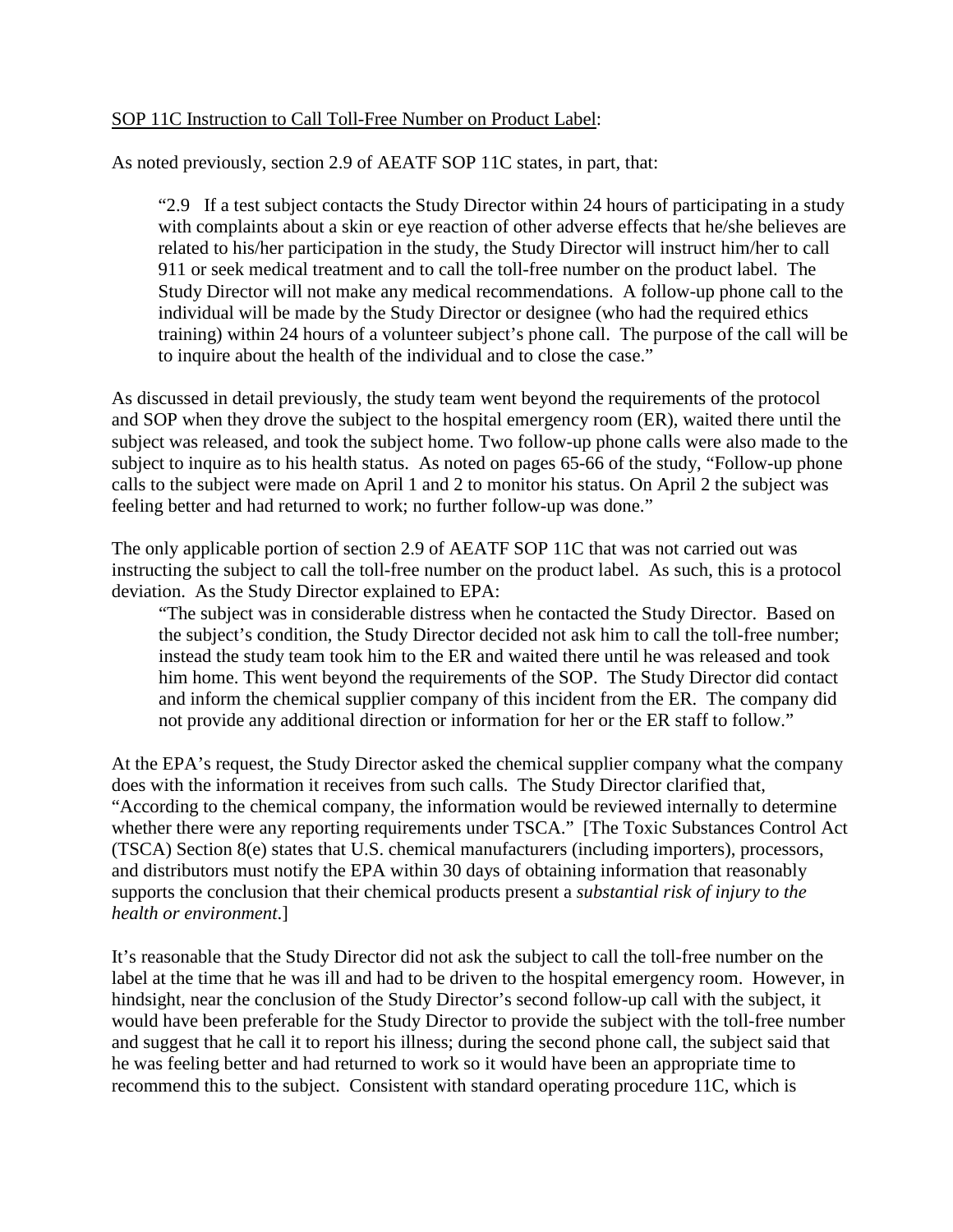SOP 11C Instruction to Call Toll-Free Number on Product Label:

As noted previously, section 2.9 of AEATF SOP 11C states, in part, that:

> "2.9 If a test subject contacts the Study Director within 24 hours of participating in a study with complaints about a skin or eye reaction of other adverse effects that he/she believes are related to his/her participation in the study, the Study Director will instruct him/her to call 911 or seek medical treatment and to call the toll-free number on the product label. The Study Director will not make any medical recommendations. A follow-up phone call to the individual will be made by the Study Director or designee (who had the required ethics training) within 24 hours of a volunteer subject's phone call. The purpose of the call will be to inquire about the health of the individual and to close the case."

As discussed in detail previously, the study team went beyond the requirements of the protocol and SOP when they drove the subject to the hospital emergency room (ER), waited there until the subject was released, and took the subject home. Two follow-up phone calls were also made to the subject to inquire as to his health status. As noted on pages 65-66 of the study, "Follow-up phone calls to the subject were made on April 1 and 2 to monitor his status. On April 2 the subject was feeling better and had returned to work; no further follow-up was done."

The only applicable portion of section 2.9 of AEATF SOP 11C that was not carried out was instructing the subject to call the toll-free number on the product label. As such, this is a protocol deviation. As the Study Director explained to EPA:

> "The subject was in considerable distress when he contacted the Study Director. Based on the subject's condition, the Study Director decided not ask him to call the toll-free number; instead the study team took him to the ER and waited there until he was released and took him home. This went beyond the requirements of the SOP. The Study Director did contact and inform the chemical supplier company of this incident from the ER. The company did not provide any additional direction or information for her or the ER staff to follow."

At the EPA's request, the Study Director asked the chemical supplier company what the company does with the information it receives from such calls. The Study Director clarified that, "According to the chemical company, the information would be reviewed internally to determine whether there were any reporting requirements under TSCA." [The Toxic Substances Control Act (TSCA) Section 8(e) states that U.S. chemical manufacturers (including importers), processors, and distributors must notify the EPA within 30 days of obtaining information that reasonably supports the conclusion that their chemical products present a *substantial risk of injury to the health or environment*.]

It's reasonable that the Study Director did not ask the subject to call the toll-free number on the label at the time that he was ill and had to be driven to the hospital emergency room. However, in hindsight, near the conclusion of the Study Director's second follow-up call with the subject, it would have been preferable for the Study Director to provide the subject with the toll-free number and suggest that he call it to report his illness; during the second phone call, the subject said that he was feeling better and had returned to work so it would have been an appropriate time to recommend this to the subject. Consistent with standard operating procedure 11C, which is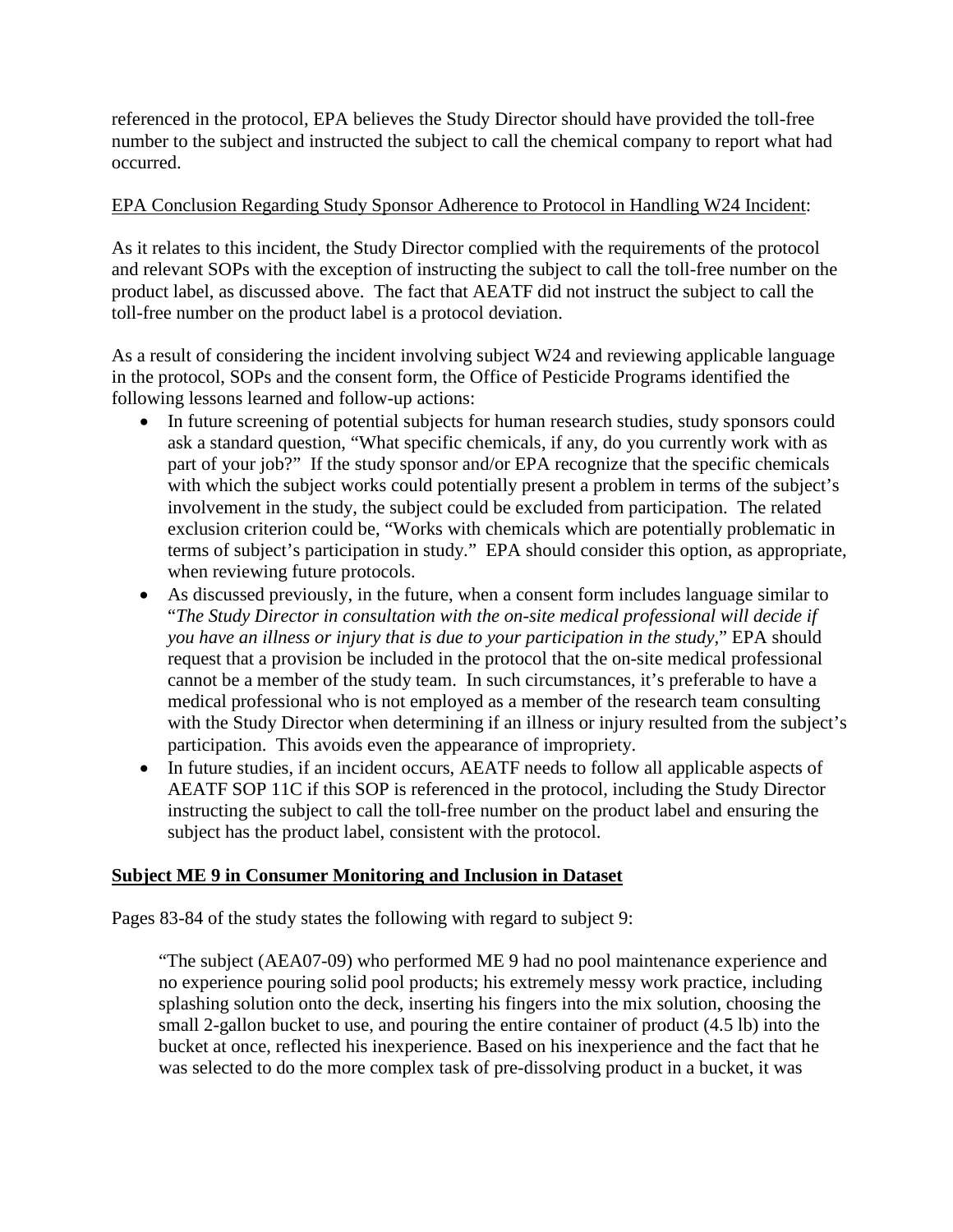referenced in the protocol, EPA believes the Study Director should have provided the toll-free number to the subject and instructed the subject to call the chemical company to report what had occurred.

EPA Conclusion Regarding Study Sponsor Adherence to Protocol in Handling W24 Incident:

As it relates to this incident, the Study Director complied with the requirements of the protocol and relevant SOPs with the exception of instructing the subject to call the toll-free number on the product label, as discussed above. The fact that AEATF did not instruct the subject to call the toll-free number on the product label is a protocol deviation.

As a result of considering the incident involving subject W24 and reviewing applicable language in the protocol, SOPs and the consent form, the Office of Pesticide Programs identified the following lessons learned and follow-up actions:

- In future screening of potential subjects for human research studies, study sponsors could ask a standard question, "What specific chemicals, if any, do you currently work with as part of your job?" If the study sponsor and/or EPA recognize that the specific chemicals with which the subject works could potentially present a problem in terms of the subject's involvement in the study, the subject could be excluded from participation. The related exclusion criterion could be, "Works with chemicals which are potentially problematic in terms of subject's participation in study." EPA should consider this option, as appropriate, when reviewing future protocols.
- As discussed previously, in the future, when a consent form includes language similar to "*The Study Director in consultation with the on-site medical professional will decide if you have an illness or injury that is due to your participation in the study*," EPA should request that a provision be included in the protocol that the on-site medical professional cannot be a member of the study team. In such circumstances, it's preferable to have a medical professional who is not employed as a member of the research team consulting with the Study Director when determining if an illness or injury resulted from the subject's participation. This avoids even the appearance of impropriety.
- In future studies, if an incident occurs, AEATF needs to follow all applicable aspects of AEATF SOP 11C if this SOP is referenced in the protocol, including the Study Director instructing the subject to call the toll-free number on the product label and ensuring the subject has the product label, consistent with the protocol.

**Subject ME 9 in Consumer Monitoring and Inclusion in Dataset**

Pages 83-84 of the study states the following with regard to subject 9:

> "The subject (AEA07-09) who performed ME 9 had no pool maintenance experience and no experience pouring solid pool products; his extremely messy work practice, including splashing solution onto the deck, inserting his fingers into the mix solution, choosing the small 2-gallon bucket to use, and pouring the entire container of product (4.5 lb) into the bucket at once, reflected his inexperience. Based on his inexperience and the fact that he was selected to do the more complex task of pre-dissolving product in a bucket, it was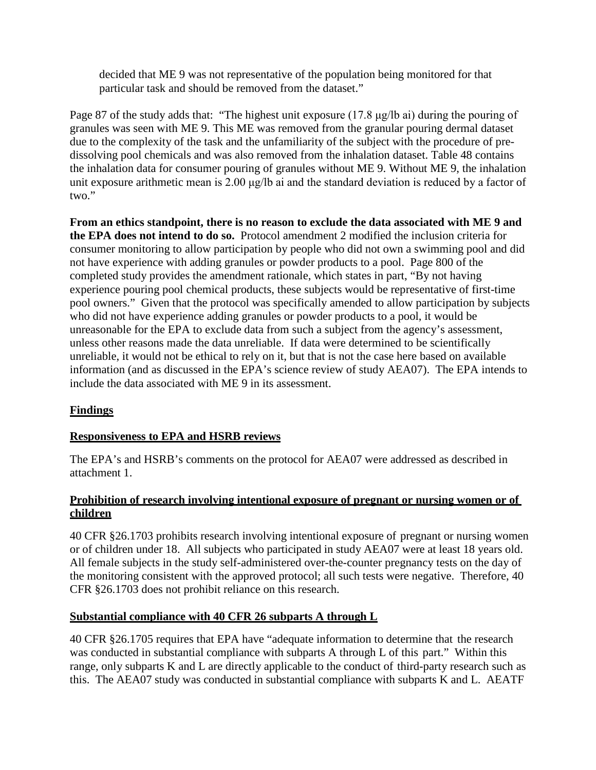decided that ME 9 was not representative of the population being monitored for that particular task and should be removed from the dataset."

Page 87 of the study adds that: "The highest unit exposure (17.8 μg/lb ai) during the pouring of granules was seen with ME 9. This ME was removed from the granular pouring dermal dataset due to the complexity of the task and the unfamiliarity of the subject with the procedure of pre-dissolving pool chemicals and was also removed from the inhalation dataset. Table 48 contains the inhalation data for consumer pouring of granules without ME 9. Without ME 9, the inhalation unit exposure arithmetic mean is 2.00 μg/lb ai and the standard deviation is reduced by a factor of two."

**From an ethics standpoint, there is no reason to exclude the data associated with ME 9 and the EPA does not intend to do so.** Protocol amendment 2 modified the inclusion criteria for consumer monitoring to allow participation by people who did not own a swimming pool and did not have experience with adding granules or powder products to a pool. Page 800 of the completed study provides the amendment rationale, which states in part, "By not having experience pouring pool chemical products, these subjects would be representative of first-time pool owners." Given that the protocol was specifically amended to allow participation by subjects who did not have experience adding granules or powder products to a pool, it would be unreasonable for the EPA to exclude data from such a subject from the agency's assessment, unless other reasons made the data unreliable. If data were determined to be scientifically unreliable, it would not be ethical to rely on it, but that is not the case here based on available information (and as discussed in the EPA's science review of study AEA07). The EPA intends to include the data associated with ME 9 in its assessment.

## Findings

### Responsiveness to EPA and HSRB reviews

The EPA's and HSRB's comments on the protocol for AEA07 were addressed as described in attachment 1.

### Prohibition of research involving intentional exposure of pregnant or nursing women or of children

40 CFR §26.1703 prohibits research involving intentional exposure of pregnant or nursing women or of children under 18. All subjects who participated in study AEA07 were at least 18 years old. All female subjects in the study self-administered over-the-counter pregnancy tests on the day of the monitoring consistent with the approved protocol; all such tests were negative. Therefore, 40 CFR §26.1703 does not prohibit reliance on this research.

### Substantial compliance with 40 CFR 26 subparts A through L

40 CFR §26.1705 requires that EPA have "adequate information to determine that the research was conducted in substantial compliance with subparts A through L of this part." Within this range, only subparts K and L are directly applicable to the conduct of third-party research such as this. The AEA07 study was conducted in substantial compliance with subparts K and L. AEATF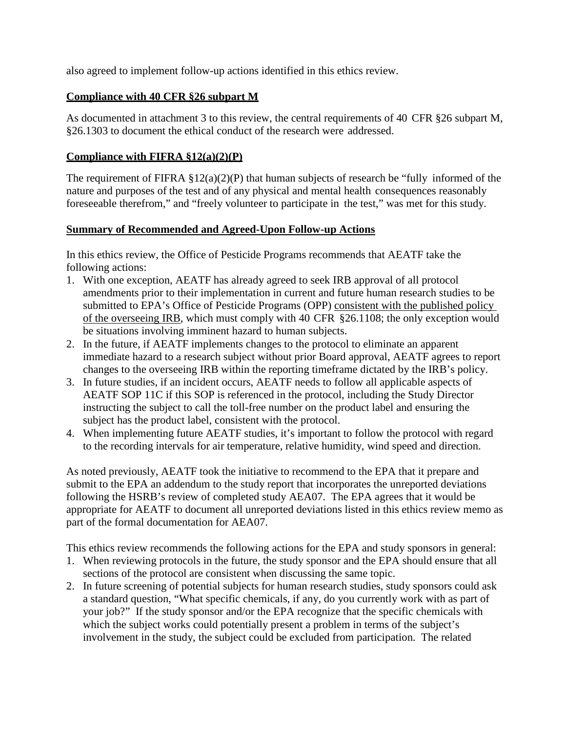also agreed to implement follow-up actions identified in this ethics review.

**Compliance with 40 CFR §26 subpart M**

As documented in attachment 3 to this review, the central requirements of 40 CFR §26 subpart M, §26.1303 to document the ethical conduct of the research were addressed.

**Compliance with FIFRA §12(a)(2)(P)**

The requirement of FIFRA §12(a)(2)(P) that human subjects of research be "fully informed of the nature and purposes of the test and of any physical and mental health consequences reasonably foreseeable therefrom," and "freely volunteer to participate in the test," was met for this study.

**Summary of Recommended and Agreed-Upon Follow-up Actions**

In this ethics review, the Office of Pesticide Programs recommends that AEATF take the following actions:

1. With one exception, AEATF has already agreed to seek IRB approval of all protocol amendments prior to their implementation in current and future human research studies to be submitted to EPA's Office of Pesticide Programs (OPP) consistent with the published policy of the overseeing IRB, which must comply with 40 CFR §26.1108; the only exception would be situations involving imminent hazard to human subjects.
2. In the future, if AEATF implements changes to the protocol to eliminate an apparent immediate hazard to a research subject without prior Board approval, AEATF agrees to report changes to the overseeing IRB within the reporting timeframe dictated by the IRB's policy.
3. In future studies, if an incident occurs, AEATF needs to follow all applicable aspects of AEATF SOP 11C if this SOP is referenced in the protocol, including the Study Director instructing the subject to call the toll-free number on the product label and ensuring the subject has the product label, consistent with the protocol.
4. When implementing future AEATF studies, it's important to follow the protocol with regard to the recording intervals for air temperature, relative humidity, wind speed and direction.

As noted previously, AEATF took the initiative to recommend to the EPA that it prepare and submit to the EPA an addendum to the study report that incorporates the unreported deviations following the HSRB's review of completed study AEA07. The EPA agrees that it would be appropriate for AEATF to document all unreported deviations listed in this ethics review memo as part of the formal documentation for AEA07.

This ethics review recommends the following actions for the EPA and study sponsors in general:

1. When reviewing protocols in the future, the study sponsor and the EPA should ensure that all sections of the protocol are consistent when discussing the same topic.
2. In future screening of potential subjects for human research studies, study sponsors could ask a standard question, "What specific chemicals, if any, do you currently work with as part of your job?" If the study sponsor and/or the EPA recognize that the specific chemicals with which the subject works could potentially present a problem in terms of the subject's involvement in the study, the subject could be excluded from participation. The related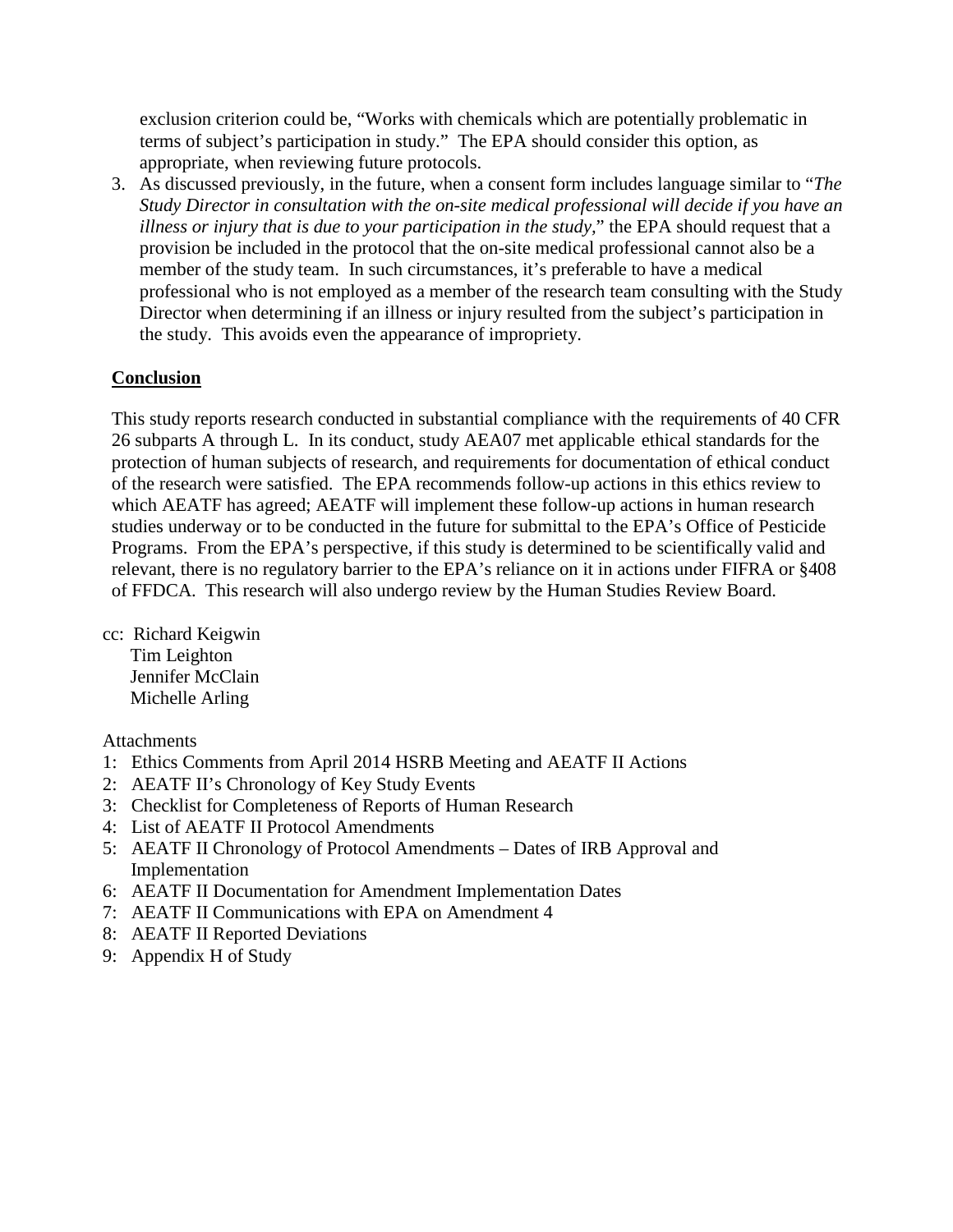exclusion criterion could be, "Works with chemicals which are potentially problematic in terms of subject's participation in study." The EPA should consider this option, as appropriate, when reviewing future protocols.

3. As discussed previously, in the future, when a consent form includes language similar to "*The Study Director in consultation with the on-site medical professional will decide if you have an illness or injury that is due to your participation in the study,*" the EPA should request that a provision be included in the protocol that the on-site medical professional cannot also be a member of the study team. In such circumstances, it's preferable to have a medical professional who is not employed as a member of the research team consulting with the Study Director when determining if an illness or injury resulted from the subject's participation in the study. This avoids even the appearance of impropriety.

## Conclusion

This study reports research conducted in substantial compliance with the requirements of 40 CFR 26 subparts A through L. In its conduct, study AEA07 met applicable ethical standards for the protection of human subjects of research, and requirements for documentation of ethical conduct of the research were satisfied. The EPA recommends follow-up actions in this ethics review to which AEATF has agreed; AEATF will implement these follow-up actions in human research studies underway or to be conducted in the future for submittal to the EPA's Office of Pesticide Programs. From the EPA's perspective, if this study is determined to be scientifically valid and relevant, there is no regulatory barrier to the EPA's reliance on it in actions under FIFRA or §408 of FFDCA. This research will also undergo review by the Human Studies Review Board.

cc: Richard Keigwin
Tim Leighton
Jennifer McClain
Michelle Arling

Attachments

1: Ethics Comments from April 2014 HSRB Meeting and AEATF II Actions
2: AEATF II's Chronology of Key Study Events
3: Checklist for Completeness of Reports of Human Research
4: List of AEATF II Protocol Amendments
5: AEATF II Chronology of Protocol Amendments – Dates of IRB Approval and Implementation
6: AEATF II Documentation for Amendment Implementation Dates
7: AEATF II Communications with EPA on Amendment 4
8: AEATF II Reported Deviations
9: Appendix H of Study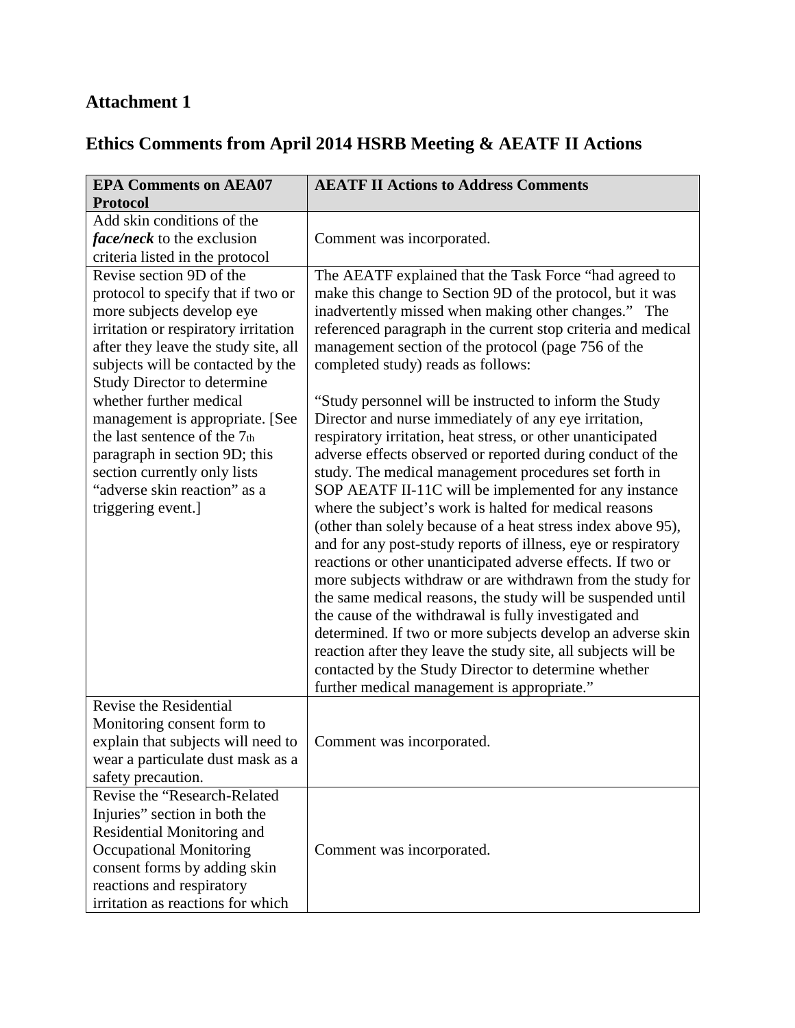## Attachment 1

## Ethics Comments from April 2014 HSRB Meeting & AEATF II Actions

| EPA Comments on AEA07 Protocol | AEATF II Actions to Address Comments |
|---|---|
| Add skin conditions of the ***face/neck*** to the exclusion criteria listed in the protocol | Comment was incorporated. |
| Revise section 9D of the protocol to specify that if two or more subjects develop eye irritation or respiratory irritation after they leave the study site, all subjects will be contacted by the Study Director to determine whether further medical management is appropriate. [See the last sentence of the 7th paragraph in section 9D; this section currently only lists "adverse skin reaction" as a triggering event.] | The AEATF explained that the Task Force "had agreed to make this change to Section 9D of the protocol, but it was inadvertently missed when making other changes." The referenced paragraph in the current stop criteria and medical management section of the protocol (page 756 of the completed study) reads as follows:<br><br>"Study personnel will be instructed to inform the Study Director and nurse immediately of any eye irritation, respiratory irritation, heat stress, or other unanticipated adverse effects observed or reported during conduct of the study. The medical management procedures set forth in SOP AEATF II-11C will be implemented for any instance where the subject's work is halted for medical reasons (other than solely because of a heat stress index above 95), and for any post-study reports of illness, eye or respiratory reactions or other unanticipated adverse effects. If two or more subjects withdraw or are withdrawn from the study for the same medical reasons, the study will be suspended until the cause of the withdrawal is fully investigated and determined. If two or more subjects develop an adverse skin reaction after they leave the study site, all subjects will be contacted by the Study Director to determine whether further medical management is appropriate." |
| Revise the Residential Monitoring consent form to explain that subjects will need to wear a particulate dust mask as a safety precaution. | Comment was incorporated. |
| Revise the "Research-Related Injuries" section in both the Residential Monitoring and Occupational Monitoring consent forms by adding skin reactions and respiratory irritation as reactions for which | Comment was incorporated. |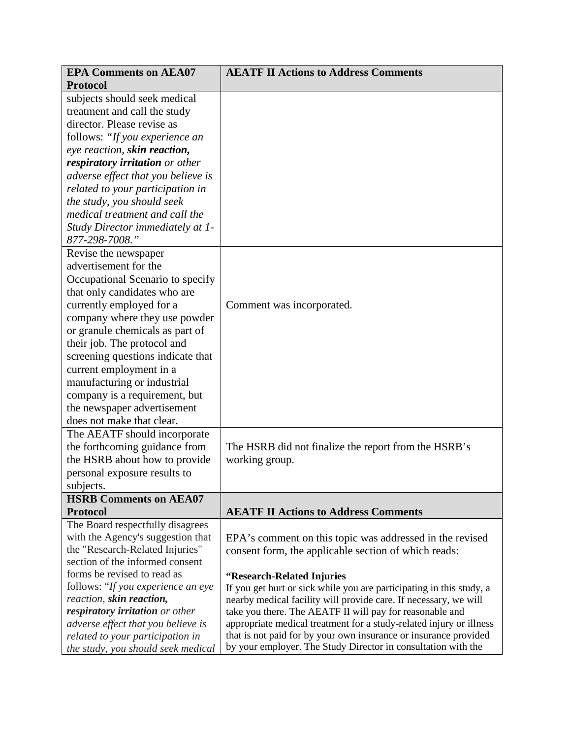| EPA Comments on AEA07 Protocol | AEATF II Actions to Address Comments |
|---|---|
| subjects should seek medical treatment and call the study director. Please revise as follows: *"If you experience an eye reaction, **skin reaction, respiratory irritation** or other adverse effect that you believe is related to your participation in the study, you should seek medical treatment and call the Study Director immediately at 1-877-298-7008."* | |
| Revise the newspaper advertisement for the Occupational Scenario to specify that only candidates who are currently employed for a company where they use powder or granule chemicals as part of their job. The protocol and screening questions indicate that current employment in a manufacturing or industrial company is a requirement, but the newspaper advertisement does not make that clear. | Comment was incorporated. |
| The AEATF should incorporate the forthcoming guidance from the HSRB about how to provide personal exposure results to subjects. | The HSRB did not finalize the report from the HSRB's working group. |
| **HSRB Comments on AEA07 Protocol** | **AEATF II Actions to Address Comments** |
| The Board respectfully disagrees with the Agency's suggestion that the "Research-Related Injuries" section of the informed consent forms be revised to read as follows: "*If you experience an eye reaction, **skin reaction, respiratory irritation** or other adverse effect that you believe is related to your participation in the study, you should seek medical* | EPA's comment on this topic was addressed in the revised consent form, the applicable section of which reads:<br><br>**"Research-Related Injuries**<br>If you get hurt or sick while you are participating in this study, a nearby medical facility will provide care. If necessary, we will take you there. The AEATF II will pay for reasonable and appropriate medical treatment for a study-related injury or illness that is not paid for by your own insurance or insurance provided by your employer. The Study Director in consultation with the |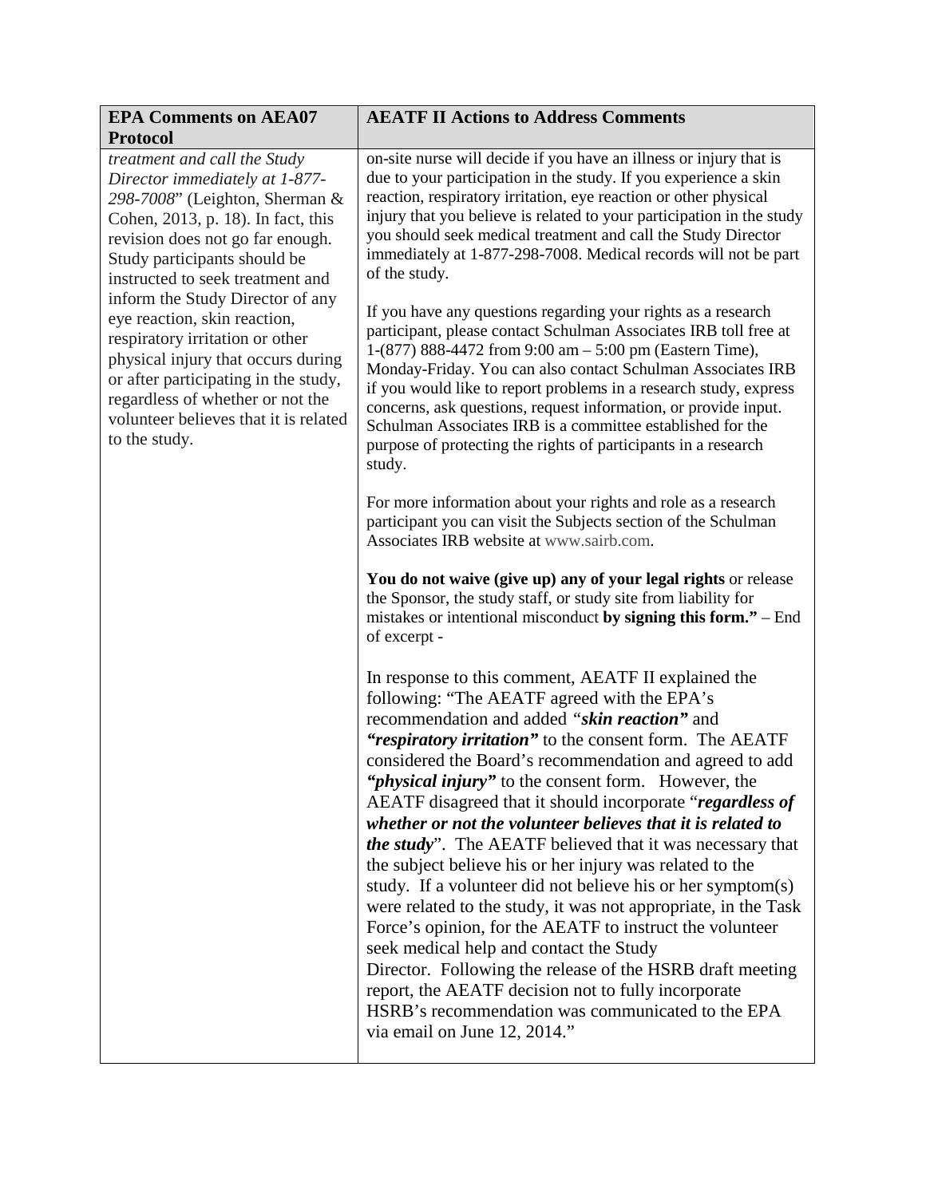| EPA Comments on AEA07 Protocol | AEATF II Actions to Address Comments |
|---|---|
| *treatment and call the Study Director immediately at 1-877-298-7008*" (Leighton, Sherman & Cohen, 2013, p. 18). In fact, this revision does not go far enough. Study participants should be instructed to seek treatment and inform the Study Director of any eye reaction, skin reaction, respiratory irritation or other physical injury that occurs during or after participating in the study, regardless of whether or not the volunteer believes that it is related to the study. | on-site nurse will decide if you have an illness or injury that is due to your participation in the study. If you experience a skin reaction, respiratory irritation, eye reaction or other physical injury that you believe is related to your participation in the study you should seek medical treatment and call the Study Director immediately at 1-877-298-7008. Medical records will not be part of the study.<br><br>If you have any questions regarding your rights as a research participant, please contact Schulman Associates IRB toll free at 1-(877) 888-4472 from 9:00 am – 5:00 pm (Eastern Time), Monday-Friday. You can also contact Schulman Associates IRB if you would like to report problems in a research study, express concerns, ask questions, request information, or provide input. Schulman Associates IRB is a committee established for the purpose of protecting the rights of participants in a research study.<br><br>For more information about your rights and role as a research participant you can visit the Subjects section of the Schulman Associates IRB website at www.sairb.com.<br><br>**You do not waive (give up) any of your legal rights** or release the Sponsor, the study staff, or study site from liability for mistakes or intentional misconduct **by signing this form."** – End of excerpt -<br><br>In response to this comment, AEATF II explained the following: "The AEATF agreed with the EPA's recommendation and added *"**skin reaction**"* and ***"respiratory irritation"*** to the consent form. The AEATF considered the Board's recommendation and agreed to add ***"physical injury"*** to the consent form. However, the AEATF disagreed that it should incorporate "***regardless of whether or not the volunteer believes that it is related to the study***". The AEATF believed that it was necessary that the subject believe his or her injury was related to the study. If a volunteer did not believe his or her symptom(s) were related to the study, it was not appropriate, in the Task Force's opinion, for the AEATF to instruct the volunteer seek medical help and contact the Study Director. Following the release of the HSRB draft meeting report, the AEATF decision not to fully incorporate HSRB's recommendation was communicated to the EPA via email on June 12, 2014." |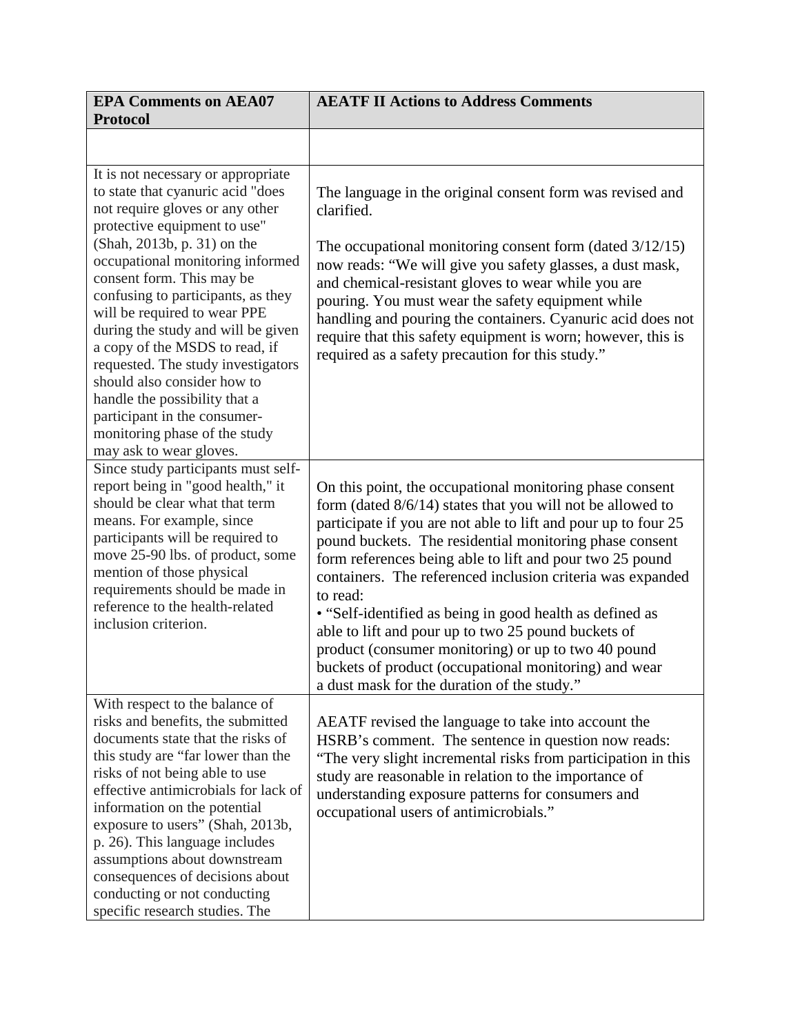| EPA Comments on AEA07 Protocol | AEATF II Actions to Address Comments |
|---|---|
| | |
| It is not necessary or appropriate to state that cyanuric acid "does not require gloves or any other protective equipment to use" (Shah, 2013b, p. 31) on the occupational monitoring informed consent form. This may be confusing to participants, as they will be required to wear PPE during the study and will be given a copy of the MSDS to read, if requested. The study investigators should also consider how to handle the possibility that a participant in the consumer-monitoring phase of the study may ask to wear gloves. | The language in the original consent form was revised and clarified.<br><br>The occupational monitoring consent form (dated 3/12/15) now reads: "We will give you safety glasses, a dust mask, and chemical-resistant gloves to wear while you are pouring. You must wear the safety equipment while handling and pouring the containers. Cyanuric acid does not require that this safety equipment is worn; however, this is required as a safety precaution for this study." |
| Since study participants must self-report being in "good health," it should be clear what that term means. For example, since participants will be required to move 25-90 lbs. of product, some mention of those physical requirements should be made in reference to the health-related inclusion criterion. | On this point, the occupational monitoring phase consent form (dated 8/6/14) states that you will not be allowed to participate if you are not able to lift and pour up to four 25 pound buckets. The residential monitoring phase consent form references being able to lift and pour two 25 pound containers. The referenced inclusion criteria was expanded to read:<br>• "Self-identified as being in good health as defined as able to lift and pour up to two 25 pound buckets of product (consumer monitoring) or up to two 40 pound buckets of product (occupational monitoring) and wear a dust mask for the duration of the study." |
| With respect to the balance of risks and benefits, the submitted documents state that the risks of this study are "far lower than the risks of not being able to use effective antimicrobials for lack of information on the potential exposure to users" (Shah, 2013b, p. 26). This language includes assumptions about downstream consequences of decisions about conducting or not conducting specific research studies. The | AEATF revised the language to take into account the HSRB's comment. The sentence in question now reads: "The very slight incremental risks from participation in this study are reasonable in relation to the importance of understanding exposure patterns for consumers and occupational users of antimicrobials." |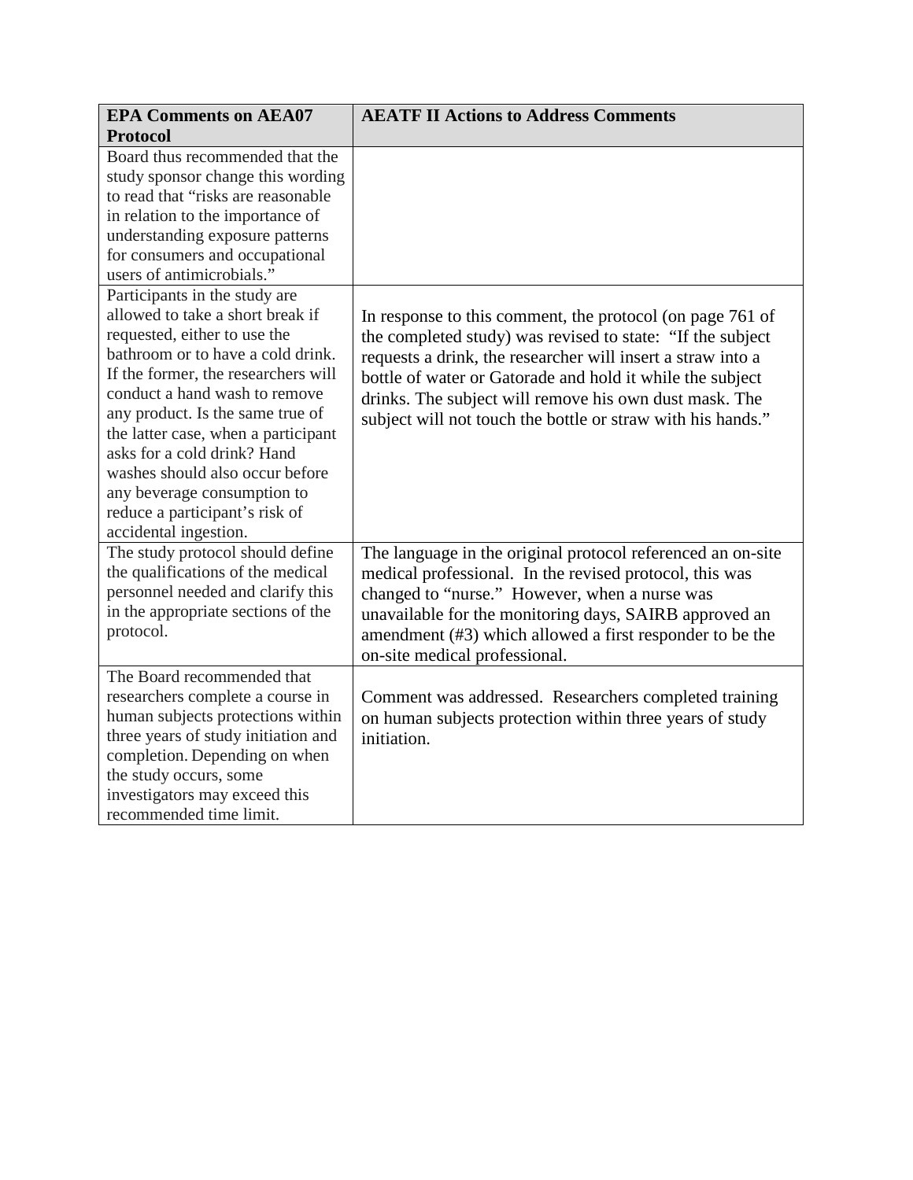| EPA Comments on AEA07 Protocol | AEATF II Actions to Address Comments |
|---|---|
| Board thus recommended that the study sponsor change this wording to read that "risks are reasonable in relation to the importance of understanding exposure patterns for consumers and occupational users of antimicrobials." | |
| Participants in the study are allowed to take a short break if requested, either to use the bathroom or to have a cold drink. If the former, the researchers will conduct a hand wash to remove any product. Is the same true of the latter case, when a participant asks for a cold drink? Hand washes should also occur before any beverage consumption to reduce a participant's risk of accidental ingestion. | In response to this comment, the protocol (on page 761 of the completed study) was revised to state: "If the subject requests a drink, the researcher will insert a straw into a bottle of water or Gatorade and hold it while the subject drinks. The subject will remove his own dust mask. The subject will not touch the bottle or straw with his hands." |
| The study protocol should define the qualifications of the medical personnel needed and clarify this in the appropriate sections of the protocol. | The language in the original protocol referenced an on-site medical professional. In the revised protocol, this was changed to "nurse." However, when a nurse was unavailable for the monitoring days, SAIRB approved an amendment (#3) which allowed a first responder to be the on-site medical professional. |
| The Board recommended that researchers complete a course in human subjects protections within three years of study initiation and completion. Depending on when the study occurs, some investigators may exceed this recommended time limit. | Comment was addressed. Researchers completed training on human subjects protection within three years of study initiation. |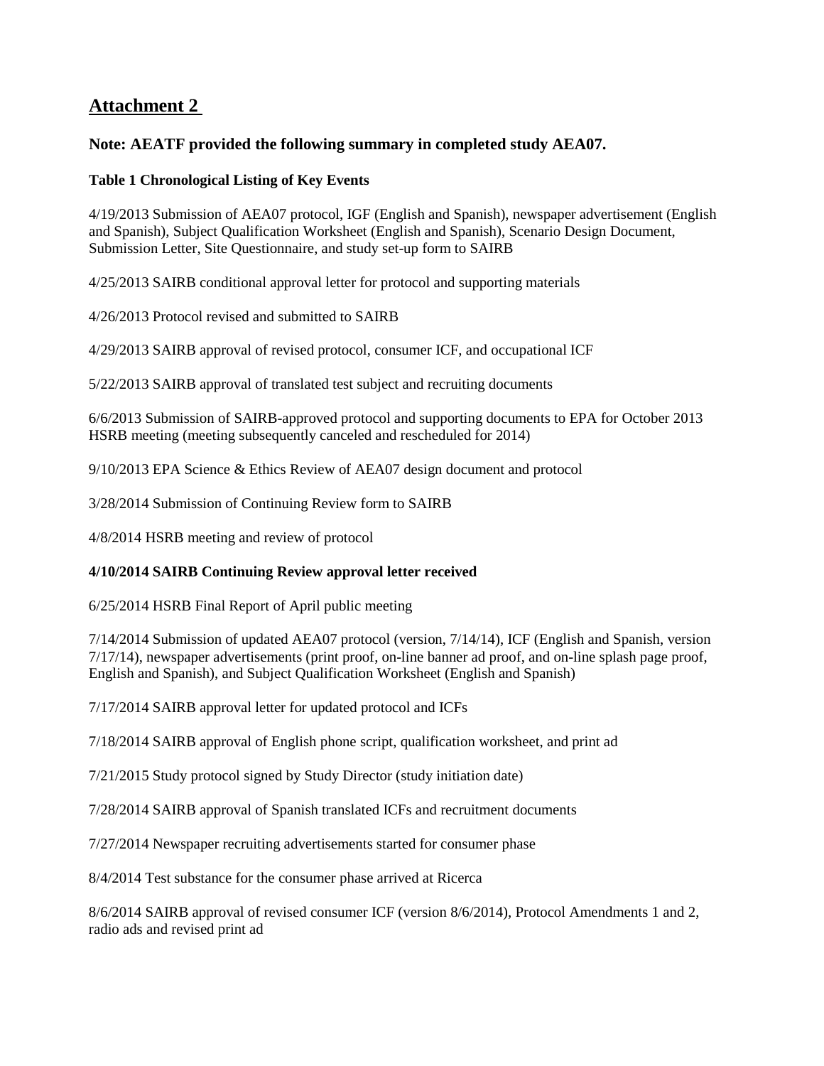# Attachment 2

### Note: AEATF provided the following summary in completed study AEA07.

**Table 1 Chronological Listing of Key Events**

4/19/2013 Submission of AEA07 protocol, IGF (English and Spanish), newspaper advertisement (English and Spanish), Subject Qualification Worksheet (English and Spanish), Scenario Design Document, Submission Letter, Site Questionnaire, and study set-up form to SAIRB

4/25/2013 SAIRB conditional approval letter for protocol and supporting materials

4/26/2013 Protocol revised and submitted to SAIRB

4/29/2013 SAIRB approval of revised protocol, consumer ICF, and occupational ICF

5/22/2013 SAIRB approval of translated test subject and recruiting documents

6/6/2013 Submission of SAIRB-approved protocol and supporting documents to EPA for October 2013 HSRB meeting (meeting subsequently canceled and rescheduled for 2014)

9/10/2013 EPA Science & Ethics Review of AEA07 design document and protocol

3/28/2014 Submission of Continuing Review form to SAIRB

4/8/2014 HSRB meeting and review of protocol

**4/10/2014 SAIRB Continuing Review approval letter received**

6/25/2014 HSRB Final Report of April public meeting

7/14/2014 Submission of updated AEA07 protocol (version, 7/14/14), ICF (English and Spanish, version 7/17/14), newspaper advertisements (print proof, on-line banner ad proof, and on-line splash page proof, English and Spanish), and Subject Qualification Worksheet (English and Spanish)

7/17/2014 SAIRB approval letter for updated protocol and ICFs

7/18/2014 SAIRB approval of English phone script, qualification worksheet, and print ad

7/21/2015 Study protocol signed by Study Director (study initiation date)

7/28/2014 SAIRB approval of Spanish translated ICFs and recruitment documents

7/27/2014 Newspaper recruiting advertisements started for consumer phase

8/4/2014 Test substance for the consumer phase arrived at Ricerca

8/6/2014 SAIRB approval of revised consumer ICF (version 8/6/2014), Protocol Amendments 1 and 2, radio ads and revised print ad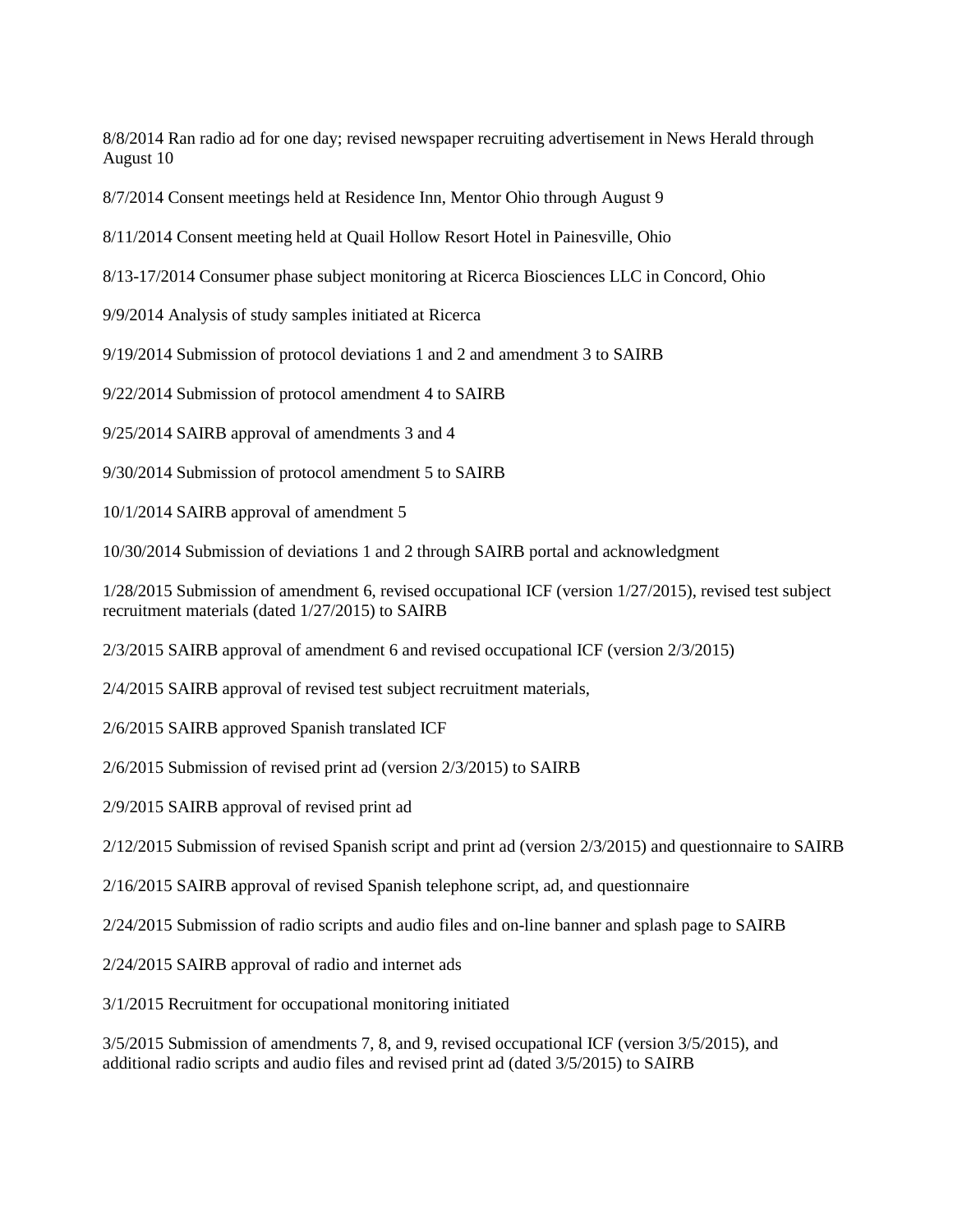8/8/2014 Ran radio ad for one day; revised newspaper recruiting advertisement in News Herald through August 10

8/7/2014 Consent meetings held at Residence Inn, Mentor Ohio through August 9

8/11/2014 Consent meeting held at Quail Hollow Resort Hotel in Painesville, Ohio

8/13-17/2014 Consumer phase subject monitoring at Ricerca Biosciences LLC in Concord, Ohio

9/9/2014 Analysis of study samples initiated at Ricerca

9/19/2014 Submission of protocol deviations 1 and 2 and amendment 3 to SAIRB

9/22/2014 Submission of protocol amendment 4 to SAIRB

9/25/2014 SAIRB approval of amendments 3 and 4

9/30/2014 Submission of protocol amendment 5 to SAIRB

10/1/2014 SAIRB approval of amendment 5

10/30/2014 Submission of deviations 1 and 2 through SAIRB portal and acknowledgment

1/28/2015 Submission of amendment 6, revised occupational ICF (version 1/27/2015), revised test subject recruitment materials (dated 1/27/2015) to SAIRB

2/3/2015 SAIRB approval of amendment 6 and revised occupational ICF (version 2/3/2015)

2/4/2015 SAIRB approval of revised test subject recruitment materials,

2/6/2015 SAIRB approved Spanish translated ICF

2/6/2015 Submission of revised print ad (version 2/3/2015) to SAIRB

2/9/2015 SAIRB approval of revised print ad

2/12/2015 Submission of revised Spanish script and print ad (version 2/3/2015) and questionnaire to SAIRB

2/16/2015 SAIRB approval of revised Spanish telephone script, ad, and questionnaire

2/24/2015 Submission of radio scripts and audio files and on-line banner and splash page to SAIRB

2/24/2015 SAIRB approval of radio and internet ads

3/1/2015 Recruitment for occupational monitoring initiated

3/5/2015 Submission of amendments 7, 8, and 9, revised occupational ICF (version 3/5/2015), and additional radio scripts and audio files and revised print ad (dated 3/5/2015) to SAIRB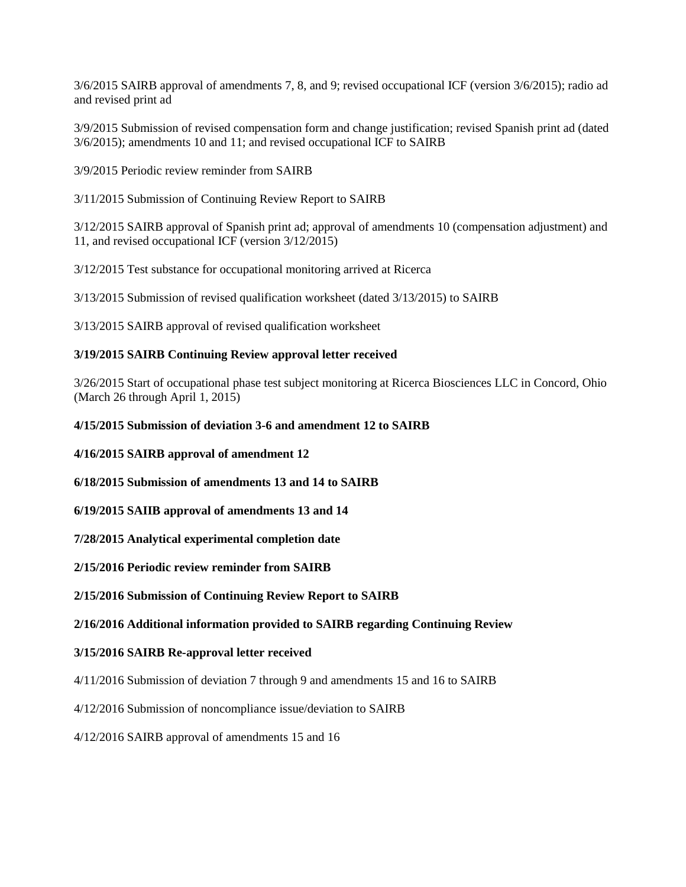3/6/2015 SAIRB approval of amendments 7, 8, and 9; revised occupational ICF (version 3/6/2015); radio ad and revised print ad

3/9/2015 Submission of revised compensation form and change justification; revised Spanish print ad (dated 3/6/2015); amendments 10 and 11; and revised occupational ICF to SAIRB

3/9/2015 Periodic review reminder from SAIRB

3/11/2015 Submission of Continuing Review Report to SAIRB

3/12/2015 SAIRB approval of Spanish print ad; approval of amendments 10 (compensation adjustment) and 11, and revised occupational ICF (version 3/12/2015)

3/12/2015 Test substance for occupational monitoring arrived at Ricerca

3/13/2015 Submission of revised qualification worksheet (dated 3/13/2015) to SAIRB

3/13/2015 SAIRB approval of revised qualification worksheet

**3/19/2015 SAIRB Continuing Review approval letter received**

3/26/2015 Start of occupational phase test subject monitoring at Ricerca Biosciences LLC in Concord, Ohio (March 26 through April 1, 2015)

**4/15/2015 Submission of deviation 3-6 and amendment 12 to SAIRB**

**4/16/2015 SAIRB approval of amendment 12**

**6/18/2015 Submission of amendments 13 and 14 to SAIRB**

**6/19/2015 SAIIB approval of amendments 13 and 14**

**7/28/2015 Analytical experimental completion date**

**2/15/2016 Periodic review reminder from SAIRB**

**2/15/2016 Submission of Continuing Review Report to SAIRB**

**2/16/2016 Additional information provided to SAIRB regarding Continuing Review**

**3/15/2016 SAIRB Re-approval letter received**

4/11/2016 Submission of deviation 7 through 9 and amendments 15 and 16 to SAIRB

4/12/2016 Submission of noncompliance issue/deviation to SAIRB

4/12/2016 SAIRB approval of amendments 15 and 16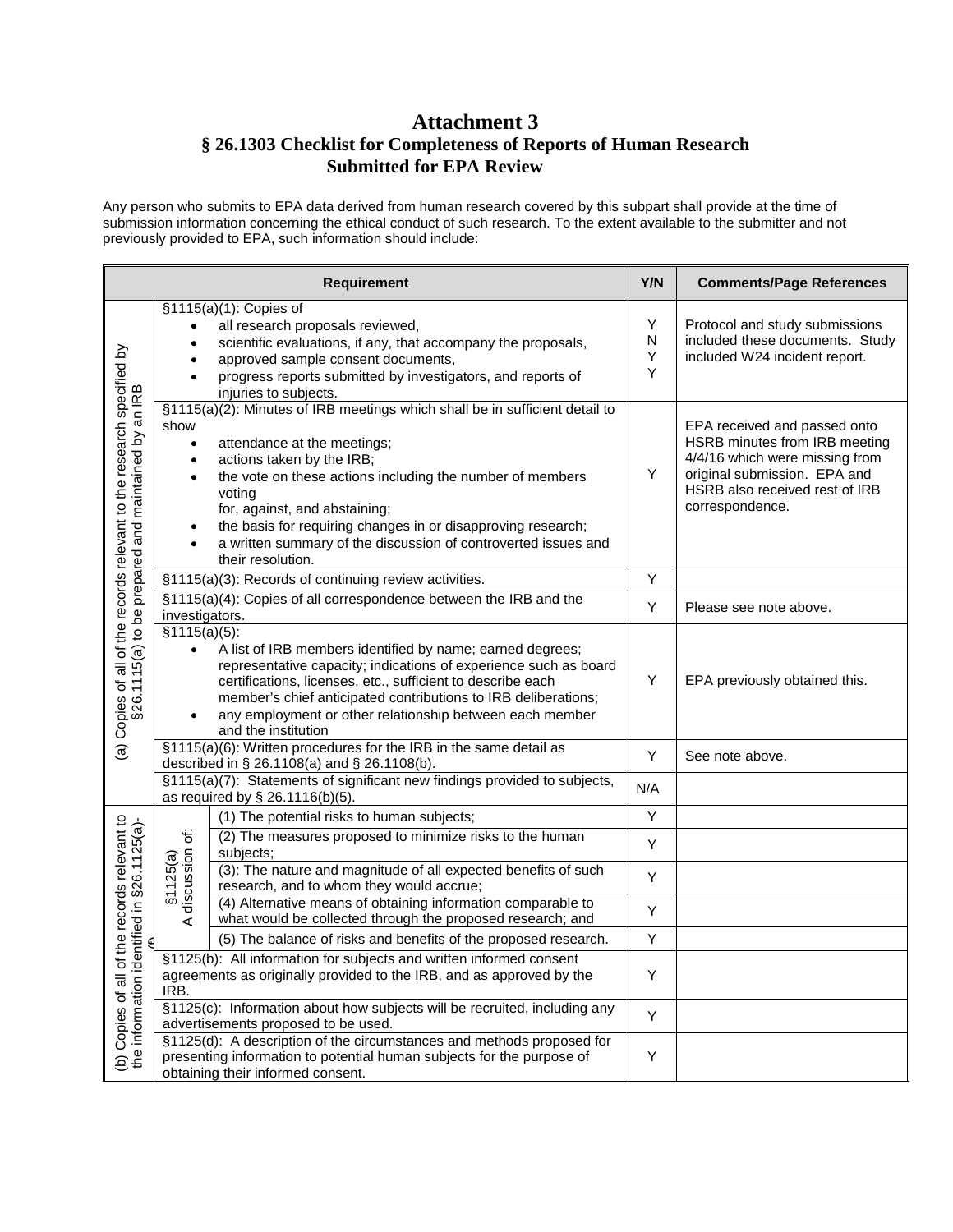# Attachment 3
## § 26.1303 Checklist for Completeness of Reports of Human Research Submitted for EPA Review

Any person who submits to EPA data derived from human research covered by this subpart shall provide at the time of submission information concerning the ethical conduct of such research. To the extent available to the submitter and not previously provided to EPA, such information should include:

| | | Requirement | Y/N | Comments/Page References |
|---|---|---|---|---|
| (a) Copies of all of the records relevant to the research specified by §26.1115(a) to be prepared and maintained by an IRB | §1115(a)(1): Copies of<br>• all research proposals reviewed,<br>• scientific evaluations, if any, that accompany the proposals,<br>• approved sample consent documents,<br>• progress reports submitted by investigators, and reports of injuries to subjects. | | Y<br>N<br>Y<br>Y | Protocol and study submissions included these documents. Study included W24 incident report. |
| | §1115(a)(2): Minutes of IRB meetings which shall be in sufficient detail to show<br>• attendance at the meetings;<br>• actions taken by the IRB;<br>• the vote on these actions including the number of members voting for, against, and abstaining;<br>• the basis for requiring changes in or disapproving research;<br>• a written summary of the discussion of controverted issues and their resolution. | | Y | EPA received and passed onto HSRB minutes from IRB meeting 4/4/16 which were missing from original submission. EPA and HSRB also received rest of IRB correspondence. |
| | §1115(a)(3): Records of continuing review activities. | | Y | |
| | §1115(a)(4): Copies of all correspondence between the IRB and the investigators. | | Y | Please see note above. |
| | §1115(a)(5):<br>• A list of IRB members identified by name; earned degrees; representative capacity; indications of experience such as board certifications, licenses, etc., sufficient to describe each member's chief anticipated contributions to IRB deliberations;<br>• any employment or other relationship between each member and the institution | | Y | EPA previously obtained this. |
| | §1115(a)(6): Written procedures for the IRB in the same detail as described in § 26.1108(a) and § 26.1108(b). | | Y | See note above. |
| | §1115(a)(7): Statements of significant new findings provided to subjects, as required by § 26.1116(b)(5). | | N/A | |
| (b) Copies of all of the records relevant to the information identified in §26.1125(a)-(f) | §1125(a) A discussion of: | (1) The potential risks to human subjects; | Y | |
| | | (2) The measures proposed to minimize risks to the human subjects; | Y | |
| | | (3): The nature and magnitude of all expected benefits of such research, and to whom they would accrue; | Y | |
| | | (4) Alternative means of obtaining information comparable to what would be collected through the proposed research; and | Y | |
| | | (5) The balance of risks and benefits of the proposed research. | Y | |
| | §1125(b): All information for subjects and written informed consent agreements as originally provided to the IRB, and as approved by the IRB. | | Y | |
| | §1125(c): Information about how subjects will be recruited, including any advertisements proposed to be used. | | Y | |
| | §1125(d): A description of the circumstances and methods proposed for presenting information to potential human subjects for the purpose of obtaining their informed consent. | | Y | |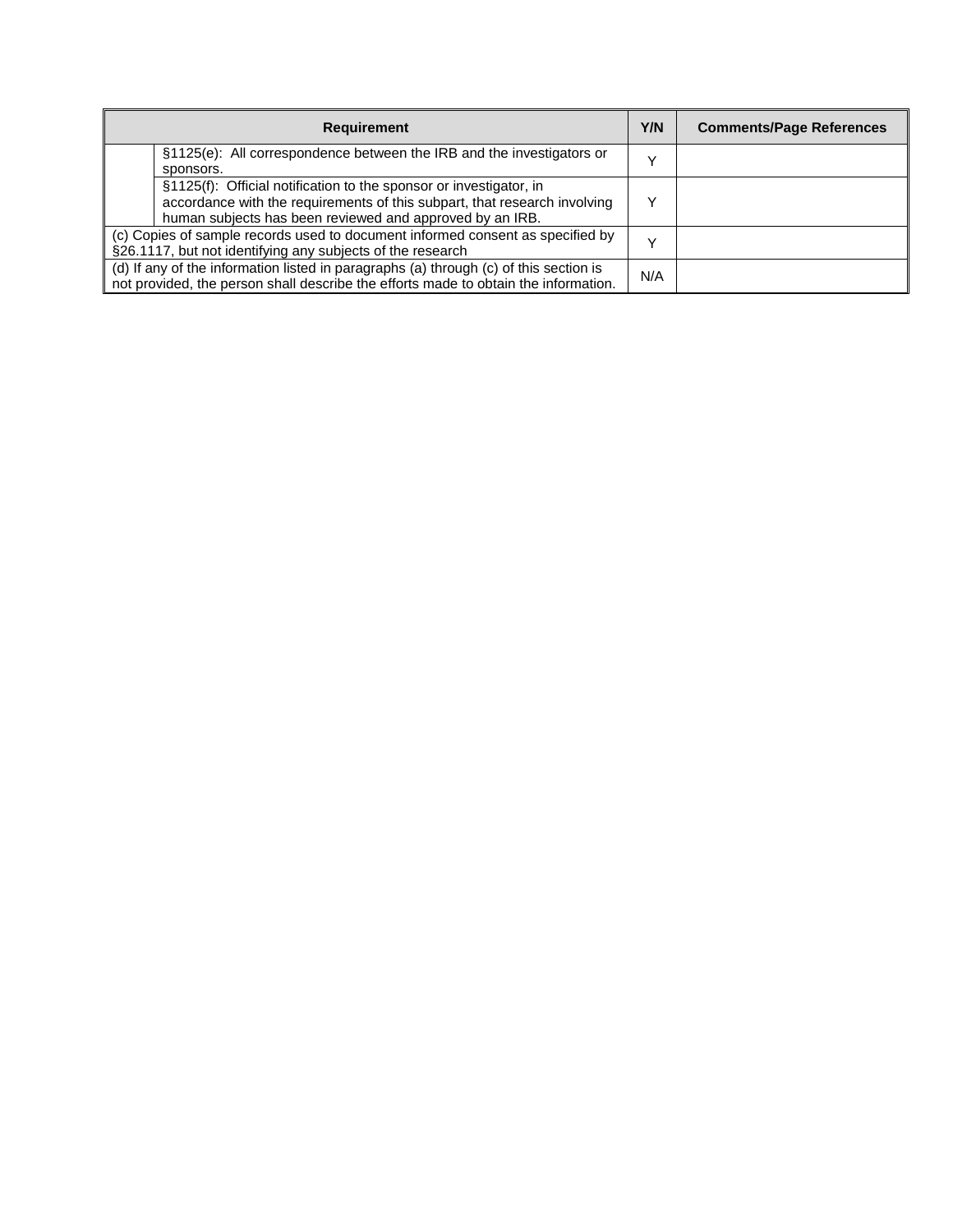| Requirement | | Y/N | Comments/Page References |
|---|---|---|---|
| | §1125(e): All correspondence between the IRB and the investigators or sponsors. | Y | |
| | §1125(f): Official notification to the sponsor or investigator, in accordance with the requirements of this subpart, that research involving human subjects has been reviewed and approved by an IRB. | Y | |
| (c) Copies of sample records used to document informed consent as specified by §26.1117, but not identifying any subjects of the research | | Y | |
| (d) If any of the information listed in paragraphs (a) through (c) of this section is not provided, the person shall describe the efforts made to obtain the information. | | N/A | |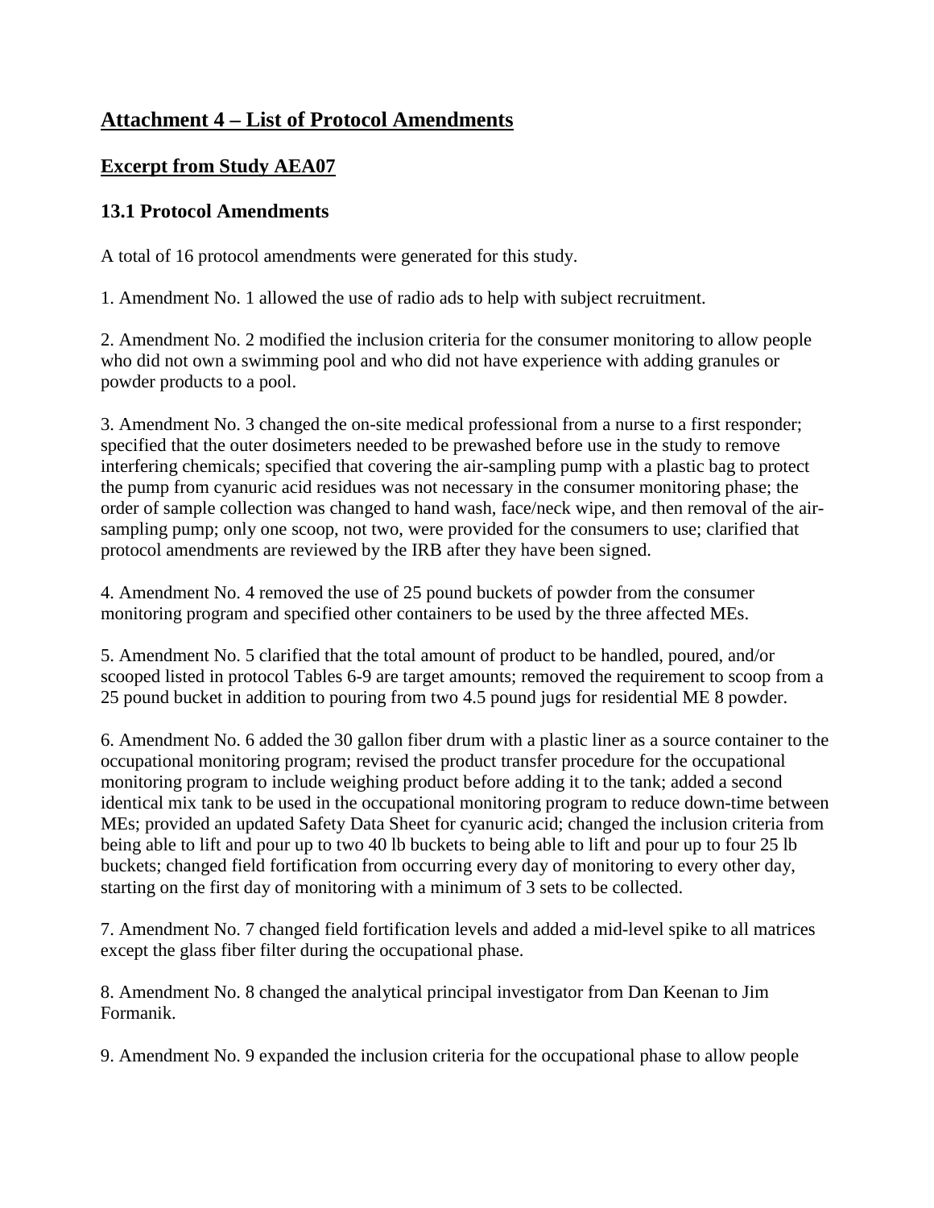# Attachment 4 – List of Protocol Amendments

## Excerpt from Study AEA07

### 13.1 Protocol Amendments

A total of 16 protocol amendments were generated for this study.

1. Amendment No. 1 allowed the use of radio ads to help with subject recruitment.

2. Amendment No. 2 modified the inclusion criteria for the consumer monitoring to allow people who did not own a swimming pool and who did not have experience with adding granules or powder products to a pool.

3. Amendment No. 3 changed the on-site medical professional from a nurse to a first responder; specified that the outer dosimeters needed to be prewashed before use in the study to remove interfering chemicals; specified that covering the air-sampling pump with a plastic bag to protect the pump from cyanuric acid residues was not necessary in the consumer monitoring phase; the order of sample collection was changed to hand wash, face/neck wipe, and then removal of the air-sampling pump; only one scoop, not two, were provided for the consumers to use; clarified that protocol amendments are reviewed by the IRB after they have been signed.

4. Amendment No. 4 removed the use of 25 pound buckets of powder from the consumer monitoring program and specified other containers to be used by the three affected MEs.

5. Amendment No. 5 clarified that the total amount of product to be handled, poured, and/or scooped listed in protocol Tables 6-9 are target amounts; removed the requirement to scoop from a 25 pound bucket in addition to pouring from two 4.5 pound jugs for residential ME 8 powder.

6. Amendment No. 6 added the 30 gallon fiber drum with a plastic liner as a source container to the occupational monitoring program; revised the product transfer procedure for the occupational monitoring program to include weighing product before adding it to the tank; added a second identical mix tank to be used in the occupational monitoring program to reduce down-time between MEs; provided an updated Safety Data Sheet for cyanuric acid; changed the inclusion criteria from being able to lift and pour up to two 40 lb buckets to being able to lift and pour up to four 25 lb buckets; changed field fortification from occurring every day of monitoring to every other day, starting on the first day of monitoring with a minimum of 3 sets to be collected.

7. Amendment No. 7 changed field fortification levels and added a mid-level spike to all matrices except the glass fiber filter during the occupational phase.

8. Amendment No. 8 changed the analytical principal investigator from Dan Keenan to Jim Formanik.

9. Amendment No. 9 expanded the inclusion criteria for the occupational phase to allow people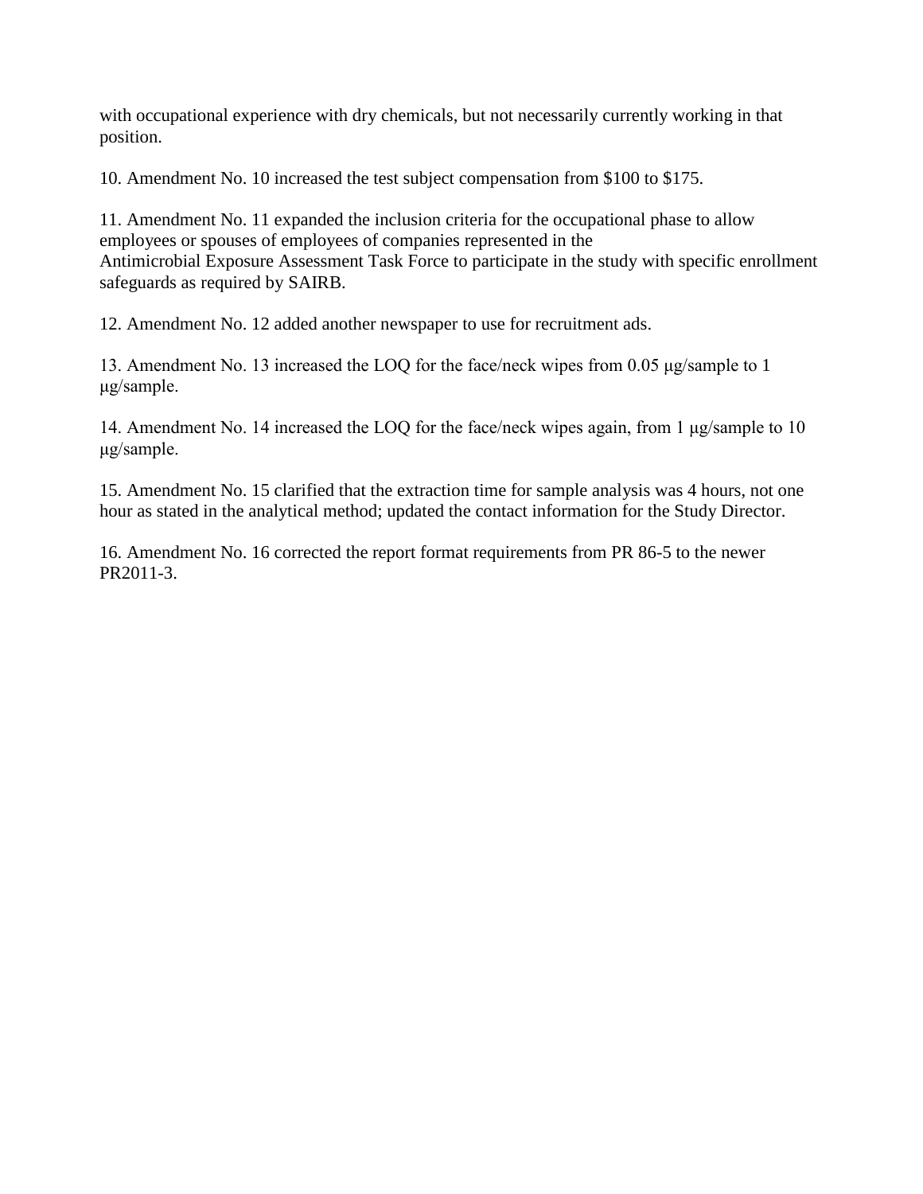with occupational experience with dry chemicals, but not necessarily currently working in that position.

10. Amendment No. 10 increased the test subject compensation from $100 to $175.

11. Amendment No. 11 expanded the inclusion criteria for the occupational phase to allow employees or spouses of employees of companies represented in the Antimicrobial Exposure Assessment Task Force to participate in the study with specific enrollment safeguards as required by SAIRB.

12. Amendment No. 12 added another newspaper to use for recruitment ads.

13. Amendment No. 13 increased the LOQ for the face/neck wipes from 0.05 μg/sample to 1 μg/sample.

14. Amendment No. 14 increased the LOQ for the face/neck wipes again, from 1 μg/sample to 10 μg/sample.

15. Amendment No. 15 clarified that the extraction time for sample analysis was 4 hours, not one hour as stated in the analytical method; updated the contact information for the Study Director.

16. Amendment No. 16 corrected the report format requirements from PR 86-5 to the newer PR2011-3.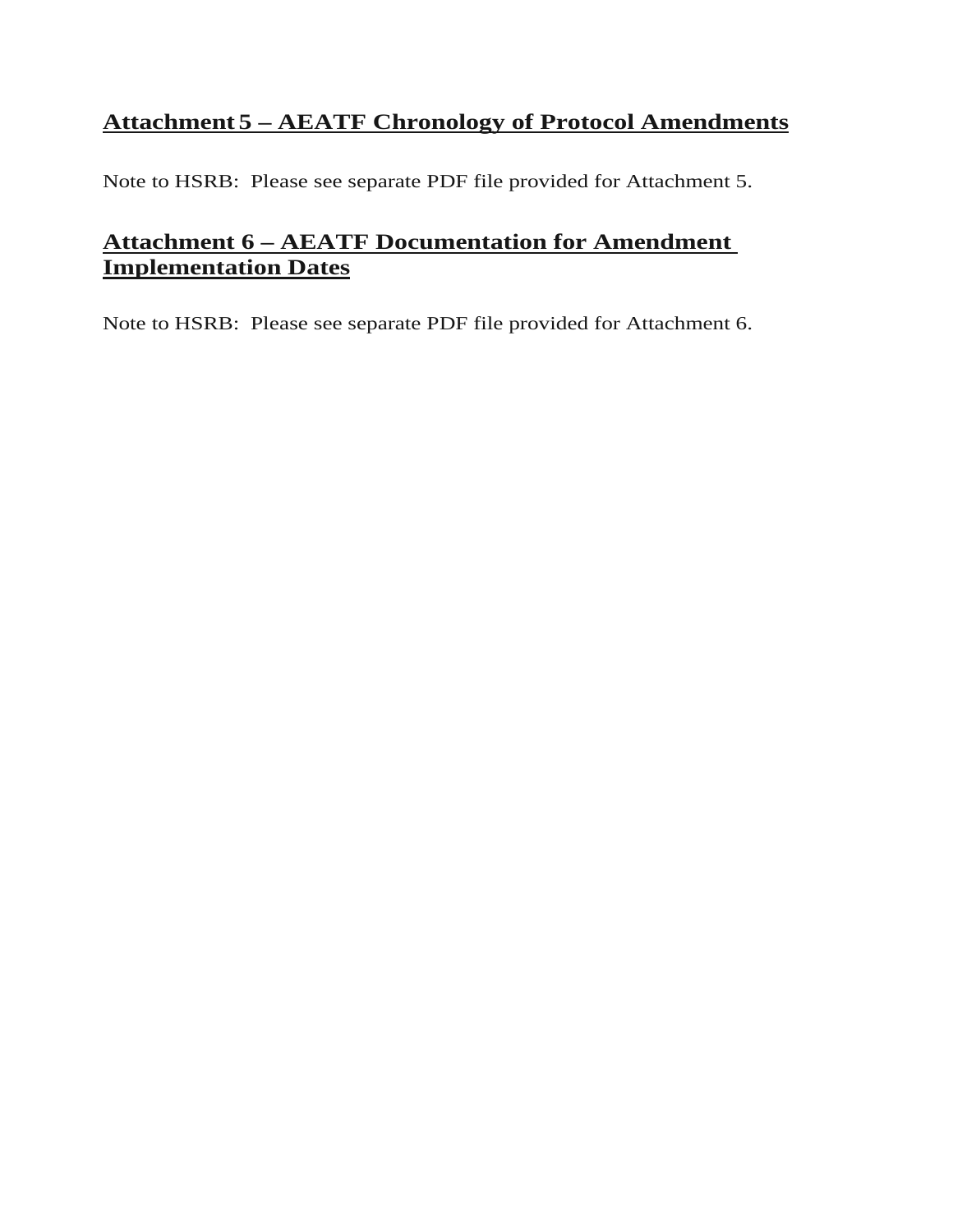## Attachment 5 – AEATF Chronology of Protocol Amendments

Note to HSRB: Please see separate PDF file provided for Attachment 5.

## Attachment 6 – AEATF Documentation for Amendment Implementation Dates

Note to HSRB: Please see separate PDF file provided for Attachment 6.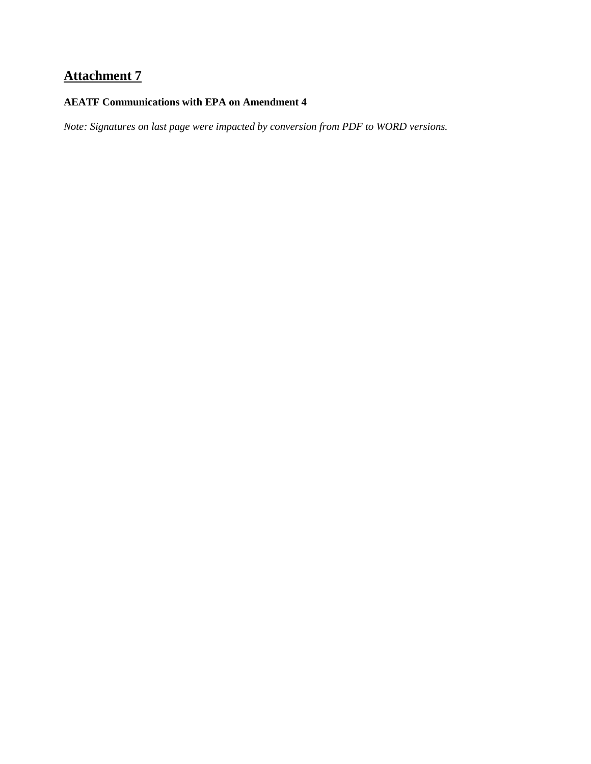# Attachment 7

**AEATF Communications with EPA on Amendment 4**

*Note: Signatures on last page were impacted by conversion from PDF to WORD versions.*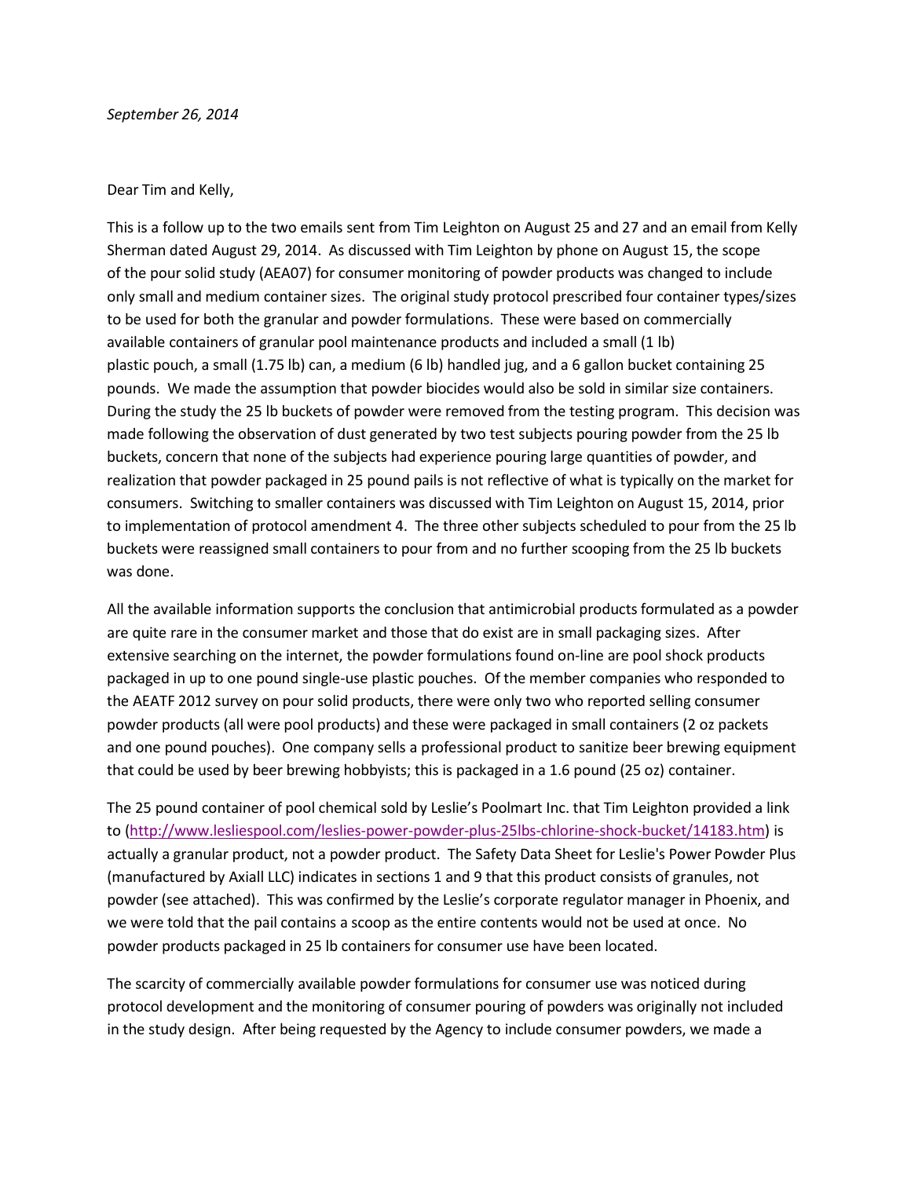*September 26, 2014*

Dear Tim and Kelly,

This is a follow up to the two emails sent from Tim Leighton on August 25 and 27 and an email from Kelly Sherman dated August 29, 2014. As discussed with Tim Leighton by phone on August 15, the scope of the pour solid study (AEA07) for consumer monitoring of powder products was changed to include only small and medium container sizes. The original study protocol prescribed four container types/sizes to be used for both the granular and powder formulations. These were based on commercially available containers of granular pool maintenance products and included a small (1 lb) plastic pouch, a small (1.75 lb) can, a medium (6 lb) handled jug, and a 6 gallon bucket containing 25 pounds. We made the assumption that powder biocides would also be sold in similar size containers. During the study the 25 lb buckets of powder were removed from the testing program. This decision was made following the observation of dust generated by two test subjects pouring powder from the 25 lb buckets, concern that none of the subjects had experience pouring large quantities of powder, and realization that powder packaged in 25 pound pails is not reflective of what is typically on the market for consumers. Switching to smaller containers was discussed with Tim Leighton on August 15, 2014, prior to implementation of protocol amendment 4. The three other subjects scheduled to pour from the 25 lb buckets were reassigned small containers to pour from and no further scooping from the 25 lb buckets was done.

All the available information supports the conclusion that antimicrobial products formulated as a powder are quite rare in the consumer market and those that do exist are in small packaging sizes. After extensive searching on the internet, the powder formulations found on-line are pool shock products packaged in up to one pound single-use plastic pouches. Of the member companies who responded to the AEATF 2012 survey on pour solid products, there were only two who reported selling consumer powder products (all were pool products) and these were packaged in small containers (2 oz packets and one pound pouches). One company sells a professional product to sanitize beer brewing equipment that could be used by beer brewing hobbyists; this is packaged in a 1.6 pound (25 oz) container.

The 25 pound container of pool chemical sold by Leslie's Poolmart Inc. that Tim Leighton provided a link to (http://www.lesliespool.com/leslies-power-powder-plus-25lbs-chlorine-shock-bucket/14183.htm) is actually a granular product, not a powder product. The Safety Data Sheet for Leslie's Power Powder Plus (manufactured by Axiall LLC) indicates in sections 1 and 9 that this product consists of granules, not powder (see attached). This was confirmed by the Leslie's corporate regulator manager in Phoenix, and we were told that the pail contains a scoop as the entire contents would not be used at once. No powder products packaged in 25 lb containers for consumer use have been located.

The scarcity of commercially available powder formulations for consumer use was noticed during protocol development and the monitoring of consumer pouring of powders was originally not included in the study design. After being requested by the Agency to include consumer powders, we made a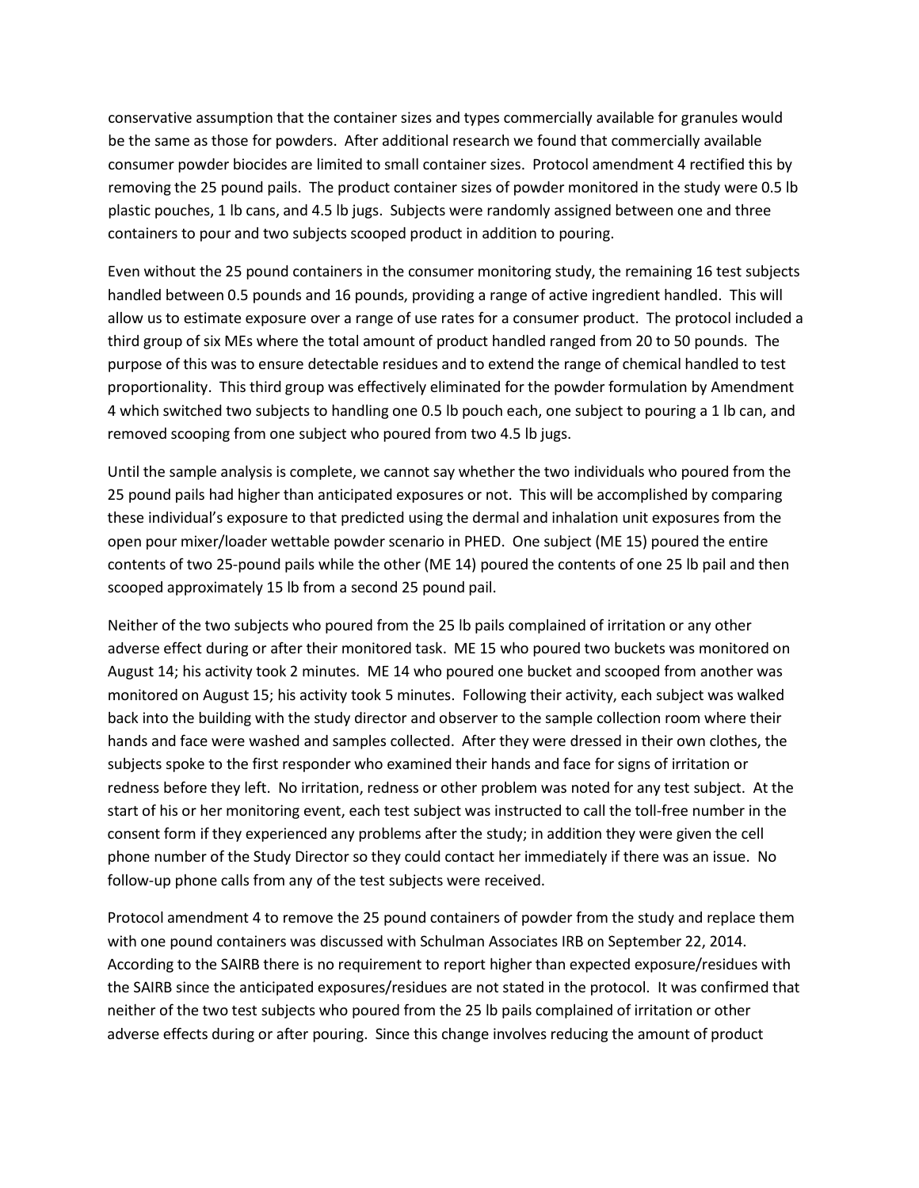conservative assumption that the container sizes and types commercially available for granules would be the same as those for powders. After additional research we found that commercially available consumer powder biocides are limited to small container sizes. Protocol amendment 4 rectified this by removing the 25 pound pails. The product container sizes of powder monitored in the study were 0.5 lb plastic pouches, 1 lb cans, and 4.5 lb jugs. Subjects were randomly assigned between one and three containers to pour and two subjects scooped product in addition to pouring.

Even without the 25 pound containers in the consumer monitoring study, the remaining 16 test subjects handled between 0.5 pounds and 16 pounds, providing a range of active ingredient handled. This will allow us to estimate exposure over a range of use rates for a consumer product. The protocol included a third group of six MEs where the total amount of product handled ranged from 20 to 50 pounds. The purpose of this was to ensure detectable residues and to extend the range of chemical handled to test proportionality. This third group was effectively eliminated for the powder formulation by Amendment 4 which switched two subjects to handling one 0.5 lb pouch each, one subject to pouring a 1 lb can, and removed scooping from one subject who poured from two 4.5 lb jugs.

Until the sample analysis is complete, we cannot say whether the two individuals who poured from the 25 pound pails had higher than anticipated exposures or not. This will be accomplished by comparing these individual's exposure to that predicted using the dermal and inhalation unit exposures from the open pour mixer/loader wettable powder scenario in PHED. One subject (ME 15) poured the entire contents of two 25-pound pails while the other (ME 14) poured the contents of one 25 lb pail and then scooped approximately 15 lb from a second 25 pound pail.

Neither of the two subjects who poured from the 25 lb pails complained of irritation or any other adverse effect during or after their monitored task. ME 15 who poured two buckets was monitored on August 14; his activity took 2 minutes. ME 14 who poured one bucket and scooped from another was monitored on August 15; his activity took 5 minutes. Following their activity, each subject was walked back into the building with the study director and observer to the sample collection room where their hands and face were washed and samples collected. After they were dressed in their own clothes, the subjects spoke to the first responder who examined their hands and face for signs of irritation or redness before they left. No irritation, redness or other problem was noted for any test subject. At the start of his or her monitoring event, each test subject was instructed to call the toll-free number in the consent form if they experienced any problems after the study; in addition they were given the cell phone number of the Study Director so they could contact her immediately if there was an issue. No follow-up phone calls from any of the test subjects were received.

Protocol amendment 4 to remove the 25 pound containers of powder from the study and replace them with one pound containers was discussed with Schulman Associates IRB on September 22, 2014. According to the SAIRB there is no requirement to report higher than expected exposure/residues with the SAIRB since the anticipated exposures/residues are not stated in the protocol. It was confirmed that neither of the two test subjects who poured from the 25 lb pails complained of irritation or other adverse effects during or after pouring. Since this change involves reducing the amount of product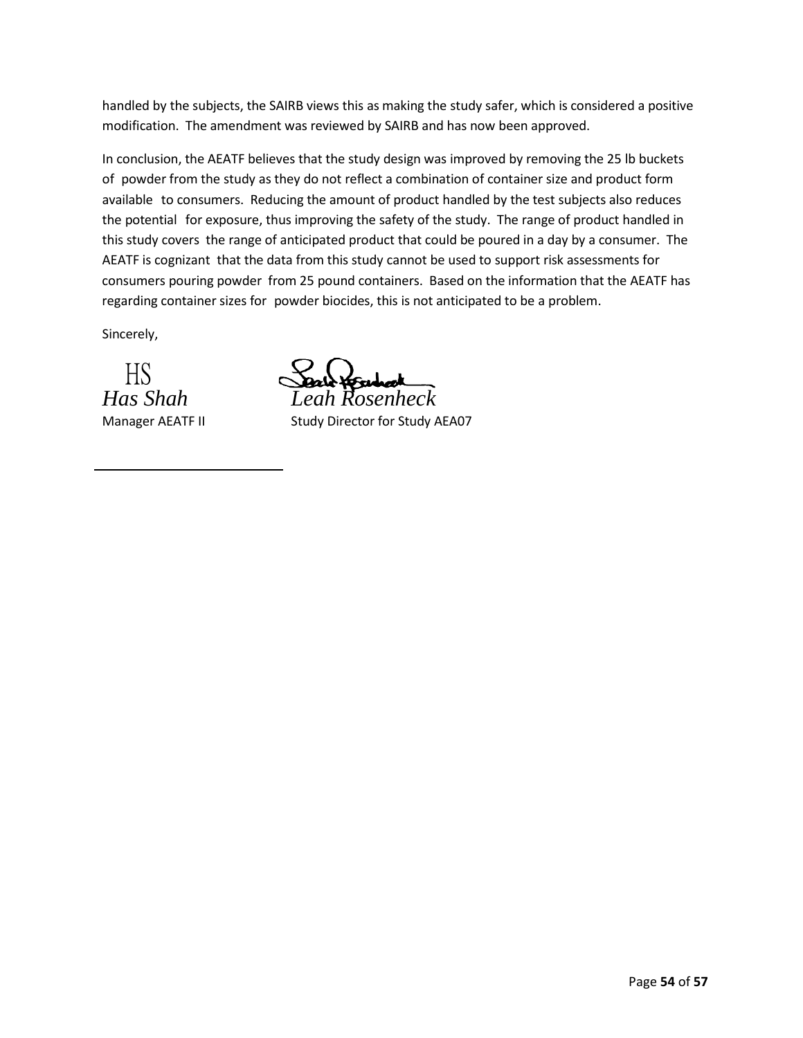handled by the subjects, the SAIRB views this as making the study safer, which is considered a positive modification. The amendment was reviewed by SAIRB and has now been approved.

In conclusion, the AEATF believes that the study design was improved by removing the 25 lb buckets of powder from the study as they do not reflect a combination of container size and product form available to consumers. Reducing the amount of product handled by the test subjects also reduces the potential for exposure, thus improving the safety of the study. The range of product handled in this study covers the range of anticipated product that could be poured in a day by a consumer. The AEATF is cognizant that the data from this study cannot be used to support risk assessments for consumers pouring powder from 25 pound containers. Based on the information that the AEATF has regarding container sizes for powder biocides, this is not anticipated to be a problem.

Sincerely,

HS
*Has Shah*
Manager AEATF II

*Leah Rosenheck*
Study Director for Study AEA07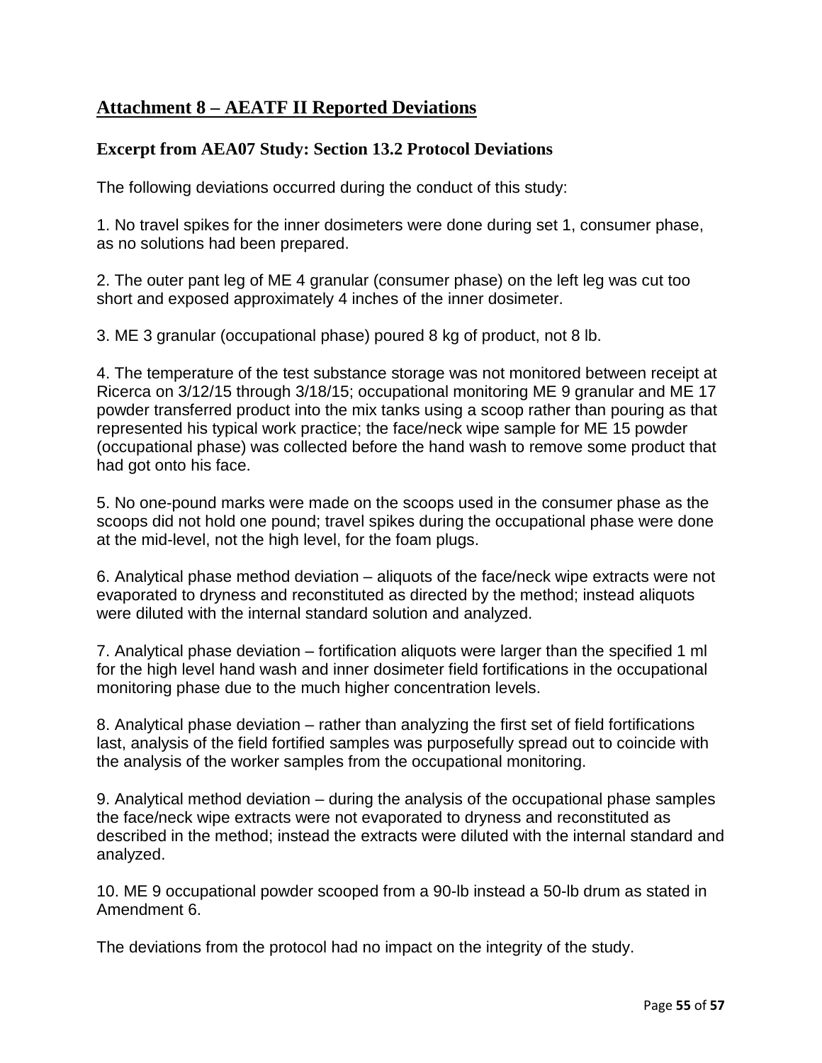## Attachment 8 – AEATF II Reported Deviations

### Excerpt from AEA07 Study: Section 13.2 Protocol Deviations

The following deviations occurred during the conduct of this study:

1. No travel spikes for the inner dosimeters were done during set 1, consumer phase, as no solutions had been prepared.

2. The outer pant leg of ME 4 granular (consumer phase) on the left leg was cut too short and exposed approximately 4 inches of the inner dosimeter.

3. ME 3 granular (occupational phase) poured 8 kg of product, not 8 lb.

4. The temperature of the test substance storage was not monitored between receipt at Ricerca on 3/12/15 through 3/18/15; occupational monitoring ME 9 granular and ME 17 powder transferred product into the mix tanks using a scoop rather than pouring as that represented his typical work practice; the face/neck wipe sample for ME 15 powder (occupational phase) was collected before the hand wash to remove some product that had got onto his face.

5. No one-pound marks were made on the scoops used in the consumer phase as the scoops did not hold one pound; travel spikes during the occupational phase were done at the mid-level, not the high level, for the foam plugs.

6. Analytical phase method deviation – aliquots of the face/neck wipe extracts were not evaporated to dryness and reconstituted as directed by the method; instead aliquots were diluted with the internal standard solution and analyzed.

7. Analytical phase deviation – fortification aliquots were larger than the specified 1 ml for the high level hand wash and inner dosimeter field fortifications in the occupational monitoring phase due to the much higher concentration levels.

8. Analytical phase deviation – rather than analyzing the first set of field fortifications last, analysis of the field fortified samples was purposefully spread out to coincide with the analysis of the worker samples from the occupational monitoring.

9. Analytical method deviation – during the analysis of the occupational phase samples the face/neck wipe extracts were not evaporated to dryness and reconstituted as described in the method; instead the extracts were diluted with the internal standard and analyzed.

10. ME 9 occupational powder scooped from a 90-lb instead a 50-lb drum as stated in Amendment 6.

The deviations from the protocol had no impact on the integrity of the study.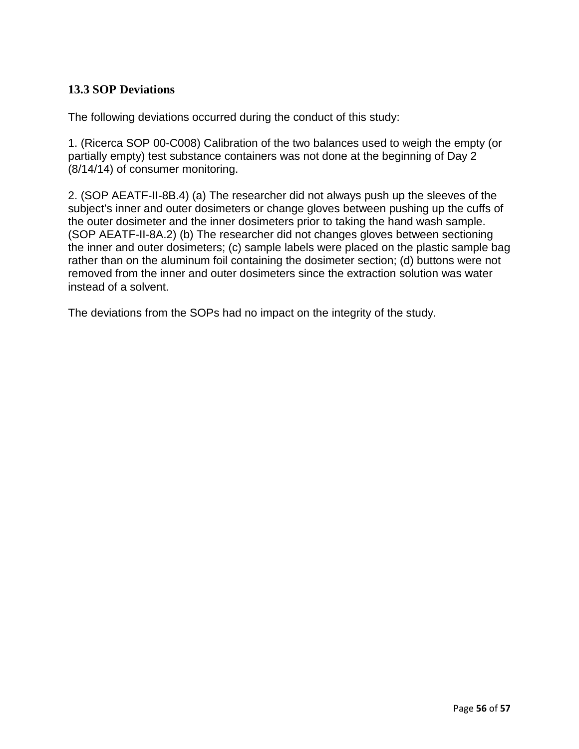### 13.3 SOP Deviations

The following deviations occurred during the conduct of this study:

1. (Ricerca SOP 00-C008) Calibration of the two balances used to weigh the empty (or partially empty) test substance containers was not done at the beginning of Day 2 (8/14/14) of consumer monitoring.

2. (SOP AEATF-II-8B.4) (a) The researcher did not always push up the sleeves of the subject's inner and outer dosimeters or change gloves between pushing up the cuffs of the outer dosimeter and the inner dosimeters prior to taking the hand wash sample. (SOP AEATF-II-8A.2) (b) The researcher did not changes gloves between sectioning the inner and outer dosimeters; (c) sample labels were placed on the plastic sample bag rather than on the aluminum foil containing the dosimeter section; (d) buttons were not removed from the inner and outer dosimeters since the extraction solution was water instead of a solvent.

The deviations from the SOPs had no impact on the integrity of the study.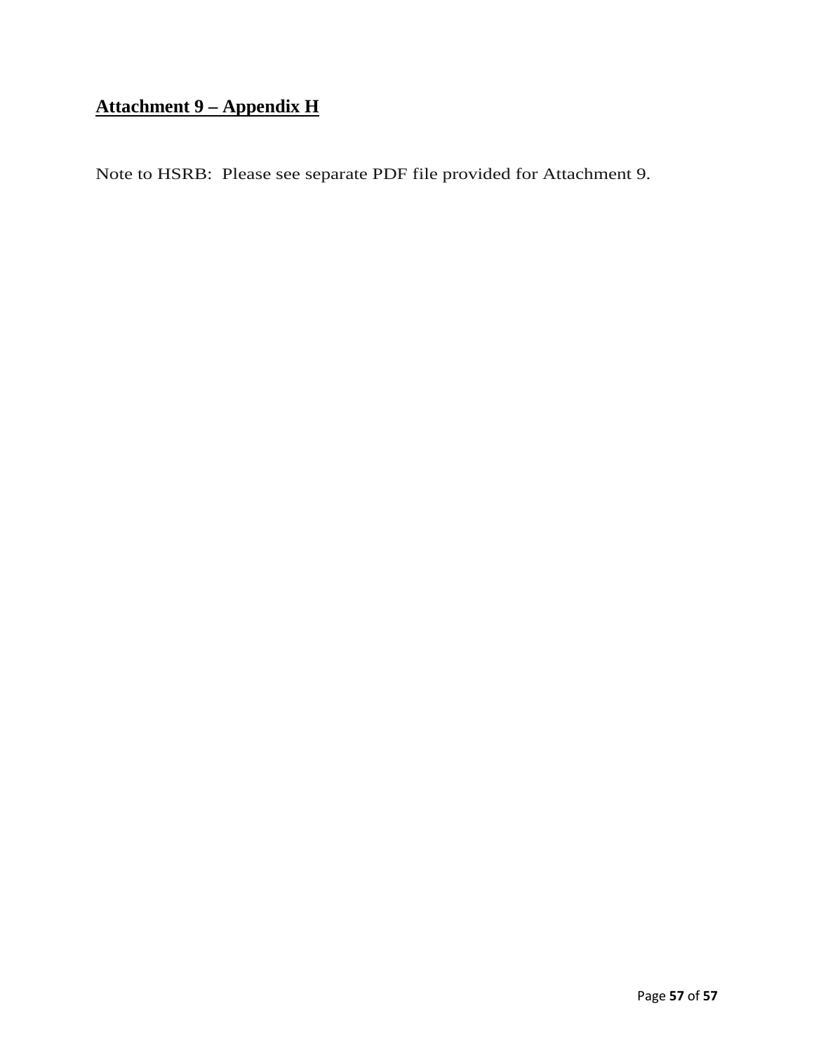## **Attachment 9 – Appendix H**

Note to HSRB: Please see separate PDF file provided for Attachment 9.